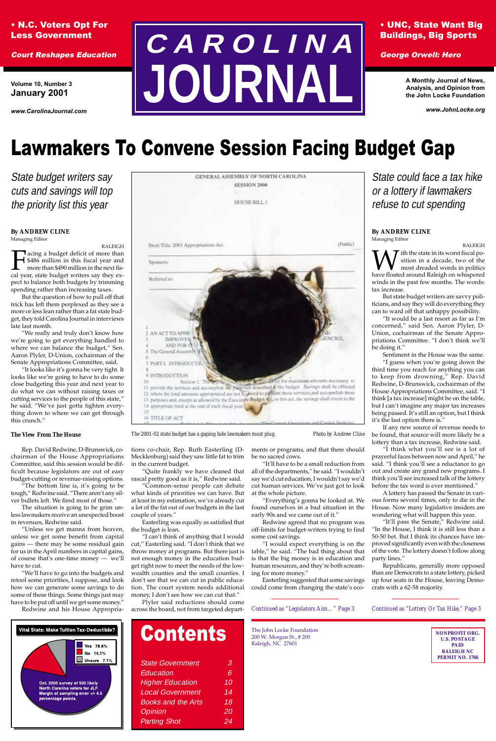• N.C. Voters Opt For Less Government

*Court Reshapes Education*

Volume 10, Number 3
January 2001

www.CarolinaJournal.com

# CAROLINA JOURNAL

• UNC, State Want Big Buildings, Big Sports

*George Orwell: Hero*

A Monthly Journal of News, Analysis, and Opinion from the John Locke Foundation

www.JohnLocke.org

# Lawmakers To Convene Session Facing Budget Gap

*State budget writers say cuts and savings will top the priority list this year*

**By ANDREW CLINE**
Managing Editor

RALEIGH

Facing a budget deficit of more than $486 million in this fiscal year and more than $490 million in the next fiscal year, state budget writers say they expect to balance both budgets by trimming spending rather than increasing taxes.

But the question of how to pull off that trick has left them perplexed as they see a more or less lean rather than a fat state budget, they told Carolina Journal in interviews late last month.

"We really and truly don't know how we're going to get everything handled to where we can balance the budget," Sen. Aaron Plyler, D-Union, cochairman of the Senate Appropriations Committee, said.

"It looks like it's gonna be very tight. It looks like we're going to have to do some close budgeting this year and next year to do what we can without raising taxes or cutting services to the people of this state," he said. "We've just gotta tighten everything down to where we can get through this crunch."

**The View From The House**

Rep. David Redwine, D-Brunswick, cochairman of the House Appropriations Committee, said this session would be difficult because legislators are out of easy budget-cutting or revenue-raising options.

"The bottom line is, it's going to be tough," Redwine said. "There aren't any silver bullets left. We fired most of those."

The situation is going to be grim unless lawmakers receive an unexpected boost in revenues, Redwine said.

"Unless we get manna from heaven, unless we get some benefit from capital gains — there may be some residual gain for us in the April numbers in capital gains, of course that's one-time money — we'll have to cut.

"We'll have to go into the budgets and retool some priorities, I suppose, and look how we can generate some savings to do some of these things. Some things just may have to be put off until we get some money."

Redwine and his House Appropriations co-chair, Rep. Ruth Easterling (D-Mecklenburg) said they saw little fat to trim in the current budget.

"Quite frankly we have cleaned that rascal pretty good as it is," Redwine said.

"Common-sense people can debate what kinds of priorities we can have. But at least in my estimation, we've already cut a lot of the fat out of our budgets in the last couple of years."

Easterling was equally as satisfied that the budget is lean.

"I can't think of anything that I would cut," Easterling said. "I don't think that we throw money at programs. But there just is not enough money in the education budget right now to meet the needs of the low-wealth counties and the small counties. I don't see that we can cut in public education. The court system needs additional money, I don't see how we can cut that."

Plyler said reductions should come across the board, not from targeted departments or programs, and that there should be no sacred cows.

"It'll have to be a small reduction from all of the departments," he said. "I wouldn't say we'd cut education, I wouldn't say we'd cut human services. We've just got to look at the whole picture.

"Everything's gonna be looked at. We found ourselves in a bad situation in the early 90s and we came out of it."

Redwine agreed that no program was off-limits for budget-writers trying to find some cost savings.

"I would expect everything is on the table," he said. "The bad thing about that is that the big money is in education and human resources, and they're both screaming for more money."

Easterling suggested that some savings could come from changing the state's eco-

*Continued as "Legislators Aim..." Page 3*

The 2001-02 state budget has a gaping hole lawmakers must plug. Photo by Andrew Cline

*State could face a tax hike or a lottery if lawmakers refuse to cut spending*

**By ANDREW CLINE**
Managing Editor

RALEIGH

With the state in its worst fiscal position in a decade, two of the most dreaded words in politics have floated around Raleigh on whispered winds in the past few months. The words: tax increase.

But state budget writers are savvy politicians, and say they will do everything they can to ward off that unhappy possibility.

"It would be a last resort as far as I'm concerned," said Sen. Aaron Plyler, D-Union, cochairman of the Senate Appropriations Committee. "I don't think we'll be doing it."

Sentiment in the House was the same.

"I guess when you're going down the third time you reach for anything you can to keep from drowning," Rep. David Redwine, D-Brunswick, cochairman of the House Appropriations Committee, said. "I think [a tax increase] might be on the table, but I can't imagine any major tax increases being passed. It's still an option, but I think it's the last option there is."

If any new source of revenue needs to be found, that source will more likely be a lottery than a tax increase, Redwine said.

"I think what you'll see is a lot of prayerful faces between now and April," he said. "I think you'll see a reluctance to go out and create any grand new programs. I think you'll see increased talk of the lottery before the tax word is ever mentioned."

A lottery has passed the Senate in various forms several times, only to die in the House. Now many legislative insiders are wondering what will happen this year.

"It'll pass the Senate," Redwine said. "In the House, I think it is still less than a 50-50 bet. But I think its chances have improved significantly even with the closeness of the vote. The lottery doesn't follow along party lines."

Republicans, generally more opposed than are Democrats to a state lottery, picked up four seats in the House, leaving Democrats with a 62-58 majority.

*Continued as "Lottery Or Tax Hike," Page 3*

**Vital Stats: Make Tuition Tax-Deductible?**

| Response | Percent |
|---|---|
| Yes | 78.8% |
| No | 14.1% |
| Unsure | 7.1% |

Oct. 2000 survey of 500 likely North Carolina voters for JLF. Margin of sampling error +/- 4.5 percentage points.

## Contents

| | |
|---|---|
| State Government | 3 |
| Education | 6 |
| Higher Education | 10 |
| Local Government | 14 |
| Books and the Arts | 18 |
| Opinion | 20 |
| Parting Shot | 24 |

The John Locke Foundation
200 W. Morgan St., # 200
Raleigh, NC 27601

NONPROFIT ORG.
U.S. POSTAGE
PAID
RALEIGH NC
PERMIT NO. 1766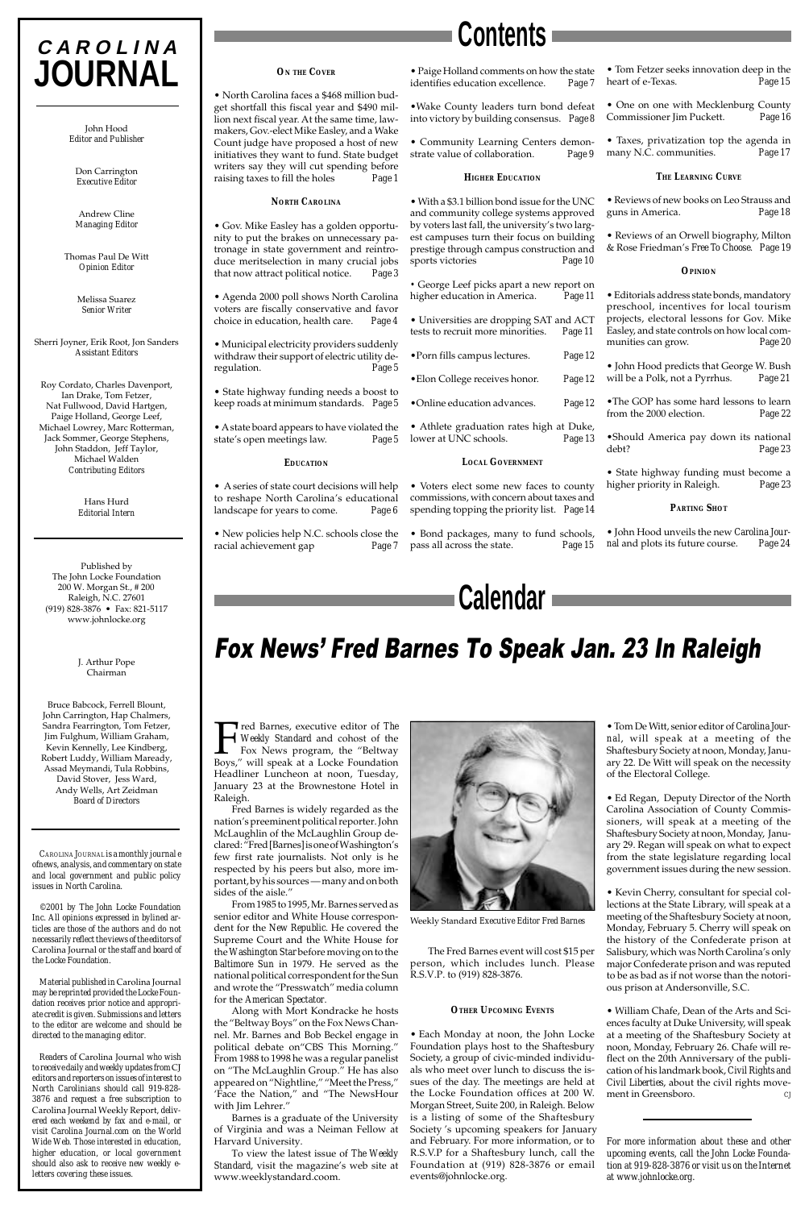# CAROLINA JOURNAL

John Hood
*Editor and Publisher*

Don Carrington
*Executive Editor*

Andrew Cline
*Managing Editor*

Thomas Paul De Witt
*Opinion Editor*

Melissa Suarez
*Senior Writer*

Sherri Joyner, Erik Root, Jon Sanders
*Assistant Editors*

Roy Cordato, Charles Davenport, Ian Drake, Tom Fetzer, Nat Fullwood, David Hartgen, Paige Holland, George Leef, Michael Lowrey, Marc Rotterman, Jack Sommer, George Stephens, John Staddon, Jeff Taylor, Michael Walden
*Contributing Editors*

Hans Hurd
*Editorial Intern*

Published by
The John Locke Foundation
200 W. Morgan St., # 200
Raleigh, N.C. 27601
(919) 828-3876 • Fax: 821-5117
www.johnlocke.org

J. Arthur Pope
Chairman

Bruce Babcock, Ferrell Blount, John Carrington, Hap Chalmers, Sandra Fearrington, Tom Fetzer, Jim Fulghum, William Graham, Kevin Kennelly, Lee Kindberg, Robert Luddy, William Maready, Assad Meymandi, Tula Robbins, David Stover, Jess Ward, Andy Wells, Art Zeidman
*Board of Directors*

CAROLINA JOURNAL is a monthly journal of news, analysis, and commentary on state and local government and public policy issues in North Carolina.

©2001 by The John Locke Foundation Inc. All opinions expressed in bylined articles are those of the authors and do not necessarily reflect the views of the editors of Carolina Journal or the staff and board of the Locke Foundation.

Material published in Carolina Journal may be reprinted provided the Locke Foundation receives prior notice and appropriate credit is given. Submissions and letters to the editor are welcome and should be directed to the managing editor.

Readers of Carolina Journal who wish to receive daily and weekly updates from CJ editors and reporters on issues of interest to North Carolinians should call 919-828-3876 and request a free subscription to Carolina Journal Weekly Report, delivered each weekend by fax and e-mail, or visit CarolinaJournal.com on the World Wide Web. Those interested in education, higher education, or local government should also ask to receive new weekly e-letters covering these issues.

# Contents

### ON THE COVER

• North Carolina faces a $468 million budget shortfall this fiscal year and $490 million next fiscal year. At the same time, lawmakers, Gov.-elect Mike Easley, and a Wake Count judge have proposed a host of new initiatives they want to fund. State budget writers say they will cut spending before raising taxes to fill the holes — Page 1

### NORTH CAROLINA

• Gov. Mike Easley has a golden opportunity to put the brakes on unnecessary patronage in state government and reintroduce meritselection in many crucial jobs that now attract political notice. — Page 3

• Agenda 2000 poll shows North Carolina voters are fiscally conservative and favor choice in education, health care. — Page 4

• Municipal electricity providers suddenly withdraw their support of electric utility deregulation. — Page 5

• State highway funding needs a boost to keep roads at minimum standards. — Page 5

• A state board appears to have violated the state's open meetings law. — Page 5

### EDUCATION

• A series of state court decisions will help to reshape North Carolina's educational landscape for years to come. — Page 6

• New policies help N.C. schools close the racial achievement gap — Page 7

• Paige Holland comments on how the state identifies education excellence. — Page 7

• Wake County leaders turn bond defeat into victory by building consensus. — Page 8

• Community Learning Centers demonstrate value of collaboration. — Page 9

### HIGHER EDUCATION

• With a $3.1 billion bond issue for the UNC and community college systems approved by voters last fall, the university's two largest campuses turn their focus on building prestige through campus construction and sports victories — Page 10

• George Leef picks apart a new report on higher education in America. — Page 11

• Universities are dropping SAT and ACT tests to recruit more minorities. — Page 11

• Porn fills campus lectures. — Page 12

• Elon College receives honor. — Page 12

• Online education advances. — Page 12

• Athlete graduation rates high at Duke, lower at UNC schools. — Page 13

### LOCAL GOVERNMENT

• Voters elect some new faces to county commissions, with concern about taxes and spending topping the priority list. — Page 14

• Bond packages, many to fund schools, pass all across the state. — Page 15

• Tom Fetzer seeks innovation deep in the heart of e-Texas. — Page 15

• One on one with Mecklenburg County Commissioner Jim Puckett. — Page 16

• Taxes, privatization top the agenda in many N.C. communities. — Page 17

### THE LEARNING CURVE

• Reviews of new books on Leo Strauss and guns in America. — Page 18

• Reviews of an Orwell biography, Milton & Rose Friedman's *Free To Choose*. — Page 19

### OPINION

• Editorials address state bonds, mandatory preschool, incentives for local tourism projects, electoral lessons for Gov. Mike Easley, and state controls on how local communities can grow. — Page 20

• John Hood predicts that George W. Bush will be a Polk, not a Pyrrhus. — Page 21

• The GOP has some hard lessons to learn from the 2000 election. — Page 22

• Should America pay down its national debt? — Page 23

• State highway funding must become a higher priority in Raleigh. — Page 23

### PARTING SHOT

• John Hood unveils the new *Carolina Journal* and plots its future course. — Page 24

# Calendar

## Fox News' Fred Barnes To Speak Jan. 23 In Raleigh

Fred Barnes, executive editor of *The Weekly Standard* and cohost of the Fox News program, the "Beltway Boys," will speak at a Locke Foundation Headliner Luncheon at noon, Tuesday, January 23 at the Brownestone Hotel in Raleigh.

Fred Barnes is widely regarded as the nation's preeminent political reporter. John McLaughlin of the McLaughlin Group declared: "Fred [Barnes] is one of Washington's few first rate journalists. Not only is he respected by his peers but also, more important, by his sources — many and on both sides of the aisle."

From 1985 to 1995, Mr. Barnes served as senior editor and White House correspondent for the *New Republic*. He covered the Supreme Court and the White House for the *Washington Star* before moving on to the *Baltimore Sun* in 1979. He served as the national political correspondent for the *Sun* and wrote the "Presswatch" media column for the *American Spectator*.

Along with Mort Kondracke he hosts the "Beltway Boys" on the Fox News Channel. Mr. Barnes and Bob Beckel engage in political debate on "CBS This Morning." From 1988 to 1998 he was a regular panelist on "The McLaughlin Group." He has also appeared on "Nightline," "Meet the Press," 'Face the Nation," and "The NewsHour with Jim Lehrer."

Barnes is a graduate of the University of Virginia and was a Neiman Fellow at Harvard University.

To view the latest issue of *The Weekly Standard*, visit the magazine's web site at www.weeklystandard.coom.

*Weekly Standard Executive Editor Fred Barnes*

The Fred Barnes event will cost $15 per person, which includes lunch. Please R.S.V.P. to (919) 828-3876.

### OTHER UPCOMING EVENTS

• Each Monday at noon, the John Locke Foundation plays host to the Shaftesbury Society, a group of civic-minded individuals who meet over lunch to discuss the issues of the day. The meetings are held at the Locke Foundation offices at 200 W. Morgan Street, Suite 200, in Raleigh. Below is a listing of some of the Shaftesbury Society 's upcoming speakers for January and February. For more information, or to R.S.V.P for a Shaftesbury lunch, call the Foundation at (919) 828-3876 or email events@johnlocke.org.

• Tom De Witt, senior editor of *Carolina Journal*, will speak at a meeting of the Shaftesbury Society at noon, Monday, January 22. De Witt will speak on the necessity of the Electoral College.

• Ed Regan, Deputy Director of the North Carolina Association of County Commissioners, will speak at a meeting of the Shaftesbury Society at noon, Monday, January 29. Regan will speak on what to expect from the state legislature regarding local government issues during the new session.

• Kevin Cherry, consultant for special collections at the State Library, will speak at a meeting of the Shaftesbury Society at noon, Monday, February 5. Cherry will speak on the history of the Confederate prison at Salisbury, which was North Carolina's only major Confederate prison and was reputed to be as bad as if not worse than the notorious prison at Andersonville, S.C.

• William Chafe, Dean of the Arts and Sciences faculty at Duke University, will speak at a meeting of the Shaftesbury Society at noon, Monday, February 26. Chafe will reflect on the 20th Anniversary of the publication of his landmark book, *Civil Rights and Civil Liberties*, about the civil rights movement in Greensboro. CJ

*For more information about these and other upcoming events, call the John Locke Foundation at 919-828-3876 or visit us on the Internet at www.johnlocke.org.*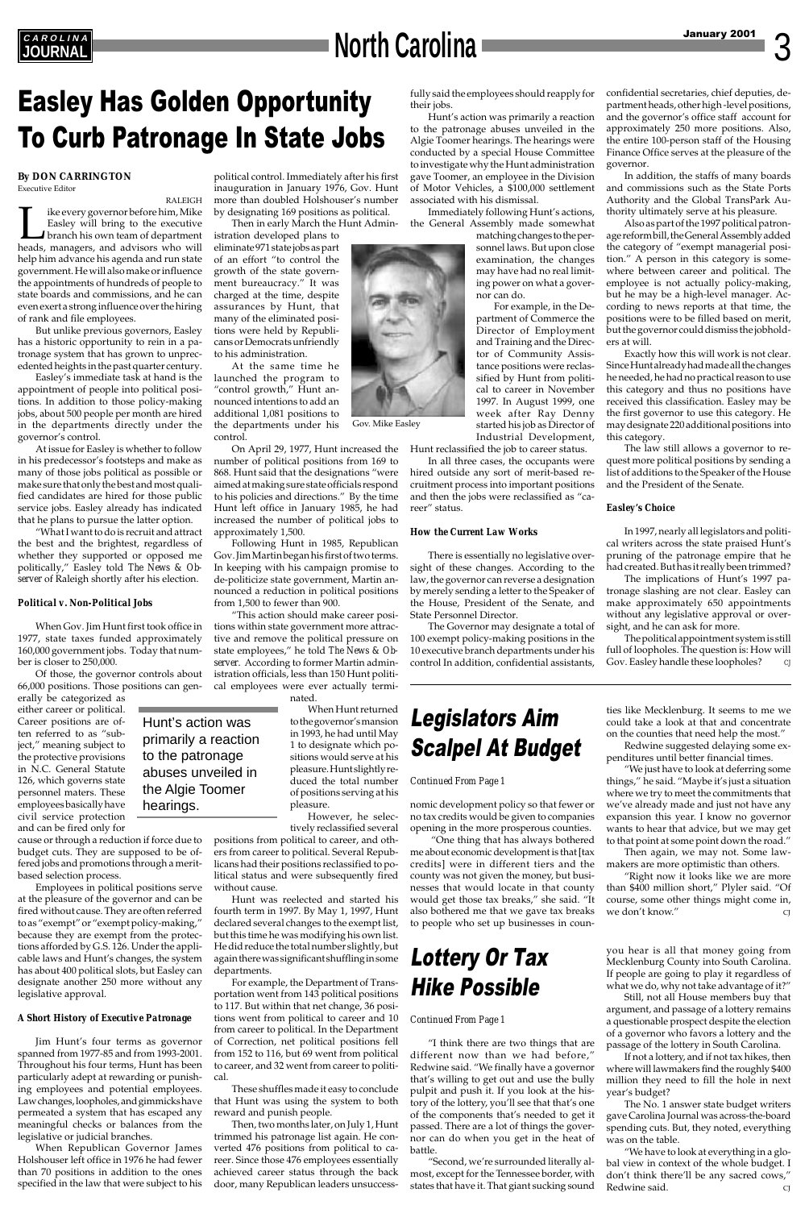# Easley Has Golden Opportunity To Curb Patronage In State Jobs

**By DON CARRINGTON**
Executive Editor

RALEIGH

Like every governor before him, Mike Easley will bring to the executive branch his own team of department heads, managers, and advisors who will help him advance his agenda and run state government. He will also make or influence the appointments of hundreds of people to state boards and commissions, and he can even exert a strong influence over the hiring of rank and file employees.

But unlike previous governors, Easley has a historic opportunity to rein in a patronage system that has grown to unprecedented heights in the past quarter century.

Easley's immediate task at hand is the appointment of people into political positions. In addition to those policy-making jobs, about 500 people per month are hired in the departments directly under the governor's control.

At issue for Easley is whether to follow in his predecessor's footsteps and make as many of those jobs political as possible or make sure that only the best and most qualified candidates are hired for those public service jobs. Easley already has indicated that he plans to pursue the latter option.

"What I want to do is recruit and attract the best and the brightest, regardless of whether they supported or opposed me politically," Easley told *The News & Observer* of Raleigh shortly after his election.

### Political v. Non-Political Jobs

When Gov. Jim Hunt first took office in 1977, state taxes funded approximately 160,000 government jobs. Today that number is closer to 250,000.

Of those, the governor controls about 66,000 positions. Those positions can generally be categorized as either career or political. Career positions are often referred to as "subject," meaning subject to the protective provisions in N.C. General Statute 126, which governs state personnel matters. These employees basically have civil service protection and can be fired only for cause or through a reduction if force due to budget cuts. They are supposed to be offered jobs and promotions through a merit-based selection process.

> Hunt's action was primarily a reaction to the patronage abuses unveiled in the Algie Toomer hearings.

Employees in political positions serve at the pleasure of the governor and can be fired without cause. They are often referred to as "exempt" or "exempt policy-making," because they are exempt from the protections afforded by G.S. 126. Under the applicable laws and Hunt's changes, the system has about 400 political slots, but Easley can designate another 250 more without any legislative approval.

### A Short History of Executive Patronage

Jim Hunt's four terms as governor spanned from 1977-85 and from 1993-2001. Throughout his four terms, Hunt has been particularly adept at rewarding or punishing employees and potential employees. Law changes, loopholes, and gimmicks have permeated a system that has escaped any meaningful checks or balances from the legislative or judicial branches.

When Republican Governor James Holshouser left office in 1976 he had fewer than 70 positions in addition to the ones specified in the law that were subject to his political control. Immediately after his first inauguration in January 1976, Gov. Hunt more than doubled Holshouser's number by designating 169 positions as political.

Then in early March the Hunt Administration developed plans to eliminate 971 state jobs as part of an effort "to control the growth of the state government bureaucracy." It was charged at the time, despite assurances by Hunt, that many of the eliminated positions were held by Republicans or Democrats unfriendly to his administration.

At the same time he launched the program to "control growth," Hunt announced intentions to add an additional 1,081 positions to the departments under his control.

Gov. Mike Easley

On April 29, 1977, Hunt increased the number of political positions from 169 to 868. Hunt said that the designations "were aimed at making sure state officials respond to his policies and directions." By the time Hunt left office in January 1985, he had increased the number of political jobs to approximately 1,500.

Following Hunt in 1985, Republican Gov. Jim Martin began his first of two terms. In keeping with his campaign promise to de-politicize state government, Martin announced a reduction in political positions from 1,500 to fewer than 900.

"This action should make career positions within state government more attractive and remove the political pressure on state employees," he told *The News & Observer*. According to former Martin administration officials, less than 150 Hunt political employees were ever actually terminated.

When Hunt returned to the governor's mansion in 1993, he had until May 1 to designate which positions would serve at his pleasure. Hunt slightly reduced the total number of positions serving at his pleasure.

However, he selectively reclassified several positions from political to career, and others from career to political. Several Republicans had their positions reclassified to political status and were subsequently fired without cause.

Hunt was reelected and started his fourth term in 1997. By May 1, 1997, Hunt declared several changes to the exempt list, but this time he was modifying his own list. He did reduce the total number slightly, but again there was significant shuffling in some departments.

For example, the Department of Transportation went from 143 political positions to 117. But within that net change, 36 positions went from political to career and 10 from career to political. In the Department of Correction, net political positions fell from 152 to 116, but 69 went from political to career, and 32 went from career to political.

These shuffles made it easy to conclude that Hunt was using the system to both reward and punish people.

Then, two months later, on July 1, Hunt trimmed his patronage list again. He converted 476 positions from political to career. Since those 476 employees essentially achieved career status through the back door, many Republican leaders unsuccessfully said the employees should reapply for their jobs.

Hunt's action was primarily a reaction to the patronage abuses unveiled in the Algie Toomer hearings. The hearings were conducted by a special House Committee to investigate why the Hunt administration gave Toomer, an employee in the Division of Motor Vehicles, a $100,000 settlement associated with his dismissal.

Immediately following Hunt's actions, the General Assembly made somewhat matching changes to the personnel laws. But upon close examination, the changes may have had no real limiting power on what a governor can do.

For example, in the Department of Commerce the Director of Employment and Training and the Director of Community Assistance positions were reclassified by Hunt from political to career in November 1997. In August 1999, one week after Ray Denny started his job as Director of Industrial Development, Hunt reclassified the job to career status.

In all three cases, the occupants were hired outside any sort of merit-based recruitment process into important positions and then the jobs were reclassified as "career" status.

### How the Current Law Works

There is essentially no legislative oversight of these changes. According to the law, the governor can reverse a designation by merely sending a letter to the Speaker of the House, President of the Senate, and State Personnel Director.

The Governor may designate a total of 100 exempt policy-making positions in the 10 executive branch departments under his control In addition, confidential assistants, confidential secretaries, chief deputies, department heads, other high-level positions, and the governor's office staff account for approximately 250 more positions. Also, the entire 100-person staff of the Housing Finance Office serves at the pleasure of the governor.

In addition, the staffs of many boards and commissions such as the State Ports Authority and the Global TransPark Authority ultimately serve at his pleasure.

Also as part of the 1997 political patronage reform bill, the General Assembly added the category of "exempt managerial position." A person in this category is somewhere between career and political. The employee is not actually policy-making, but he may be a high-level manager. According to news reports at that time, the positions were to be filled based on merit, but the governor could dismiss the jobholders at will.

Exactly how this will work is not clear. Since Hunt already had made all the changes he needed, he had no practical reason to use this category and thus no positions have received this classification. Easley may be the first governor to use this category. He may designate 220 additional positions into this category.

The law still allows a governor to request more political positions by sending a list of additions to the Speaker of the House and the President of the Senate.

### Easley's Choice

In 1997, nearly all legislators and political writers across the state praised Hunt's pruning of the patronage empire that he had created. But has it really been trimmed?

The implications of Hunt's 1997 patronage slashing are not clear. Easley can make approximately 650 appointments without any legislative approval or oversight, and he can ask for more.

The political appointment system is still full of loopholes. The question is: How will Gov. Easley handle these loopholes? CJ

# Legislators Aim Scalpel At Budget

*Continued From Page 1*

nomic development policy so that fewer or no tax credits would be given to companies opening in the more prosperous counties.

"One thing that has always bothered me about economic development is that [tax credits] were in different tiers and the county was not given the money, but businesses that would locate in that county would get those tax breaks," she said. "It also bothered me that we gave tax breaks to people who set up businesses in counties like Mecklenburg. It seems to me we could take a look at that and concentrate on the counties that need help the most."

Redwine suggested delaying some expenditures until better financial times.

"We just have to look at deferring some things," he said. "Maybe it's just a situation where we try to meet the commitments that we've already made and just not have any expansion this year. I know no governor wants to hear that advice, but we may get to that point at some point down the road."

Then again, we may not. Some lawmakers are more optimistic than others.

"Right now it looks like we are more than $400 million short," Plyler said. "Of course, some other things might come in, we don't know." CJ

# Lottery Or Tax Hike Possible

*Continued From Page 1*

"I think there are two things that are different now than we had before," Redwine said. "We finally have a governor that's willing to get out and use the bully pulpit and push it. If you look at the history of the lottery, you'll see that that's one of the components that's needed to get it passed. There are a lot of things the governor can do when you get in the heat of battle.

"Second, we're surrounded literally almost, except for the Tennessee border, with states that have it. That giant sucking sound you hear is all that money going from Mecklenburg County into South Carolina. If people are going to play it regardless of what we do, why not take advantage of it?"

Still, not all House members buy that argument, and passage of a lottery remains a questionable prospect despite the election of a governor who favors a lottery and the passage of the lottery in South Carolina.

If not a lottery, and if not tax hikes, then where will lawmakers find the roughly $400 million they need to fill the hole in next year's budget?

The No. 1 answer state budget writers gave Carolina Journal was across-the-board spending cuts. But, they noted, everything was on the table.

"We have to look at everything in a global view in context of the whole budget. I don't think there'll be any sacred cows," Redwine said. CJ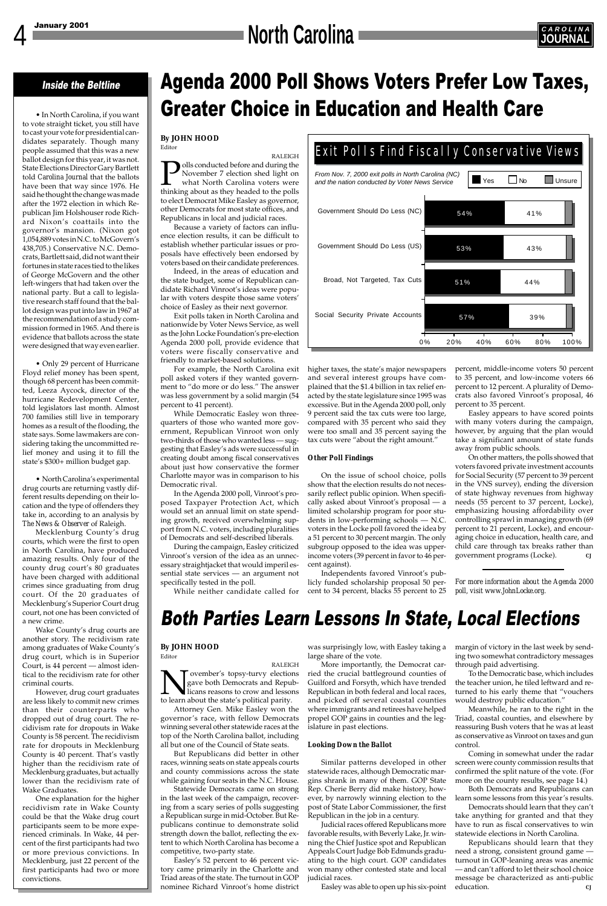## Inside the Beltline

• In North Carolina, if you want to cast your straight ticket, you still have to cast your vote for presidential candidates separately. Though many people assumed that this was a new ballot design for this year, it was not. State Elections Director Gary Bartlett told *Carolina Journal* that the ballots have been that way since 1976. He said he thought the change was made after the 1972 election in which Republican Jim Holshouser rode Richard Nixon's coattails into the governor's mansion. (Nixon got 1,054,889 votes in N.C. to McGovern's 438,705.) Conservative N.C. Democrats, Bartlett said, did not want their fortunes in state races tied to the likes of George McGovern and the other left-wingers that had taken over the national party. But a call to legislative research staff found that the ballot design was put into law in 1967 at the recommendation of a study commission formed in 1965. And there is evidence that ballots across the state were designed that way even earlier.

• Only 29 percent of Hurricane Floyd relief money has been spent, though 68 percent has been committed, Leeza Aycock, director of the hurricane Redevelopment Center, told legislators last month. Almost 700 families still live in temporary homes as a result of the flooding, the state says. Some lawmakers are considering taking the uncommitted relief money and using it to fill the state's $300+ million budget gap.

• North Carolina's experimental drug courts are returning vastly different results depending on their location and the type of offenders they take in, according to an analysis by *The News & Observer* of Raleigh.

Mecklenburg County's drug courts, which were the first to open in North Carolina, have produced amazing results. Only four of the county drug court's 80 graduates have been charged with additional crimes since graduating from drug court. Of the 20 graduates of Mecklenburg's Superior Court drug court, not one has been convicted of a new crime.

Wake County's drug courts are another story. The recidivism rate among graduates of Wake County's drug court, which is in Superior Court, is 44 percent — almost identical to the recidivism rate for other criminal courts.

However, drug court graduates are less likely to commit new crimes than their counterparts who dropped out of drug court. The recidivism rate for dropouts in Wake County is 58 percent. The recidivism rate for dropouts in Mecklenburg County is 40 percent. That's vastly higher than the recidivism rate of Mecklenburg graduates, but actually lower than the recidivism rate of Wake Graduates.

One explanation for the higher recidivism rate in Wake County could be that the Wake drug court participants seem to be more experienced criminals. In Wake, 44 percent of the first participants had two or more previous convictions. In Mecklenburg, just 22 percent of the first participants had two or more convictions.

# Agenda 2000 Poll Shows Voters Prefer Low Taxes, Greater Choice in Education and Health Care

**By JOHN HOOD**
Editor

RALEIGH

Polls conducted before and during the November 7 election shed light on what North Carolina voters were thinking about as they headed to the polls to elect Democrat Mike Easley as governor, other Democrats for most state offices, and Republicans in local and judicial races.

Because a variety of factors can influence election results, it can be difficult to establish whether particular issues or proposals have effectively been endorsed by voters based on their candidate preferences.

Indeed, in the areas of education and the state budget, some of Republican candidate Richard Vinroot's ideas were popular with voters despite those same voters' choice of Easley as their next governor.

Exit polls taken in North Carolina and nationwide by Voter News Service, as well as the John Locke Foundation's pre-election Agenda 2000 poll, provide evidence that voters were fiscally conservative and friendly to market-based solutions.

For example, the North Carolina exit poll asked voters if they wanted government to "do more or do less." The answer was less government by a solid margin (54 percent to 41 percent).

While Democratic Easley won three-quarters of those who wanted more government, Republican Vinroot won only two-thirds of those who wanted less — suggesting that Easley's ads were successful in creating doubt among fiscal conservatives about just how conservative the former Charlotte mayor was in comparison to his Democratic rival.

In the Agenda 2000 poll, Vinroot's proposed Taxpayer Protection Act, which would set an annual limit on state spending growth, received overwhelming support from N.C. voters, including pluralities of Democrats and self-described liberals.

During the campaign, Easley criticized Vinroot's version of the idea as an unnecessary straightjacket that would imperil essential state services — an argument not specifically tested in the poll.

While neither candidate called for higher taxes, the state's major newspapers and several interest groups have complained that the $1.4 billion in tax relief enacted by the state legislature since 1995 was excessive. But in the Agenda 2000 poll, only 9 percent said the tax cuts were too large, compared with 35 percent who said they were too small and 35 percent saying the tax cuts were "about the right amount."

**Exit Polls Find Fiscally Conservative Views**

*From Nov. 7, 2000 exit polls in North Carolina (NC) and the nation conducted by Voter News Service*

| | Yes | No |
|---|---|---|
| Government Should Do Less (NC) | 54% | 41% |
| Government Should Do Less (US) | 53% | 43% |
| Broad, Not Targeted, Tax Cuts | 51% | 44% |
| Social Security Private Accounts | 57% | 39% |

### Other Poll Findings

On the issue of school choice, polls show that the election results do not necessarily reflect public opinion. When specifically asked about Vinroot's proposal — a limited scholarship program for poor students in low-performing schools — N.C. voters in the Locke poll favored the idea by a 51 percent to 30 percent margin. The only subgroup opposed to the idea was upper-income voters (39 percent in favor to 46 percent against).

Independents favored Vinroot's publicly funded scholarship proposal 50 percent to 34 percent, blacks 55 percent to 25 percent, middle-income voters 50 percent to 35 percent, and low-income voters 66 percent to 12 percent. A plurality of Democrats also favored Vinroot's proposal, 46 percent to 35 percent.

Easley appears to have scored points with many voters during the campaign, however, by arguing that the plan would take a significant amount of state funds away from public schools.

On other matters, the polls showed that voters favored private investment accounts for Social Security (57 percent to 39 percent in the VNS survey), ending the diversion of state highway revenues from highway needs (55 percent to 37 percent, Locke), emphasizing housing affordability over controlling sprawl in managing growth (69 percent to 21 percent, Locke), and encouraging choice in education, health care, and child care through tax breaks rather than government programs (Locke). CJ

*For more information about the Agenda 2000 poll, visit www.JohnLocke.org.*

# Both Parties Learn Lessons In State, Local Elections

**By JOHN HOOD**
Editor

RALEIGH

November's topsy-turvy elections gave both Democrats and Republicans reasons to crow and lessons to learn about the state's political parity.

Attorney Gen. Mike Easley won the governor's race, with fellow Democrats winning several other statewide races at the top of the North Carolina ballot, including all but one of the Council of State seats.

But Republicans did better in other races, winning seats on state appeals courts and county commissions across the state while gaining four seats in the N.C. House.

Statewide Democrats came on strong in the last week of the campaign, recovering from a scary series of polls suggesting a Republican surge in mid-October. But Republicans continue to demonstrate solid strength down the ballot, reflecting the extent to which North Carolina has become a competitive, two-party state.

Easley's 52 percent to 46 percent victory came primarily in the Charlotte and Triad areas of the state. The turnout in GOP nominee Richard Vinroot's home district was surprisingly low, with Easley taking a large share of the vote.

More importantly, the Democrat carried the crucial battleground counties of Guilford and Forsyth, which have trended Republican in both federal and local races, and picked off several coastal counties where immigrants and retirees have helped propel GOP gains in counties and the legislature in past elections.

### Looking Down the Ballot

Similar patterns developed in other statewide races, although Democratic margins shrank in many of them. GOP State Rep. Cherie Berry did make history, however, by narrowly winning election to the post of State Labor Commissioner, the first Republican in the job in a century.

Judicial races offered Republicans more favorable results, with Beverly Lake, Jr. winning the Chief Justice spot and Republican Appeals Court Judge Bob Edmunds graduating to the high court. GOP candidates won many other contested state and local judicial races.

Easley was able to open up his six-point margin of victory in the last week by sending two somewhat contradictory messages through paid advertising.

To the Democratic base, which includes the teacher union, he tiled leftward and returned to his early theme that "vouchers would destroy public education."

Meanwhile, he ran to the right in the Triad, coastal counties, and elsewhere by reassuring Bush voters that he was at least as conservative as Vinroot on taxes and gun control.

Coming in somewhat under the radar screen were county commission results that confirmed the split nature of the vote. (For more on the county results, see page 14.)

Both Democrats and Republicans can learn some lessons from this year's results.

Democrats should learn that they can't take anything for granted and that they have to run as fiscal conservatives to win statewide elections in North Carolina.

Republicans should learn that they need a strong, consistent ground game — turnout in GOP-leaning areas was anemic — and can't afford to let their school choice message be characterized as anti-public education. CJ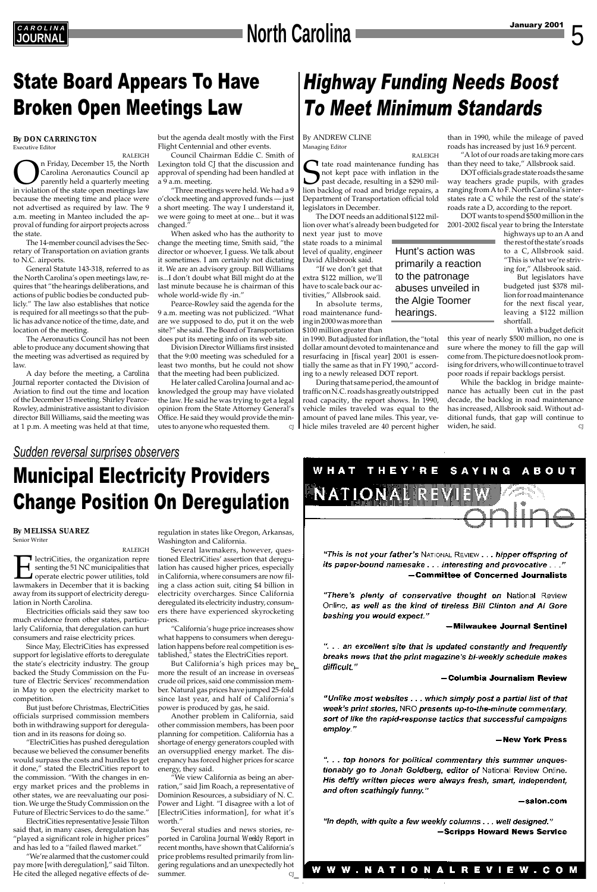# State Board Appears To Have Broken Open Meetings Law

**By DON CARRINGTON**
Executive Editor

RALEIGH

On Friday, December 15, the North Carolina Aeronautics Council apparently held a quarterly meeting in violation of the state open meetings law because the meeting time and place were not advertised as required by law. The 9 a.m. meeting in Manteo included the approval of funding for airport projects across the state.

The 14-member council advises the Secretary of Transportation on aviation grants to N.C. airports.

General Statute 143-318, referred to as the North Carolina's open meetings law, requires that "the hearings deliberations, and actions of public bodies be conducted publicly." The law also establishes that notice is required for all meetings so that the public has advance notice of the time, date, and location of the meeting.

The Aeronautics Council has not been able to produce any document showing that the meeting was advertised as required by law.

A day before the meeting, a *Carolina Journal* reporter contacted the Division of Aviation to find out the time and location of the December 15 meeting. Shirley Pearce-Rowley, administrative assistant to division director Bill Williams, said the meeting was at 1 p.m. A meeting was held at that time, but the agenda dealt mostly with the First Flight Centennial and other events.

Council Chairman Eddie C. Smith of Lexington told CJ that the discussion and approval of spending had been handled at a 9 a.m. meeting.

"Three meetings were held. We had a 9 o'clock meeting and approved funds — just a short meeting. The way I understand it, we were going to meet at one... but it was changed."

When asked who has the authority to change the meeting time, Smith said, "the director or whoever, I guess. We talk about it sometimes. I am certainly not dictating it. We are an advisory group. Bill Williams is...I don't doubt what Bill might do at the last minute because he is chairman of this whole world-wide fly -in."

Pearce-Rowley said the agenda for the 9 a.m. meeting was not publicized. "What are we supposed to do, put it on the web site?" she said. The Board of Transportation does put its meeting info on its web site.

Division Director Williams first insisted that the 9:00 meeting was scheduled for a least two months, but he could not show that the meeting had been publicized.

He later called Carolina Journal and acknowledged the group may have violated the law. He said he was trying to get a legal opinion from the State Attorney General's Office. He said they would provide the minutes to anyone who requested them. CJ

# *Highway Funding Needs Boost To Meet Minimum Standards*

By ANDREW CLINE
Managing Editor

RALEIGH

State road maintenance funding has not kept pace with inflation in the past decade, resulting in a $290 million backlog of road and bridge repairs, a Department of Transportation official told legislators in December.

The DOT needs an additional $122 million over what's already been budgeted for next year just to move state roads to a minimal level of quality, engineer David Allsbrook said.

"If we don't get that extra $122 million, we'll have to scale back our activities," Allsbrook said.

In absolute terms, road maintenance funding in 2000 was more than $100 million greater than in 1990. But adjusted for inflation, the "total dollar amount devoted to maintenance and resurfacing in [fiscal year] 2001 is essentially the same as that in FY 1990," according to a newly released DOT report.

During that same period, the amount of traffic on N.C. roads has greatly outstripped road capacity, the report shows. In 1990, vehicle miles traveled was equal to the amount of paved lane miles. This year, vehicle miles traveled are 40 percent higher than in 1990, while the mileage of paved roads has increased by just 16.9 percent.

"A lot of our roads are taking more cars than they need to take," Allsbrook said.

DOT officials grade state roads the same way teachers grade pupils, with grades ranging from A to F. North Carolina's interstates rate a C while the rest of the state's roads rate a D, according to the report.

DOT wants to spend $500 million in the 2001-2002 fiscal year to bring the Interstate highways up to an A and the rest of the state's roads to a C, Allsbrook said. "This is what we're striving for," Allsbrook said.

But legislators have budgeted just $378 million for road maintenance for the next fiscal year, leaving a $122 million shortfall.

With a budget deficit this year of nearly $500 million, no one is sure where the money to fill the gap will come from. The picture does not look promising for drivers, who will continue to travel poor roads if repair backlogs persist.

While the backlog in bridge maintenance has actually been cut in the past decade, the backlog in road maintenance has increased, Allsbrook said. Without additional funds, that gap will continue to widen, he said. CJ

> Hunt's action was primarily a reaction to the patronage abuses unveiled in the Algie Toomer hearings.

*Sudden reversal surprises observers*

# Municipal Electricity Providers Change Position On Deregulation

**By MELISSA SUAREZ**
Senior Writer

RALEIGH

ElectriCities, the organization representing the 51 NC municipalities that operate electric power utilities, told lawmakers in December that it is backing away from its support of electricity deregulation in North Carolina.

Electricities officials said they saw too much evidence from other states, particularly California, that deregulation can hurt consumers and raise electricity prices.

Since May, ElectriCities has expressed support for legislative efforts to deregulate the state's electricity industry. The group backed the Study Commission on the Future of Electric Services' recommendation in May to open the electricity market to competition.

But just before Christmas, ElectriCities officials surprised commission members both in withdrawing support for deregulation and in its reasons for doing so.

"ElectriCities has pushed deregulation because we believed the consumer benefits would surpass the costs and hurdles to get it done," stated the ElectriCities report to the commission. "With the changes in energy market prices and the problems in other states, we are reevaluating our position. We urge the Study Commission on the Future of Electric Services to do the same."

ElectriCities representative Jessie Tilton said that, in many cases, deregulation has "played a significant role in higher prices" and has led to a "failed flawed market."

"We're alarmed that the customer could pay more [with deregulation]," said Tilton. He cited the alleged negative effects of deregulation in states like Oregon, Arkansas, Washington and California.

Several lawmakers, however, questioned ElectriCities' assertion that deregulation has caused higher prices, especially in California, where consumers are now filing a class action suit, citing $4 billion in electricity overcharges. Since California deregulated its electricity industry, consumers there have experienced skyrocketing prices.

"California's huge price increases show what happens to consumers when deregulation happens before real competition is established," states the ElectriCities report.

But California's high prices may be more the result of an increase in overseas crude oil prices, said one commission member. Natural gas prices have jumped 25-fold since last year, and half of California's power is produced by gas, he said.

Another problem in California, said other commission members, has been poor planning for competition. California has a shortage of energy generators coupled with an oversupplied energy market. The discrepancy has forced higher prices for scarce energy, they said.

"We view California as being an aberration," said Jim Roach, a representative of Dominion Resources, a subsidiary of N. C. Power and Light. "I disagree with a lot of [ElectriCities information], for what it's worth."

Several studies and news stories, reported in *Carolina Journal Weekly Report* in recent months, have shown that California's price problems resulted primarily from lingering regulations and an unexpectedly hot summer. CJ

WHAT THEY'RE SAYING ABOUT NATIONAL REVIEW online

*"This is not your father's* National Review *. . . hipper offspring of its paper-bound namesake . . . interesting and provocative . . ."*
**—Committee of Concerned Journalists**

*"There's plenty of conservative thought on* National Review Online*, as well as the kind of tireless Bill Clinton and Al Gore bashing you would expect."*
**—Milwaukee Journal Sentinel**

*". . . an excellent site that is updated constantly and frequently breaks news that the print magazine's bi-weekly schedule makes difficult."*
**—Columbia Journalism Review**

*"Unlike most websites . . . which simply post a partial list of that week's print stories,* NRO *presents up-to-the-minute commentary, sort of like the rapid-response tactics that successful campaigns employ."*
**—New York Press**

*". . . top honors for political commentary this summer unquestionably go to Jonah Goldberg, editor of* National Review Online*. His deftly written pieces were always fresh, smart, independent, and often scathingly funny."*
**—salon.com**

*"In depth, with quite a few weekly columns . . . well designed."*
**—Scripps Howard News Service**

WWW.NATIONALREVIEW.COM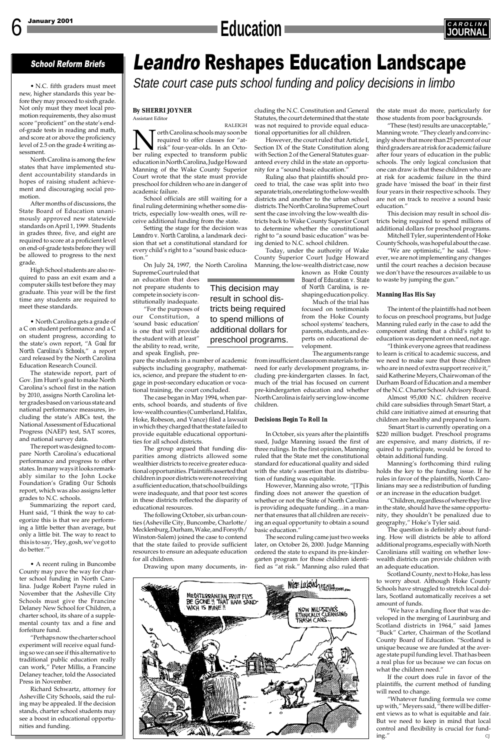## School Reform Briefs

• N.C. fifth graders must meet new, higher standards this year before they may proceed to sixth grade. Not only must they meet local promotion requirements, they also must score "proficient" on the state's end-of-grade tests in reading and math, and score at or above the proficiency level of 2.5 on the grade 4 writing assessment.

North Carolina is among the few states that have implemented student accountability standards in hopes of raising student achievement and discouraging social promotion.

After months of discussions, the State Board of Education unanimously approved new statewide standards on April 1, 1999. Students in grades three, five, and eight are required to score at a proficient level on end-of-grade tests before they will be allowed to progress to the next grade.

High School students are also required to pass an exit exam and a computer skills test before they may graduate. This year will be the first time any students are required to meet these standards.

• North Carolina gets a grade of a C on student performance and a C on student progress, according to the state's own report, "*A Goal for North Carolina's Schools*," a report card released by the North Carolina Education Research Council.

The statewide report, part of Gov. Jim Hunt's goal to make North Carolina's school first in the nation by 2010, assigns North Carolina letter grades based on various state and national performance measures, including the state's ABCs test, the National Assessment of Educational Progress (NAEP) test, SAT scores, and national survey data.

The report was designed to compare North Carolina's educational performance and progress to other states. In many ways it looks remarkably similar to the John Locke Foundation's *Grading Our Schools* report, which was also assigns letter grades to N.C. schools.

Summarizing the report card, Hunt said, "I think the way to categorize this is that we are performing a little better than average, but only a little bit. The way to react to this is to say, 'Hey, gosh, we've got to do better.'"

• A recent ruling in Buncombe County may pave the way for charter school funding in North Carolina. Judge Robert Payne ruled in November that the Asheville City Schools must give the Francine Delaney New School for Children, a charter school, its share of a supplemental county tax and a fine and forfeiture fund.

"Perhaps now the charter school experiment will receive equal funding so we can see if this alternative to traditional public education really can work," Peter Millis, a Francine Delaney teacher, told the Associated Press in November.

Richard Schwartz, attorney for Asheville City Schools, said the ruling may be appealed. If the decision stands, charter school students may see a boost in educational opportunities and funding.

# *Leandro* Reshapes Education Landscape

*State court case puts school funding and policy decisions in limbo*

**By SHERRI JOYNER**
Assistant Editor

RALEIGH

North Carolina schools may soon be required to offer classes for "at-risk" four-year-olds. In an October ruling expected to transform public education in North Carolina, Judge Howard Manning of the Wake County Superior Court wrote that the state must provide preschool for children who are in danger of academic failure.

School officials are still waiting for a final ruling determining whether some districts, especially low-wealth ones, will receive additional funding from the state.

Setting the stage for the decision was *Leandro v. North Carolina*, a landmark decision that set a constitutional standard for every child's right to a "sound basic education."

On July 24, 1997, the North Carolina Supreme Court ruled that an education that does not prepare students to compete in society is constitutionally inadequate.

"For the purposes of our Constitution, a 'sound basic education' is one that will provide the student with at least" the ability to read, write, and speak English, prepare the students in a number of academic subjects including geography, mathematics, science, and prepare the student to engage in post-secondary education or vocational training, the court concluded.

The case began in May 1994, when parents, school boards, and students of five low-wealth counties (Cumberland, Halifax, Hoke, Robeson, and Vance) filed a lawsuit in which they charged that the state failed to provide equitable educational opportunities for all school districts.

The group argued that funding disparities among districts allowed some wealthier districts to receive greater educational opportunities. Plaintiffs asserted that children in poor districts were not receiving a sufficient education, that school buildings were inadequate, and that poor test scores in these districts reflected the disparity of educational resources.

The following October, six urban counties (Asheville City, Buncombe, Charlotte/Mecklenburg, Durham, Wake, and Forsyth/Winston-Salem) joined the case to contend that the state failed to provide sufficient resources to ensure an adequate education for all children.

Drawing upon many documents, including the N.C. Constitution and General Statutes, the court determined that the state was not required to provide equal educational opportunities for all children.

However, the court ruled that Article I, Section IX of the State Constitution along with Section 2 of the General Statutes guaranteed every child in the state an opportunity for a "sound basic education."

Ruling also that plaintiffs should proceed to trial, the case was split into two separate trials, one relating to the low-wealth districts and another to the urban school districts. The North Carolina Supreme Court sent the case involving the low-wealth districts back to Wake County Superior Court to determine whether the constitutional right to "a sound basic education" was being denied to N.C. school children.

Today, under the authority of Wake County Superior Court Judge Howard Manning, the low-wealth district case, now known as *Hoke County Board of Education v. State of North Carolina*, is reshaping education policy.

> This decision may result in school districts being required to spend millions of additional dollars for preschool programs.

Much of the trial has focused on testimonials from the Hoke County school systems' teachers, parents, students, and experts on educational development.

The arguments range from insufficient classroom materials to the need for early development programs, including pre-kindergarten classes. In fact, much of the trial has focused on current pre-kindergarten education and whether North Carolina is fairly serving low-income children.

### Decisions Begin To Roll In

In October, six years after the plaintiffs sued, Judge Manning issued the first of three rulings. In the first opinion, Manning ruled that the State met the constitutional standard for educational quality and sided with the state's assertion that its distribution of funding was equitable.

However, Manning also wrote, "[T]his finding does not answer the question of whether or not the State of North Carolina is providing adequate funding…in a manner that ensures that all children are receiving an equal opportunity to obtain a sound basic education."

The second ruling came just two weeks later, on October 26, 2000. Judge Manning ordered the state to expand its pre-kindergarten program for those children identified as "at risk." Manning also ruled that the state must do more, particularly for those students from poor backgrounds.

"These (test) results are unacceptable," Manning wrote. "They clearly and convincingly show that more than 25 percent of our third graders are at risk for academic failure after four years of education in the public schools. The only logical conclusion that one can draw is that these children who are at risk for academic failure in the third grade have 'missed the boat' in their first four years in their respective schools. They are not on track to receive a sound basic education."

This decision may result in school districts being required to spend millions of additional dollars for preschool programs.

Mitchell Tyler, superintendent of Hoke County Schools, was hopeful about the case.

"We are optimistic," he said. "However, we are not implementing any changes until the court reaches a decision because we don't have the resources available to us to waste by jumping the gun."

### Manning Has His Say

The intent of the plaintiffs had not been to focus on preschool programs, but Judge Manning ruled early in the case to add the component stating that a child's right to education was dependent on need, not age.

"I think everyone agrees that readiness to learn is critical to academic success, and we need to make sure that those children who are in need of extra support receive it," said Katherine Meyers, Chairwoman of the Durham Board of Education and a member of the N.C. Charter School Advisory Board.

Almost 95,000 N.C. children receive child care subsidies through Smart Start, a child care initiative aimed at ensuring that children are healthy and prepared to learn. Smart Start is currently operating on a $220 million budget. Preschool programs are expensive, and many districts, if required to participate, would be forced to obtain additional funding.

Manning's forthcoming third ruling holds the key to the funding issue. If he rules in favor of the plaintiffs, North Carolinians may see a redistribution of funding or an increase in the education budget.

"Children, regardless of where they live in the state, should have the same opportunity, they shouldn't be penalized due to geography," Hoke's Tyler said.

The question is definitely about funding. How will districts be able to afford additional programs, especially with North Carolinians still waiting on whether low-wealth districts can provide children with an adequate education.

Scotland County, next to Hoke, has less to worry about. Although Hoke County Schools have struggled to stretch local dollars, Scotland automatically receives a set amount of funds.

"We have a funding floor that was developed in the merging of Laurinburg and Scotland districts in 1964," said James "Buck" Carter, Chairman of the Scotland County Board of Education. "Scotland is unique because we are funded at the average state pupil funding level. That has been a real plus for us because we can focus on what the children need."

If the court does rule in favor of the plaintiffs, the current method of funding will need to change.

"Whatever funding formula we come up with," Meyers said, "there will be different views as to what is equitable and fair. But we need to keep in mind that local control and flexibility is crucial for funding." CJ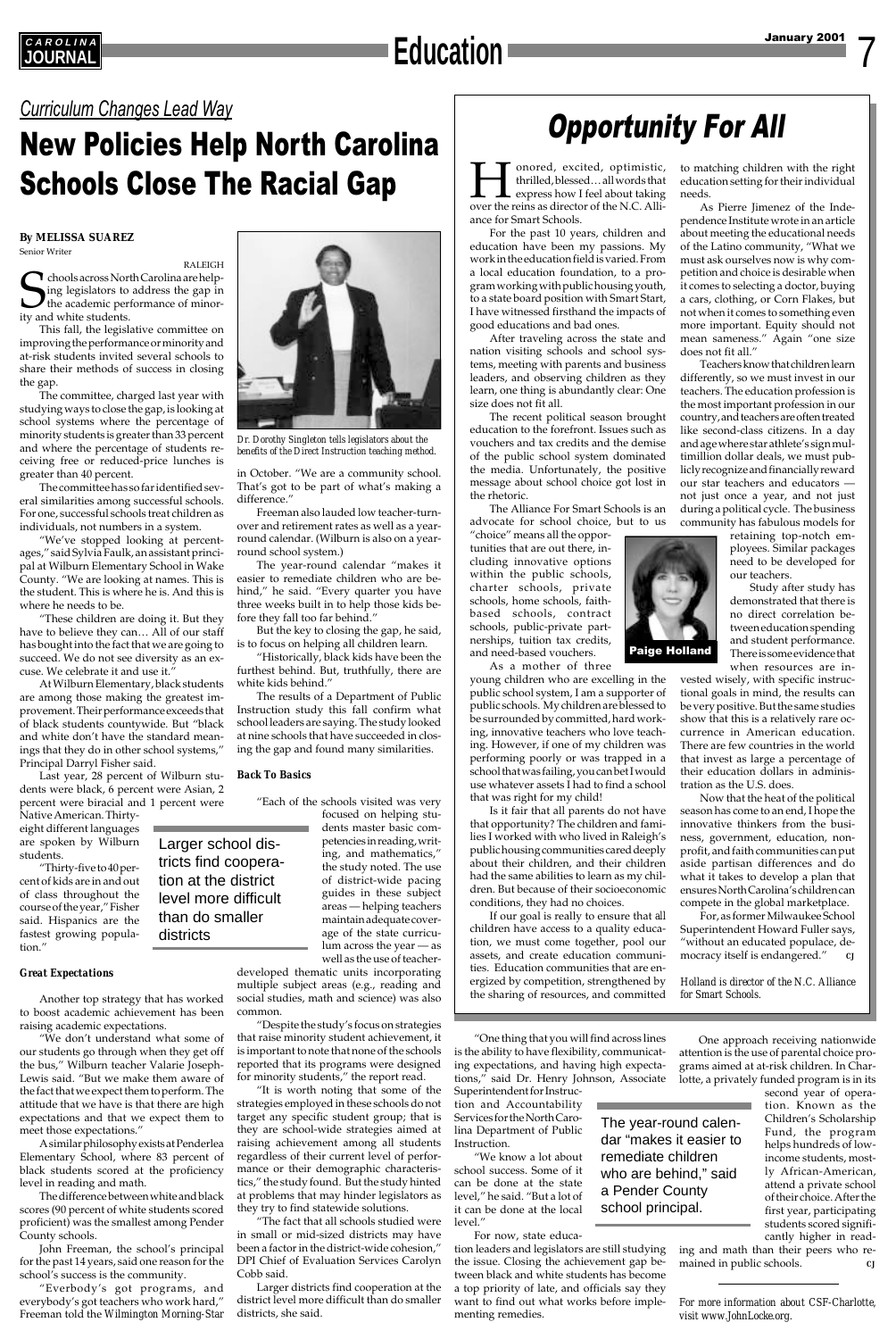## *Curriculum Changes Lead Way*

# New Policies Help North Carolina Schools Close The Racial Gap

**By MELISSA SUAREZ**
Senior Writer

RALEIGH

Schools across North Carolina are helping legislators to address the gap in the academic performance of minority and white students.

This fall, the legislative committee on improving the performance or minority and at-risk students invited several schools to share their methods of success in closing the gap.

The committee, charged last year with studying ways to close the gap, is looking at school systems where the percentage of minority students is greater than 33 percent and where the percentage of students receiving free or reduced-price lunches is greater than 40 percent.

The committee has so far identified several similarities among successful schools. For one, successful schools treat children as individuals, not numbers in a system.

"We've stopped looking at percentages," said Sylvia Faulk, an assistant principal at Wilburn Elementary School in Wake County. "We are looking at names. This is the student. This is where he is. And this is where he needs to be.

"These children are doing it. But they have to believe they can… All of our staff has bought into the fact that we are going to succeed. We do not see diversity as an excuse. We celebrate it and use it."

At Wilburn Elementary, black students are among those making the greatest improvement. Their performance exceeds that of black students countywide. But "black and white don't have the standard meanings that they do in other school systems," Principal Darryl Fisher said.

Last year, 28 percent of Wilburn students were black, 6 percent were Asian, 2 percent were biracial and 1 percent were Native American. Thirty-eight different languages are spoken by Wilburn students.

"Thirty-five to 40 percent of kids are in and out of class throughout the course of the year," Fisher said. Hispanics are the fastest growing population."

### *Great Expectations*

Another top strategy that has worked to boost academic achievement has been raising academic expectations.

"We don't understand what some of our students go through when they get off the bus," Wilburn teacher Valarie Joseph-Lewis said. "But we make them aware of the fact that we expect them to perform. The attitude that we have is that there are high expectations and that we expect them to meet those expectations."

A similar philosophy exists at Penderlea Elementary School, where 83 percent of black students scored at the proficiency level in reading and math.

The difference between white and black scores (90 percent of white students scored proficient) was the smallest among Pender County schools.

John Freeman, the school's principal for the past 14 years, said one reason for the school's success is the community.

"Everbody's got programs, and everybody's got teachers who work hard," Freeman told the *Wilmington Morning-Star* in October. "We are a community school. That's got to be part of what's making a difference."

*Dr. Dorothy Singleton tells legislators about the benefits of the Direct Instruction teaching method.*

Freeman also lauded low teacher-turnover and retirement rates as well as a year-round calendar. (Wilburn is also on a year-round school system.)

The year-round calendar "makes it easier to remediate children who are behind," he said. "Every quarter you have three weeks built in to help those kids before they fall too far behind."

But the key to closing the gap, he said, is to focus on helping all children learn.

"Historically, black kids have been the furthest behind. But, truthfully, there are white kids behind."

The results of a Department of Public Instruction study this fall confirm what school leaders are saying. The study looked at nine schools that have succeeded in closing the gap and found many similarities.

### *Back To Basics*

"Each of the schools visited was very focused on helping students master basic competencies in reading, writing, and mathematics," the study noted. The use of district-wide pacing guides in these subject areas — helping teachers maintain adequate coverage of the state curriculum across the year — as well as the use of teacher-developed thematic units incorporating multiple subject areas (e.g., reading and social studies, math and science) was also common.

> Larger school districts find cooperation at the district level more difficult than do smaller districts

"Despite the study's focus on strategies that raise minority student achievement, it is important to note that none of the schools reported that its programs were designed for minority students," the report read.

"It is worth noting that some of the strategies employed in these schools do not target any specific student group; that is they are school-wide strategies aimed at raising achievement among all students regardless of their current level of performance or their demographic characteristics," the study found. But the study hinted at problems that may hinder legislators as they try to find statewide solutions.

"The fact that all schools studied were in small or mid-sized districts may have been a factor in the district-wide cohesion," DPI Chief of Evaluation Services Carolyn Cobb said.

Larger districts find cooperation at the district level more difficult than do smaller districts, she said.

"One thing that you will find across lines is the ability to have flexibility, communicating expectations, and having high expectations," said Dr. Henry Johnson, Associate Superintendent for Instruction and Accountability Services for the North Carolina Department of Public Instruction.

> The year-round calendar "makes it easier to remediate children who are behind," said a Pender County school principal.

"We know a lot about school success. Some of it can be done at the state level," he said. "But a lot of it can be done at the local level."

For now, state education leaders and legislators are still studying the issue. Closing the achievement gap between black and white students has become a top priority of late, and officials say they want to find out what works before implementing remedies.

One approach receiving nationwide attention is the use of parental choice programs aimed at at-risk children. In Charlotte, a privately funded program is in its second year of operation. Known as the Children's Scholarship Fund, the program helps hundreds of low-income students, mostly African-American, attend a private school of their choice. After the first year, participating students scored significantly higher in reading and math than their peers who remained in public schools. CJ

*For more information about CSF-Charlotte, visit www.JohnLocke.org.*

# *Opportunity For All*

Honored, excited, optimistic, thrilled, blessed… all words that express how I feel about taking over the reins as director of the N.C. Alliance for Smart Schools.

For the past 10 years, children and education have been my passions. My work in the education field is varied. From a local education foundation, to a program working with public housing youth, to a state board position with Smart Start, I have witnessed firsthand the impacts of good educations and bad ones.

After traveling across the state and nation visiting schools and school systems, meeting with parents and business leaders, and observing children as they learn, one thing is abundantly clear: One size does not fit all.

The recent political season brought education to the forefront. Issues such as vouchers and tax credits and the demise of the public school system dominated the media. Unfortunately, the positive message about school choice got lost in the rhetoric.

The Alliance For Smart Schools is an advocate for school choice, but to us "choice" means all the opportunities that are out there, including innovative options within the public schools, charter schools, private schools, home schools, faith-based schools, contract schools, public-private partnerships, tuition tax credits, and need-based vouchers.

**Paige Holland**

As a mother of three young children who are excelling in the public school system, I am a supporter of public schools. My children are blessed to be surrounded by committed, hard working, innovative teachers who love teaching. However, if one of my children was performing poorly or was trapped in a school that was failing, you can bet I would use whatever assets I had to find a school that was right for my child!

Is it fair that all parents do not have that opportunity? The children and families I worked with who lived in Raleigh's public housing communities cared deeply about their children, and their children had the same abilities to learn as my children. But because of their socioeconomic conditions, they had no choices.

If our goal is really to ensure that all children have access to a quality education, we must come together, pool our assets, and create education communities. Education communities that are energized by competition, strengthened by the sharing of resources, and committed to matching children with the right education setting for their individual needs.

As Pierre Jimenez of the Independence Institute wrote in an article about meeting the educational needs of the Latino community, "What we must ask ourselves now is why competition and choice is desirable when it comes to selecting a doctor, buying a cars, clothing, or Corn Flakes, but not when it comes to something even more important. Equity should not mean sameness." Again "one size does not fit all."

Teachers know that children learn differently, so we must invest in our teachers. The education profession is the most important profession in our country, and teachers are often treated like second-class citizens. In a day and age where star athlete's sign multimillion dollar deals, we must publicly recognize and financially reward our star teachers and educators — not just once a year, and not just during a political cycle. The business community has fabulous models for retaining top-notch employees. Similar packages need to be developed for our teachers.

Study after study has demonstrated that there is no direct correlation between education spending and student performance. There is some evidence that when resources are invested wisely, with specific instructional goals in mind, the results can be very positive. But the same studies show that this is a relatively rare occurrence in American education. There are few countries in the world that invest as large a percentage of their education dollars in administration as the U.S. does.

Now that the heat of the political season has come to an end, I hope the innovative thinkers from the business, government, education, nonprofit, and faith communities can put aside partisan differences and do what it takes to develop a plan that ensures North Carolina's children can compete in the global marketplace.

For, as former Milwaukee School Superintendent Howard Fuller says, "without an educated populace, democracy itself is endangered." CJ

*Holland is director of the N.C. Alliance for Smart Schools.*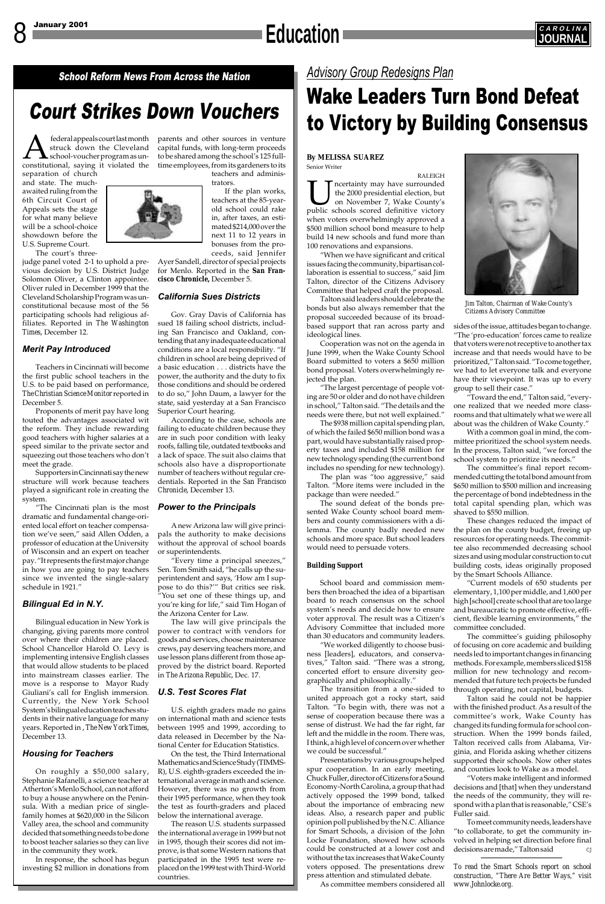## School Reform News From Across the Nation

# Court Strikes Down Vouchers

A federal appeals court last month struck down the Cleveland school-voucher program as unconstitutional, saying it violated the separation of church and state. The much-awaited ruling from the 6th Circuit Court of Appeals sets the stage for what many believe will be a school-choice showdown before the U.S. Supreme Court.

The court's three-judge panel voted 2-1 to uphold a previous decision by U.S. District Judge Solomon Oliver, a Clinton appointee. Oliver ruled in December 1999 that the Cleveland Scholarship Program was unconstitutional because most of the 56 participating schools had religious affiliates. Reported in *The Washington Times*, December 12.

### Merit Pay Introduced

Teachers in Cincinnati will become the first public school teachers in the U.S. to be paid based on performance, *The Christian Science Monitor* reported in December 5.

Proponents of merit pay have long touted the advantages associated wit the reform. They include rewarding good teachers with higher salaries at a speed similar to the private sector and squeezing out those teachers who don't meet the grade.

Supporters in Cincinnati say the new structure will work because teachers played a significant role in creating the system.

"The Cincinnati plan is the most dramatic and fundamental change-oriented local effort on teacher compensation we've seen," said Allen Odden, a professor of education at the University of Wisconsin and an expert on teacher pay. "It represents the first major change in how you are going to pay teachers since we invented the single-salary schedule in 1921."

### Bilingual Ed in N.Y.

Bilingual education in New York is changing, giving parents more control over where their children are placed. School Chancellor Harold O. Levy is implementing intensive English classes that would allow students to be placed into mainstream classes earlier. The move is a response to Mayor Rudy Giuliani's call for English immersion. Currently, the New York School System's bilingual education teaches students in their native language for many years. Reported in , *The New York Times*, December 13.

### Housing for Teachers

On roughly a $50,000 salary, Stephanie Rafanelli, a science teacher at Atherton's Menlo School, can not afford to buy a house anywhere on the Peninsula. With a median price of single-family homes at $620,000 in the Silicon Valley area, the school and community decided that something needs to be done to boost teacher salaries so they can live in the community they work.

In response, the school has begun investing $2 million in donations from parents and other sources in venture capital funds, with long-term proceeds to be shared among the school's 125 full-time employees, from its gardeners to its teachers and administrators.

If the plan works, teachers at the 85-year-old school could rake in, after taxes, an estimated $214,000 over the next 11 to 12 years in bonuses from the proceeds, said Jennifer Ayer Sandell, director of special projects for Menlo. Reported in the **San Francisco Chronicle,** December 5.

### California Sues Districts

Gov. Gray Davis of California has sued 18 failing school districts, including San Francisco and Oakland, contending that any inadequate educational conditions are a local responsibility. "If children in school are being deprived of a basic education . . . districts have the power, the authority and the duty to fix those conditions and should be ordered to do so," John Daum, a lawyer for the state, said yesterday at a San Francisco Superior Court hearing.

According to the case, schools are failing to educate children because they are in such poor condition with leaky roofs, falling tile, outdated textbooks and a lack of space. The suit also claims that schools also have a disproportionate number of teachers without regular credentials. Reported in the *San Francisco Chronicle*, December 13.

### Power to the Principals

A new Arizona law will give principals the authority to make decisions without the approval of school boards or superintendents.

"Every time a principal sneezes," Sen. Tom Smith said, "he calls up the superintendent and says, 'How am I suppose to do this?'" But critics see risk. "You set one of these things up, and you're king for life," said Tim Hogan of the Arizona Center for Law.

The law will give principals the power to contract with vendors for goods and services, choose maintenance crews, pay deserving teachers more, and use lesson plans different from those approved by the district board. Reported in *The Arizona Republic*, Dec. 17.

### U.S. Test Scores Flat

U.S. eighth graders made no gains on international math and science tests between 1995 and 1999, according to data released in December by the National Center for Education Statistics.

On the test, the Third International Mathematics and Science Study (TIMMS-R), U.S. eighth-graders exceeded the international average in math and science. However, there was no growth from their 1995 performance, when they took the test as fourth-graders and placed below the international average.

The reason U.S. students surpassed the international average in 1999 but not in 1995, though their scores did not improve, is that some Western nations that participated in the 1995 test were replaced on the 1999 test with Third-World countries.

## *Advisory Group Redesigns Plan*

# Wake Leaders Turn Bond Defeat to Victory by Building Consensus

**By MELISSA SUAREZ**
Senior Writer

RALEIGH

Uncertainty may have surrounded the 2000 presidential election, but on November 7, Wake County's public schools scored definitive victory when voters overwhelmingly approved a $500 million school bond measure to help build 14 new schools and fund more than 100 renovations and expansions.

"When we have significant and critical issues facing the community, bipartisan collaboration is essential to success," said Jim Talton, director of the Citizens Advisory Committee that helped craft the proposal.

Talton said leaders should celebrate the bonds but also always remember that the proposal succeeded because of its broad-based support that ran across party and ideological lines.

Cooperation was not on the agenda in June 1999, when the Wake County School Board submitted to voters a $650 million bond proposal. Voters overwhelmingly rejected the plan.

"The largest percentage of people voting are 50 or older and do not have children in school," Talton said. "The details and the needs were there, but not well explained."

The $938 million capital spending plan, of which the failed $650 million bond was a part, would have substantially raised property taxes and included $158 million for new technology spending (the current bond includes no spending for new technology).

The plan was "too aggressive," said Talton. "More items were included in the package than were needed."

The sound defeat of the bonds presented Wake County school board members and county commissioners with a dilemma. The county badly needed new schools and more space. But school leaders would need to persuade voters.

#### Building Support

School board and commission members then broached the idea of a bipartisan board to reach consensus on the school system's needs and decide how to ensure voter approval. The result was a Citizen's Advisory Committee that included more than 30 educators and community leaders.

"We worked diligently to choose business [leaders], educators, and conservatives," Talton said. "There was a strong, concerted effort to ensure diversity geographically and philosophically."

The transition from a one-sided to united approach got a rocky start, said Talton. "To begin with, there was not a sense of cooperation because there was a sense of distrust. We had the far right, far left and the middle in the room. There was, I think, a high level of concern over whether we could be successful."

Presentations by various groups helped spur cooperation. In an early meeting, Chuck Fuller, director of Citizens for a Sound Economy-North Carolina, a group that had actively opposed the 1999 bond, talked about the importance of embracing new ideas. Also, a research paper and public opinion poll published by the N.C. Alliance for Smart Schools, a division of the John Locke Foundation, showed how schools could be constructed at a lower cost and without the tax increases that Wake County voters opposed. The presentations drew press attention and stimulated debate.

*Jim Talton, Chairman of Wake County's Citizens Advisory Committee*

As committee members considered all sides of the issue, attitudes began to change. "The 'pro-education' forces came to realize that voters were not receptive to another tax increase and that needs would have to be prioritized," Talton said. "To come together, we had to let everyone talk and everyone have their viewpoint. It was up to every group to sell their case."

"Toward the end," Talton said, "everyone realized that we needed more classrooms and that ultimately what we were all about was the children of Wake County."

With a common goal in mind, the committee prioritized the school system needs. In the process, Talton said, "we forced the school system to prioritize its needs."

The committee's final report recommended cutting the total bond amount from $650 million to $500 million and increasing the percentage of bond indebtedness in the total capital spending plan, which was shaved to $550 million.

These changes reduced the impact of the plan on the county budget, freeing up resources for operating needs. The committee also recommended decreasing school sizes and using modular construction to cut building costs, ideas originally proposed by the Smart Schools Alliance.

"Current models of 650 students per elementary, 1,100 per middle, and 1,600 per high [school] create school that are too large and bureaucratic to promote effective, efficient, flexible learning environments," the committee concluded.

The committee's guiding philosophy of focusing on core academic and building needs led to important changes in financing methods. For example, members sliced $158 million for new technology and recommended that future tech projects be funded through operating, not capital, budgets.

Talton said he could not be happier with the finished product. As a result of the committee's work, Wake County has changed its funding formula for school construction. When the 1999 bonds failed, Talton received calls from Alabama, Virginia, and Florida asking whether citizens supported their schools. Now other states and counties look to Wake as a model.

"Voters make intelligent and informed decisions and [that] when they understand the needs of the community, they will respond with a plan that is reasonable," CSE's Fuller said.

To meet community needs, leaders have "to collaborate, to get the community involved in helping set direction before final decisions are made," Talton said. CJ

*To read the Smart Schools report on school construction, "There Are Better Ways," visit www.Johnlocke.org.*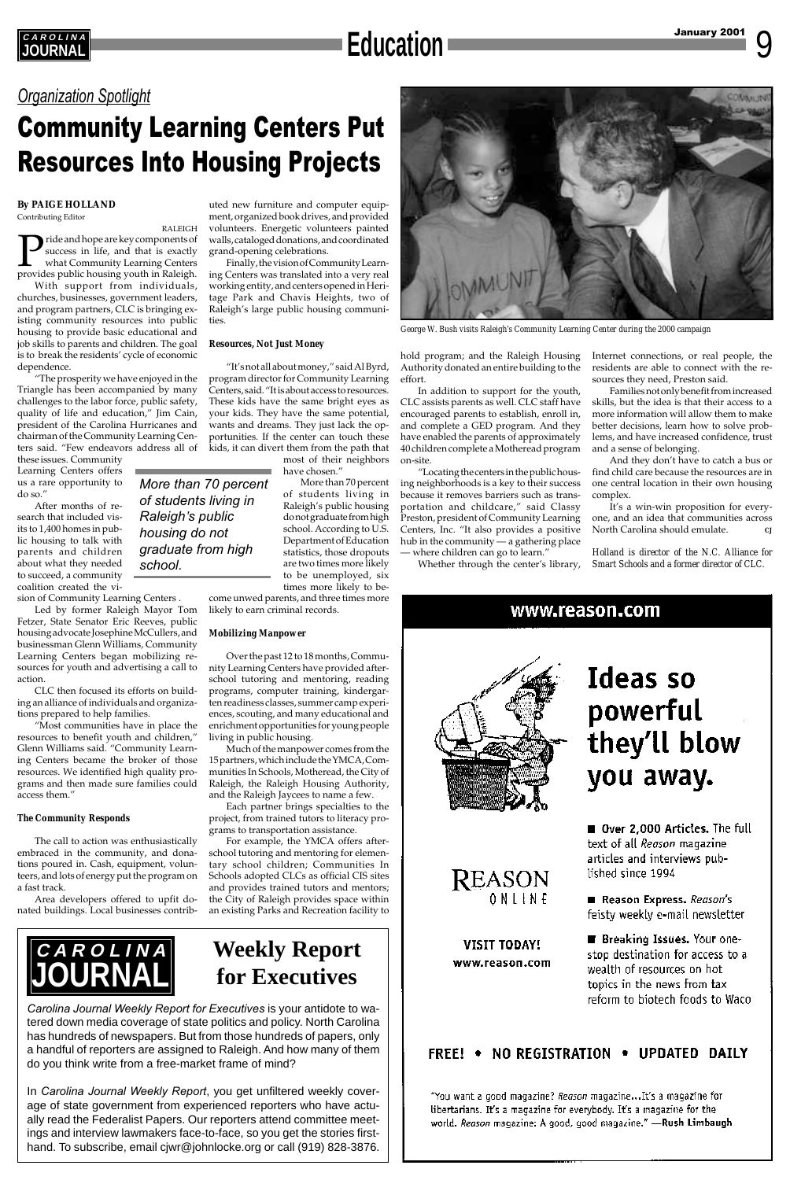*Organization Spotlight*

# Community Learning Centers Put Resources Into Housing Projects

**By PAIGE HOLLAND**
Contributing Editor

RALEIGH

Pride and hope are key components of success in life, and that is exactly what Community Learning Centers provides public housing youth in Raleigh.

With support from individuals, churches, businesses, government leaders, and program partners, CLC is bringing existing community resources into public housing to provide basic educational and job skills to parents and children. The goal is to break the residents' cycle of economic dependence.

"The prosperity we have enjoyed in the Triangle has been accompanied by many challenges to the labor force, public safety, quality of life and education," Jim Cain, president of the Carolina Hurricanes and chairman of the Community Learning Centers said. "Few endeavors address all of these issues. Community Learning Centers offers us a rare opportunity to do so."

After months of research that included visits to 1,400 homes in public housing to talk with parents and children about what they needed to succeed, a community coalition created the vision of Community Learning Centers.

Led by former Raleigh Mayor Tom Fetzer, State Senator Eric Reeves, public housing advocate Josephine McCullers, and businessman Glenn Williams, Community Learning Centers began mobilizing resources for youth and advertising a call to action.

CLC then focused its efforts on building an alliance of individuals and organizations prepared to help families.

"Most communities have in place the resources to benefit youth and children," Glenn Williams said. "Community Learning Centers became the broker of those resources. We identified high quality programs and then made sure families could access them."

### The Community Responds

The call to action was enthusiastically embraced in the community, and donations poured in. Cash, equipment, volunteers, and lots of energy put the program on a fast track.

Area developers offered to upfit donated buildings. Local businesses contributed new furniture and computer equipment, organized book drives, and provided volunteers. Energetic volunteers painted walls, cataloged donations, and coordinated grand-opening celebrations.

Finally, the vision of Community Learning Centers was translated into a very real working entity, and centers opened in Heritage Park and Chavis Heights, two of Raleigh's large public housing communities.

### Resources, Not Just Money

"It's not all about money," said Al Byrd, program director for Community Learning Centers, said. "It is about access to resources. These kids have the same bright eyes as your kids. They have the same potential, wants and dreams. They just lack the opportunities. If the center can touch these kids, it can divert them from the path that most of their neighbors have chosen."

> *More than 70 percent of students living in Raleigh's public housing do not graduate from high school.*

More than 70 percent of students living in Raleigh's public housing do not graduate from high school. According to U.S. Department of Education statistics, those dropouts are two times more likely to be unemployed, six times more likely to become unwed parents, and three times more likely to earn criminal records.

### Mobilizing Manpower

Over the past 12 to 18 months, Community Learning Centers have provided after-school tutoring and mentoring, reading programs, computer training, kindergarten readiness classes, summer camp experiences, scouting, and many educational and enrichment opportunities for young people living in public housing.

Much of the manpower comes from the 15 partners, which include the YMCA, Communities In Schools, Motheread, the City of Raleigh, the Raleigh Housing Authority, and the Raleigh Jaycees to name a few.

Each partner brings specialties to the project, from trained tutors to literacy programs to transportation assistance.

For example, the YMCA offers after-school tutoring and mentoring for elementary school children; Communities In Schools adopted CLCs as official CIS sites and provides trained tutors and mentors; the City of Raleigh provides space within an existing Parks and Recreation facility to hold program; and the Raleigh Housing Authority donated an entire building to the effort.

George W. Bush visits Raleigh's Community Learning Center during the 2000 campaign

In addition to support for the youth, CLC assists parents as well. CLC staff have encouraged parents to establish, enroll in, and complete a GED program. And they have enabled the parents of approximately 40 children complete a Motheread program on-site.

"Locating the centers in the public housing neighborhoods is a key to their success because it removes barriers such as transportation and childcare," said Classy Preston, president of Community Learning Centers, Inc. "It also provides a positive hub in the community — a gathering place — where children can go to learn."

Whether through the center's library, Internet connections, or real people, the residents are able to connect with the resources they need, Preston said.

Families not only benefit from increased skills, but the idea is that their access to a more information will allow them to make better decisions, learn how to solve problems, and have increased confidence, trust and a sense of belonging.

And they don't have to catch a bus or find child care because the resources are in one central location in their own housing complex.

It's a win-win proposition for everyone, and an idea that communities across North Carolina should emulate. CJ

*Holland is director of the N.C. Alliance for Smart Schools and a former director of CLC.*

---

## CAROLINA JOURNAL Weekly Report for Executives

*Carolina Journal Weekly Report for Executives* is your antidote to watered down media coverage of state politics and policy. North Carolina has hundreds of newspapers. But from those hundreds of papers, only a handful of reporters are assigned to Raleigh. And how many of them do you think write from a free-market frame of mind?

In *Carolina Journal Weekly Report*, you get unfiltered weekly coverage of state government from experienced reporters who have actually read the Federalist Papers. Our reporters attend committee meetings and interview lawmakers face-to-face, so you get the stories firsthand. To subscribe, email cjwr@johnlocke.org or call (919) 828-3876.

---

## www.reason.com

# Ideas so powerful they'll blow you away.

REASON ONLINE

VISIT TODAY!
www.reason.com

- **Over 2,000 Articles.** The full text of all *Reason* magazine articles and interviews published since 1994
- **Reason Express.** *Reason's* feisty weekly e-mail newsletter
- **Breaking Issues.** Your one-stop destination for access to a wealth of resources on hot topics in the news from tax reform to biotech foods to Waco

FREE! • NO REGISTRATION • UPDATED DAILY

"You want a good magazine? *Reason* magazine...It's a magazine for libertarians. It's a magazine for everybody. It's a magazine for the world. *Reason* magazine: A good, good magazine." —**Rush Limbaugh**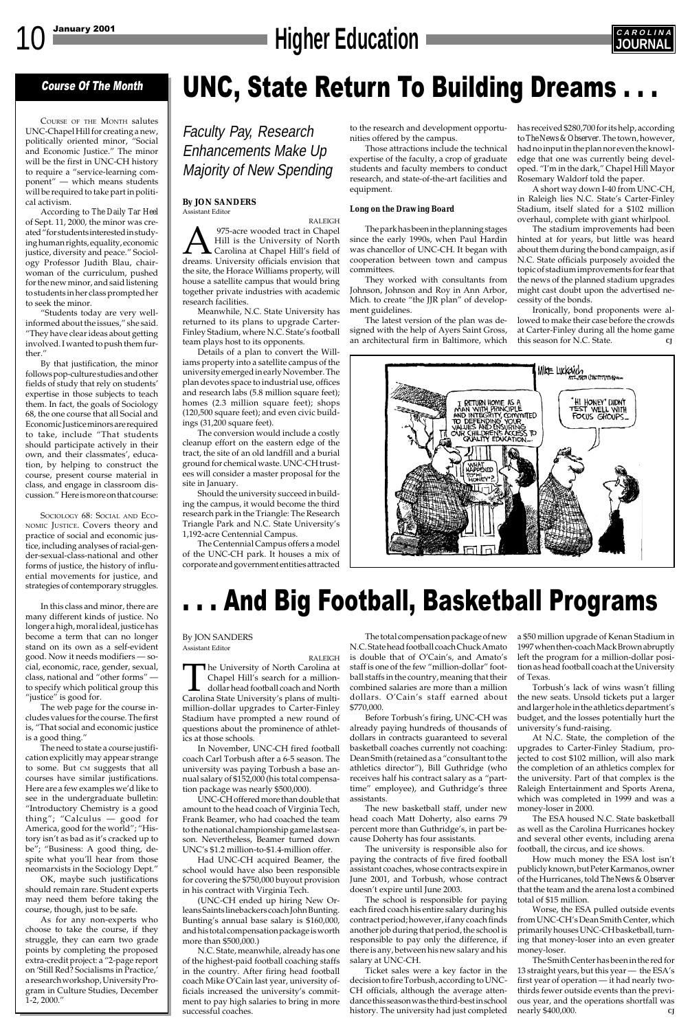## Course Of The Month

COURSE OF THE MONTH salutes UNC-Chapel Hill for creating a new, politically oriented minor, "Social and Economic Justice." The minor will be the first in UNC-CH history to require a "service-learning component" — which means students will be required to take part in political activism.

According to *The Daily Tar Heel* of Sept. 11, 2000, the minor was created "for students interested in studying human rights, equality, economic justice, diversity and peace." Sociology Professor Judith Blau, chairwoman of the curriculum, pushed for the new minor, and said listening to students in her class prompted her to seek the minor.

"Students today are very well-informed about the issues," she said. "They have clear ideas about getting involved. I wanted to push them further."

By that justification, the minor follows pop-culture studies and other fields of study that rely on students' expertise in those subjects to teach them. In fact, the goals of Sociology 68, the one course that all Social and Economic Justice minors are required to take, include "That students should participate actively in their own, and their classmates', education, by helping to construct the course, present course material in class, and engage in classroom discussion." Here is more on that course:

SOCIOLOGY 68: SOCIAL AND ECONOMIC JUSTICE. Covers theory and practice of social and economic justice, including analyses of racial-gender-sexual-class-national and other forms of justice, the history of influential movements for justice, and strategies of contemporary struggles.

In this class and minor, there are many different kinds of justice. No longer a high, moral ideal, justice has become a term that can no longer stand on its own as a self-evident good. Now it needs modifiers — social, economic, race, gender, sexual, class, national and "other forms" — to specify which political group this "justice" is good for.

The web page for the course includes values for the course. The first is, "That social and economic justice is a good thing."

The need to state a course justification explicitly may appear strange to some. But CM suggests that all courses have similar justifications. Here are a few examples we'd like to see in the undergraduate bulletin: "Introductory Chemistry is a good thing"; "Calculus — good for America, good for the world"; "History isn't as bad as it's cracked up to be"; "Business: A good thing, despite what you'll hear from those neomarxists in the Sociology Dept."

OK, maybe such justifications should remain rare. Student experts may need them before taking the course, though, just to be safe.

As for any non-experts who choose to take the course, if they struggle, they can earn two grade points by completing the proposed extra-credit project: a "2-page report on 'Still Red? Socialisms in Practice,' a research workshop, University Program in Culture Studies, December 1-2, 2000."

# UNC, State Return To Building Dreams . . .

*Faculty Pay, Research Enhancements Make Up Majority of New Spending*

**By JON SANDERS**
Assistant Editor

RALEIGH

A 975-acre wooded tract in Chapel Hill is the University of North Carolina at Chapel Hill's field of dreams. University officials envision that the site, the Horace Williams property, will house a satellite campus that would bring together private industries with academic research facilities.

Meanwhile, N.C. State University has returned to its plans to upgrade Carter-Finley Stadium, where N.C. State's football team plays host to its opponents.

Details of a plan to convert the Williams property into a satellite campus of the university emerged in early November. The plan devotes space to industrial use, offices and research labs (5.8 million square feet); homes (2.3 million square feet); shops (120,500 square feet); and even civic buildings (31,200 square feet).

The conversion would include a costly cleanup effort on the eastern edge of the tract, the site of an old landfill and a burial ground for chemical waste. UNC-CH trustees will consider a master proposal for the site in January.

Should the university succeed in building the campus, it would become the third research park in the Triangle: The Research Triangle Park and N.C. State University's 1,192-acre Centennial Campus.

The Centennial Campus offers a model of the UNC-CH park. It houses a mix of corporate and government entities attracted to the research and development opportunities offered by the campus.

Those attractions include the technical expertise of the faculty, a crop of graduate students and faculty members to conduct research, and state-of-the-art facilities and equipment.

### Long on the Drawing Board

The park has been in the planning stages since the early 1990s, when Paul Hardin was chancellor of UNC-CH. It began with cooperation between town and campus committees.

They worked with consultants from Johnson, Johnson and Roy in Ann Arbor, Mich. to create "the JJR plan" of development guidelines.

The latest version of the plan was designed with the help of Ayers Saint Gross, an architectural firm in Baltimore, which has received $280,700 for its help, according to *The News & Observer*. The town, however, had no input in the plan nor even the knowledge that one was currently being developed. "I'm in the dark," Chapel Hill Mayor Rosemary Waldorf told the paper.

A short way down I-40 from UNC-CH, in Raleigh lies N.C. State's Carter-Finley Stadium, itself slated for a $102 million overhaul, complete with giant whirlpool.

The stadium improvements had been hinted at for years, but little was heard about them during the bond campaign, as if N.C. State officials purposely avoided the topic of stadium improvements for fear that the news of the planned stadium upgrades might cast doubt upon the advertised necessity of the bonds.

Ironically, bond proponents were allowed to make their case before the crowds at Carter-Finley during all the home game this season for N.C. State. CJ

# . . . And Big Football, Basketball Programs

By JON SANDERS
Assistant Editor

RALEIGH

The University of North Carolina at Chapel Hill's search for a million-dollar head football coach and North Carolina State University's plans of multi-million-dollar upgrades to Carter-Finley Stadium have prompted a new round of questions about the prominence of athletics at those schools.

In November, UNC-CH fired football coach Carl Torbush after a 6-5 season. The university was paying Torbush a base annual salary of $152,000 (his total compensation package was nearly $500,000).

UNC-CH offered more than double that amount to the head coach of Virginia Tech, Frank Beamer, who had coached the team to the national championship game last season. Nevertheless, Beamer turned down UNC's $1.2 million-to-$1.4-million offer.

Had UNC-CH acquired Beamer, the school would have also been responsible for covering the $750,000 buyout provision in his contract with Virginia Tech.

(UNC-CH ended up hiring New Orleans Saints linebackers coach John Bunting. Bunting's annual base salary is $160,000, and his total compensation package is worth more than $500,000.)

N.C. State, meanwhile, already has one of the highest-paid football coaching staffs in the country. After firing head football coach Mike O'Cain last year, university officials increased the university's commitment to pay high salaries to bring in more successful coaches.

The total compensation package of new N.C. State head football coach Chuck Amato is double that of O'Cain's, and Amato's staff is one of the few "million-dollar" football staffs in the country, meaning that their combined salaries are more than a million dollars. O'Cain's staff earned about $770,000.

Before Torbush's firing, UNC-CH was already paying hundreds of thousands of dollars in contracts guaranteed to several basketball coaches currently not coaching: Dean Smith (retained as a "consultant to the athletics director"), Bill Guthridge (who receives half his contract salary as a "part-time" employee), and Guthridge's three assistants.

The new basketball staff, under new head coach Matt Doherty, also earns 79 percent more than Guthridge's, in part because Doherty has four assistants.

The university is responsible also for paying the contracts of five fired football assistant coaches, whose contracts expire in June 2001, and Torbush, whose contract doesn't expire until June 2003.

The school is responsible for paying each fired coach his entire salary during his contract period; however, if any coach finds another job during that period, the school is responsible to pay only the difference, if there is any, between his new salary and his salary at UNC-CH.

Ticket sales were a key factor in the decision to fire Torbush, according to UNC-CH officials, although the average attendance this season was the third-best in school history. The university had just completed a $50 million upgrade of Kenan Stadium in 1997 when then-coach Mack Brown abruptly left the program for a million-dollar position as head football coach at the University of Texas.

Torbush's lack of wins wasn't filling the new seats. Unsold tickets put a larger and larger hole in the athletics department's budget, and the losses potentially hurt the university's fund-raising.

At N.C. State, the completion of the upgrades to Carter-Finley Stadium, projected to cost $102 million, will also mark the completion of an athletics complex for the university. Part of that complex is the Raleigh Entertainment and Sports Arena, which was completed in 1999 and was a money-loser in 2000.

The ESA housed N.C. State basketball as well as the Carolina Hurricanes hockey and several other events, including arena football, the circus, and ice shows.

How much money the ESA lost isn't publicly known, but Peter Karmanos, owner of the Hurricanes, told *The News & Observer* that the team and the arena lost a combined total of $15 million.

Worse, the ESA pulled outside events from UNC-CH's Dean Smith Center, which primarily houses UNC-CH basketball, turning that money-loser into an even greater money-loser.

The Smith Center has been in the red for 13 straight years, but this year — the ESA's first year of operation — it had nearly two-thirds fewer outside events than the previous year, and the operations shortfall was nearly $400,000. CJ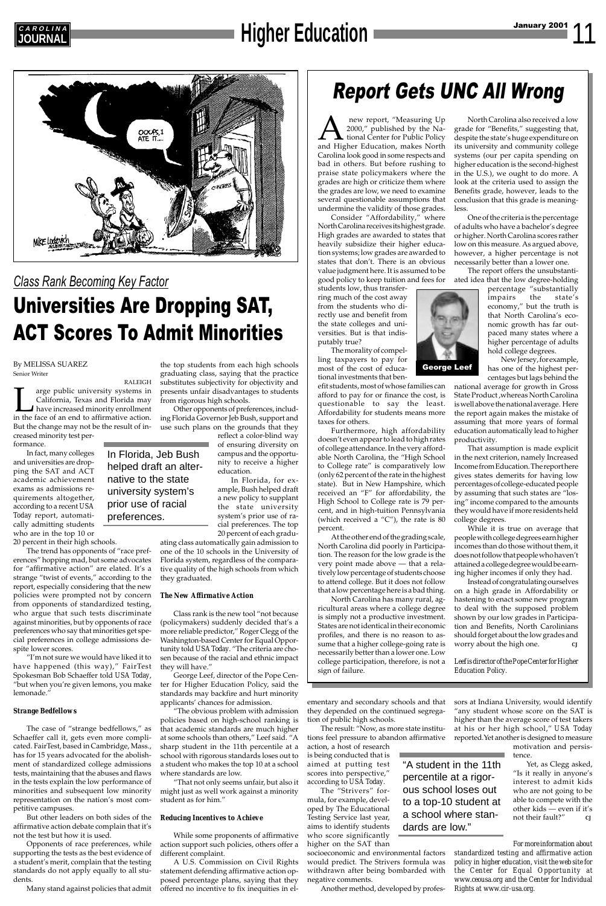## Class Rank Becoming Key Factor

# Universities Are Dropping SAT, ACT Scores To Admit Minorities

By MELISSA SUAREZ
Senior Writer

RALEIGH

Large public university systems in California, Texas and Florida may have increased minority enrollment in the face of an end to affirmative action. But the change may not be the result of increased minority test performance.

In fact, many colleges and universities are dropping the SAT and ACT academic achievement exams as admissions requirements altogether, according to a recent *USA Today* report, automatically admitting students who are in the top 10 or 20 percent in their high schools.

The trend has opponents of "race preferences" hopping mad, but some advocates for "affirmative action" are elated. It's a strange "twist of events," according to the report, especially considering that the new policies were prompted not by concern from opponents of standardized testing, who argue that such tests discriminate against minorities, but by opponents of race preferences who say that minorities get special preferences in college admissions despite lower scores.

"I'm not sure we would have liked it to have happened (this way)," FairTest Spokesman Bob Schaeffer told *USA Today*, "but when you're given lemons, you make lemonade."

### Strange Bedfellows

The case of "strange bedfellows," as Schaeffer call it, gets even more complicated. FairTest, based in Cambridge, Mass., has for 15 years advocated for the abolishment of standardized college admissions tests, maintaining that the abuses and flaws in the tests explain the low performance of minorities and subsequent low minority representation on the nation's most competitive campuses.

But other leaders on both sides of the affirmative action debate complain that it's not the test but how it is used.

Opponents of race preferences, while supporting the tests as the best evidence of a student's merit, complain that the testing standards do not apply equally to all students.

Many stand against policies that admit the top students from each high schools graduating class, saying that the practice substitutes subjectivity for objectivity and presents unfair disadvantages to students from rigorous high schools.

Other opponents of preferences, including Florida Governor Jeb Bush, support and use such plans on the grounds that they reflect a color-blind way of ensuring diversity on campus and the opportunity to receive a higher education.

> In Florida, Jeb Bush helped draft an alternative to the state university system's prior use of racial preferences.

In Florida, for example, Bush helped draft a new policy to supplant the state university system's prior use of racial preferences. The top 20 percent of each graduating class automatically gain admission to one of the 10 schools in the University of Florida system, regardless of the comparative quality of the high schools from which they graduated.

### The New Affirmative Action

Class rank is the new tool "not because (policymakers) suddenly decided that's a more reliable predictor," Roger Clegg of the Washington-based Center for Equal Opportunity told *USA Today*. "The criteria are chosen because of the racial and ethnic impact they will have."

George Leef, director of the Pope Center for Higher Education Policy, said the standards may backfire and hurt minority applicants' chances for admission.

"The obvious problem with admission policies based on high-school ranking is that academic standards are much higher at some schools than others," Leef said. "A sharp student in the 11th percentile at a school with rigorous standards loses out to a student who makes the top 10 at a school where standards are low.

"That not only seems unfair, but also it might just as well work against a minority student as for him."

### Reducing Incentives to Achieve

While some proponents of affirmative action support such policies, others offer a different complaint.

A U.S. Commission on Civil Rights statement defending affirmative action opposed percentage plans, saying that they offered no incentive to fix inequities in elementary and secondary schools and that they depended on the continued segregation of public high schools.

The result: "Now, as more state institutions feel pressure to abandon affirmative action, a host of research is being conducted that is aimed at putting test scores into perspective," according to *USA Today*.

> "A student in the 11th percentile at a rigorous school loses out to a top-10 student at a school where standards are low."

The "Strivers" formula, for example, developed by The Educational Testing Service last year, aims to identify students who score significantly higher on the SAT than socioeconomic and environmental factors would predict. The Strivers formula was withdrawn after being bombarded with negative comments.

Another method, developed by professors at Indiana University, would identify "any student whose score on the SAT is higher than the average score of test takers at his or her high school," *USA Today* reported. Yet another is designed to measure motivation and persistence.

Yet, as Clegg asked, "Is it really in anyone's interest to admit kids who are not going to be able to compete with the other kids — even if it's not their fault?" CJ

*For more information about standardized testing and affirmative action policy in higher education, visit the web site for the Center for Equal Opportunity at www.ceousa.org and the Center for Individual Rights at www.cir-usa.org.*

# Report Gets UNC All Wrong

A new report, "Measuring Up 2000," published by the National Center for Public Policy and Higher Education, makes North Carolina look good in some respects and bad in others. But before rushing to praise state policymakers where the grades are high or criticize them where the grades are low, we need to examine several questionable assumptions that undermine the validity of those grades.

Consider "Affordability," where North Carolina receives its highest grade. High grades are awarded to states that heavily subsidize their higher education systems; low grades are awarded to states that don't. There is an obvious value judgment here. It is assumed to be good policy to keep tuition and fees for students low, thus transferring much of the cost away from the students who directly use and benefit from the state colleges and universities. But is that indisputably true?

The morality of compelling taxpayers to pay for most of the cost of educational investments that benefit students, most of whose families can afford to pay for or finance the cost, is questionable to say the least. Affordability for students means more taxes for others.

Furthermore, high affordability doesn't even appear to lead to high rates of college attendance. In the very affordable North Carolina, the "High School to College rate" is comparatively low (only 62 percent of the rate in the highest state). But in New Hampshire, which received an "F" for affordability, the High School to College rate is 79 percent, and in high-tuition Pennsylvania (which received a "C"), the rate is 80 percent.

At the other end of the grading scale, North Carolina did poorly in Participation. The reason for the low grade is the very point made above — that a relatively low percentage of students choose to attend college. But it does not follow that a low percentage here is a bad thing.

North Carolina has many rural, agricultural areas where a college degree is simply not a productive investment. States are not identical in their economic profiles, and there is no reason to assume that a higher college-going rate is necessarily better than a lower one. Low college participation, therefore, is not a sign of failure.

North Carolina also received a low grade for "Benefits," suggesting that, despite the state's huge expenditure on its university and community college systems (our per capita spending on higher education is the second-highest in the U.S.), we ought to do more. A look at the criteria used to assign the Benefits grade, however, leads to the conclusion that this grade is meaningless.

One of the criteria is the percentage of adults who have a bachelor's degree or higher. North Carolina scores rather low on this measure. As argued above, however, a higher percentage is not necessarily better than a lower one.

The report offers the unsubstantiated idea that the low degree-holding percentage "substantially impairs the state's economy," but the truth is that North Carolina's economic growth has far outpaced many states where a higher percentage of adults hold college degrees.

George Leef

New Jersey, for example, has one of the highest percentages but lags behind the national average for growth in Gross State Product, whereas North Carolina is well above the national average. Here the report again makes the mistake of assuming that more years of formal education automatically lead to higher productivity.

That assumption is made explicit in the next criterion, namely Increased Income from Education. The report here gives states demerits for having low percentages of college-educated people by assuming that such states are "losing" income compared to the amounts they would have if more residents held college degrees.

While it is true on average that people with college degrees earn higher incomes than do those without them, it does not follow that people who haven't attained a college degree would be earning higher incomes if only they had.

Instead of congratulating ourselves on a high grade in Affordability or hastening to enact some new program to deal with the supposed problem shown by our low grades in Participation and Benefits, North Carolinians should forget about the low grades and worry about the high one. CJ

*Leef is director of the Pope Center for Higher Education Policy.*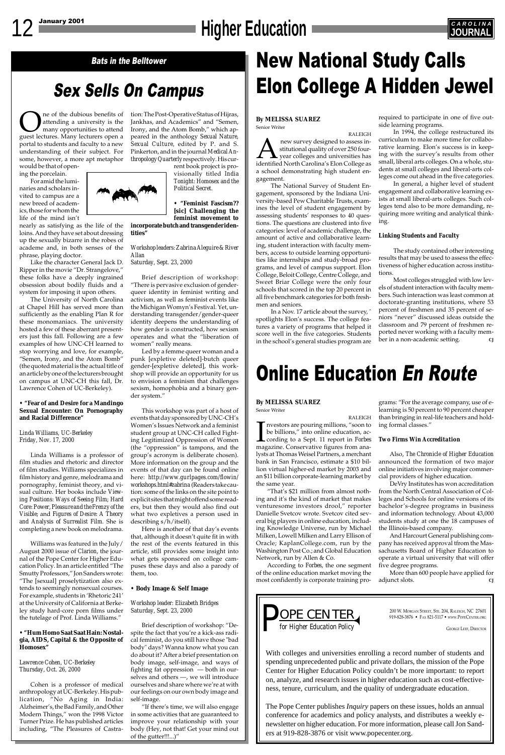*Bats in the Belltower*

# Sex Sells On Campus

One of the dubious benefits of attending a university is the many opportunities to attend guest lectures. Many lecturers open a portal to students and faculty to a new understanding of their subject. For some, however, a more apt metaphor would be that of opening the porcelain.

For amid the luminaries and scholars invited to campus are a new breed of academics, those for whom the life of the mind isn't nearly as satisfying as the life of the loins. And they have set about dressing up the sexually bizarre in the robes of academe and, in both senses of the phrase, playing doctor.

Like the character General Jack D. Ripper in the movie "Dr. Strangelove," these folks have a deeply ingrained obsession about bodily fluids and a system for imposing it upon others.

The University of North Carolina at Chapel Hill has served more than sufficiently as the enabling Plan R for these monomaniacs. The university hosted a few of these aberrant presenters just this fall. Following are a few examples of how UNC-CH learned to stop worrying and love, for example, "Semen, Irony, and the Atom Bomb" (the quoted material is the actual title of an article by one of the lecturers brought on campus at UNC-CH this fall, Dr. Lawrence Cohen of UC-Berkeley).

**• "Fear of and Desire for a Mandingo Sexual Encounter: On Pornography and Racial Difference"**

*Linda Williams, UC-Berkeley*
*Friday, Nov. 17, 2000*

Linda Williams is a professor of film studies and rhetoric and director of film studies. Williams specializes in film history and genre, melodrama and pornography, feminist theory, and visual culture. Her books include *Viewing Positions: Ways of Seeing Film; Hard Core: Power, Pleasure and the Frenzy of the Visible;* and *Figures of Desire: A Theory and Analysis of Surrealist Film.* She is completing a new book on melodrama.

Williams was featured in the July/August 2000 issue of *Clarion*, the journal of the Pope Center for Higher Education Policy. In an article entitled "The Smutty Professors," Jon Sanders wrote: "The [sexual] proselytization also extends to seemingly nonsexual courses. For example, students in 'Rhetoric 241' at the University of California at Berkeley study hard-core porn films under the tutelage of Prof. Linda Williams."

**• "Hum Homo Saat Saat Hain: Nostalgia, AIDS, Capital & the Opposite of Homosex"**

*Lawrence Cohen, UC-Berkeley*
*Thursday, Oct. 26, 2000*

Cohen is a professor of medical anthropology at UC-Berkeley. His publication, "No Aging in India: Alzheimer's, the Bad Family, and Other Modern Things," won the 1998 Victor Turner Prize. He has published articles including, "The Pleasures of Castration: The Post-Operative Status of Hijras, Jankhas, and Academics" and "Semen, Irony, and the Atom Bomb," which appeared in the anthology *Sexual Nature, Sexual Culture*, edited by P. and S. Pinkerton, and in the journal *Medical Anthropology Quarterly* respectively. His current book project is provisionally titled *India Tonight: Homosex and the Political Secret.*

**• "Feminist Fascism?? [sic] Challenging the feminist movement to incorporate butch and transgender identities"**

*Workshop leaders: Zabrina Aleguire & River Allan*
*Saturday, Sept. 23, 2000*

Brief description of workshop: "There is pervasive exclusion of genderqueer identity in feminist writing and activism, as well as feminist events like the Michigan Womyn's Festival. Yet, understanding transgender/gender-queer identity deepens the understanding of how gender is constructed, how sexism operates and what the "liberation of women" really means.

Led by a femme queer woman and a punk [expletive deleted]-butch queer gender-[expletive deleted], this workshop will provide an opportunity for us to envision a feminism that challenges sexism, homophobia and a binary gender system."

This workshop was part of a host of events that day sponsored by UNC-CH's Women's Issues Network and a feminist student group at UNC-CH called Fighting Legitimized Oppression of Women (the "oppression" is tampons, and the group's acronym is deliberate chosen). More information on the group and the events of that day can be found online here: *http://www.gurlpages.com/flowin/workshops.html#zabrina* (Readers take caution: some of the links on the site point to explicit sites that might offend some readers, but then they would also find out what two expletives a person used in describing s/h/itself).

Here is another of that day's events that, although it doesn't quite fit in with the rest of the events featured in this article, still provides some insight into what gets sponsored on college campuses these days and also a parody of them, too.

**• Body Image & Self Image**

*Workshop leader: Elizabeth Bridges*
*Saturday, Sept. 23, 2000*

Brief description of workshop: "Despite the fact that you're a kick-ass radical feminist, do you still have those "bad body" days? Wanna know what you can do about it? After a brief presentation on body image, self-image, and ways of fighting fat oppression — both in ourselves and others —, we will introduce ourselves and share where we're at with our feelings on our own body image and self-image.

"If there's time, we will also engage in some activities that are guaranteed to improve your relationship with your body (Hey, not that! Get your mind out of the gutter!!!...)"

# New National Study Calls Elon College A Hidden Jewel

**By MELISSA SUAREZ**
Senior Writer

RALEIGH

A new survey designed to assess institutional quality of over 250 four-year colleges and universities has identified North Carolina's Elon College as a school demonstrating high student engagement.

The National Survey of Student Engagement, sponsored by the Indiana University-based Pew Charitable Trusts, examines the level of student engagement by assessing students' responses to 40 questions. The questions are clustered into five categories: level of academic challenge, the amount of active and collaborative learning, student interaction with faculty members, access to outside learning opportunities like internships and study-broad programs, and level of campus support. Elon College, Beloit College, Centre College, and Sweet Briar College were the only four schools that scored in the top 20 percent in all five benchmark categories for both freshmen and seniors.

In a Nov. 17 article about the survey, ^ spotlights Elon's success. The college features a variety of programs that helped it score well in the five categories. Students in the school's general studies program are required to participate in one of five outside learning programs.

In 1994, the college restructured its curriculum to make more time for collaborative learning. Elon's success is in keeping with other the survey's results from other small, liberal arts colleges. On a whole, students at small colleges and liberal-arts colleges come out ahead in the five categories.

In general, a higher level of student engagement and collaborative learning exists at small liberal-arts colleges. Such colleges tend also to be more demanding, requiring more writing and analytical thinking.

### *Linking Students and Faculty*

The study contained other interesting results that may be used to assess the effectiveness of higher education across institutions.

Most colleges struggled with low levels of student interaction with faculty members. Such interaction was least common at doctorate-granting institutions, where 53 percent of freshmen and 35 percent of seniors "never" discussed ideas outside the classroom and 79 percent of freshmen reported never working with a faculty member in a non-academic setting. CJ

# Online Education *En Route*

**By MELISSA SUAREZ**
Senior Writer

RALEIGH

Investors are pouring millions, "soon to be billions," into online education, according to a Sept. 11 report in *Forbes* magazine. Conservative figures from analysts at Thomas Weisel Partners, a merchant bank in San Francisco, estimate a $10 billion virtual higher-ed market by 2003 and an $11 billion corporate-learning market by the same year.

"That's $21 million from almost nothing and it's the kind of market that makes venturesome investors drool," reporter Danielle Svetcov wrote. Svetcov cited several big players in online education, including Knowledge Universe, run by Michael Milken, Lowell Milken and Larry Ellison of Oracle; KaplanCollege.com, run by the Washington Post Co.; and Global Education Network, run by Allen & Co.

According to *Forbes*, the one segment of the online education market moving the most confidently is corporate training programs: "For the average company, use of e-learning is 50 percent to 90 percent cheaper than bringing in real-life teachers and holding formal classes."

### *Two Firms Win Accreditation*

Also, *The Chronicle of Higher Education* announced the formation of two major online initiatives involving major commercial providers of higher education.

DeVry Institutes has won accreditation from the North Central Association of Colleges and Schools for online versions of its bachelor's-degree programs in business and information technology. About 43,000 students study at one the 18 campuses of the Illinois-based company.

And Harcourt General publishing company has received approval tfrom the Massachusetts Board of Higher Education to operate a virtual university that will offer five degree programs.

More than 600 people have applied for adjunct slots. CJ

**POPE CENTER for Higher Education Policy**

200 W. Morgan Street, Ste. 204, Raleigh, NC 27601
919-828-3876 • Fax 821-5117 • www.popecenter.org

George Leef, Director

With colleges and universities enrolling a record number of students and spending unprecedented public and private dollars, the mission of the Pope Center for Higher Education Policy couldn't be more important: to report on, analyze, and research issues in higher education such as cost-effectiveness, tenure, curriculum, and the quality of undergraduate education.

The Pope Center publishes *Inquiry* papers on these issues, holds an annual conference for academics and policy analysts, and distributes a weekly e-newsletter on higher education. For more information, please call Jon Sanders at 919-828-3876 or visit www.popecenter.org.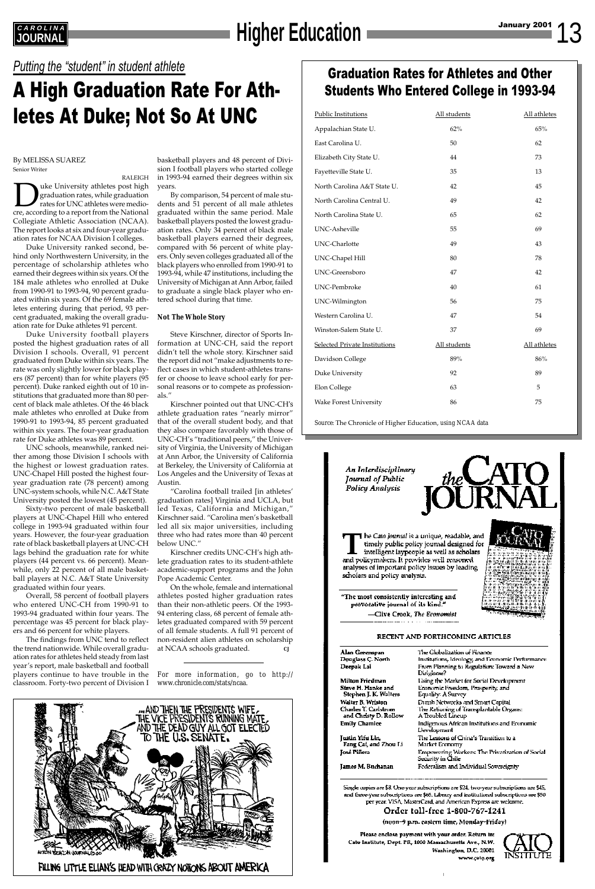*Putting the "student" in student athlete*

# A High Graduation Rate For Athletes At Duke; Not So At UNC

By MELISSA SUAREZ
Senior Writer

RALEIGH

Duke University athletes post high graduation rates, while graduation rates for UNC athletes were mediocre, according to a report from the National Collegiate Athletic Association (NCAA). The report looks at six and four-year graduation rates for NCAA Division I colleges.

Duke University ranked second, behind only Northwestern University, in the percentage of scholarship athletes who earned their degrees within six years. Of the 184 male athletes who enrolled at Duke from 1990-91 to 1993-94, 90 percent graduated within six years. Of the 69 female athletes entering during that period, 93 percent graduated, making the overall graduation rate for Duke athletes 91 percent.

Duke University football players posted the highest graduation rates of all Division I schools. Overall, 91 percent graduated from Duke within six years. The rate was only slightly lower for black players (87 percent) than for white players (95 percent). Duke ranked eighth out of 10 institutions that graduated more than 80 percent of black male athletes. Of the 46 black male athletes who enrolled at Duke from 1990-91 to 1993-94, 85 percent graduated within six years. The four-year graduation rate for Duke athletes was 89 percent.

UNC schools, meanwhile, ranked neither among those Division I schools with the highest or lowest graduation rates. UNC-Chapel Hill posted the highest four-year graduation rate (78 percent) among UNC-system schools, while N.C. A&T State University posted the lowest (45 percent).

Sixty-two percent of male basketball players at UNC-Chapel Hill who entered college in 1993-94 graduated within four years. However, the four-year graduation rate of black basketball players at UNC-CH lags behind the graduation rate for white players (44 percent vs. 66 percent). Meanwhile, only 22 percent of all male basketball players at N.C. A&T State University graduated within four years.

Overall, 58 percent of football players who entered UNC-CH from 1990-91 to 1993-94 graduated within four years. The percentage was 45 percent for black players and 66 percent for white players.

The findings from UNC tend to reflect the trend nationwide. While overall graduation rates for athletes held steady from last year's report, male basketball and football players continue to have trouble in the classroom. Forty-two percent of Division I basketball players and 48 percent of Division I football players who started college in 1993-94 earned their degrees within six years.

By comparison, 54 percent of male students and 51 percent of all male athletes graduated within the same period. Male basketball players posted the lowest graduation rates. Only 34 percent of black male basketball players earned their degrees, compared with 56 percent of white players. Only seven colleges graduated all of the black players who enrolled from 1990-91 to 1993-94, while 47 institutions, including the University of Michigan at Ann Arbor, failed to graduate a single black player who entered school during that time.

### Not The Whole Story

Steve Kirschner, director of Sports Information at UNC-CH, said the report didn't tell the whole story. Kirschner said the report did not "make adjustments to reflect cases in which student-athletes transfer or choose to leave school early for personal reasons or to compete as professionals."

Kirschner pointed out that UNC-CH's athlete graduation rates "nearly mirror" that of the overall student body, and that they also compare favorably with those of UNC-CH's "traditional peers," the University of Virginia, the University of Michigan at Ann Arbor, the University of California at Berkeley, the University of California at Los Angeles and the University of Texas at Austin.

"Carolina football trailed [in athletes' graduation rates] Virginia and UCLA, but led Texas, California and Michigan," Kirschner said. "Carolina men's basketball led all six major universities, including three who had rates more than 40 percent below UNC."

Kirschner credits UNC-CH's high athlete graduation rates to its student-athlete academic-support programs and the John Pope Academic Center.

On the whole, female and international athletes posted higher graduation rates than their non-athletic peers. Of the 1993-94 entering class, 68 percent of female athletes graduated compared with 59 percent of all female students. A full 91 percent of non-resident alien athletes on scholarship at NCAA schools graduated. CJ

*For more information, go to http://www.chronicle.com/stats/ncaa.*

## Graduation Rates for Athletes and Other Students Who Entered College in 1993-94

| Public Institutions | All students | All athletes |
|---|---|---|
| Appalachian State U. | 62% | 65% |
| East Carolina U. | 50 | 62 |
| Elizabeth City State U. | 44 | 73 |
| Fayetteville State U. | 35 | 13 |
| North Carolina A&T State U. | 42 | 45 |
| North Carolina Central U. | 49 | 42 |
| North Carolina State U. | 65 | 62 |
| UNC-Asheville | 55 | 69 |
| UNC-Charlotte | 49 | 43 |
| UNC-Chapel Hill | 80 | 78 |
| UNC-Greensboro | 47 | 42 |
| UNC-Pembroke | 40 | 61 |
| UNC-Wilmington | 56 | 75 |
| Western Carolina U. | 47 | 54 |
| Winston-Salem State U. | 37 | 69 |
| **Selected Private Institutions** | **All students** | **All athletes** |
| Davidson College | 89% | 86% |
| Duke University | 92 | 89 |
| Elon College | 63 | 5 |
| Wake Forest University | 86 | 75 |

Source: The Chronicle of Higher Education, using NCAA data

...AND THEN THE PRESIDENT'S WIFE, THE VICE PRESIDENT'S RUNNING MATE, AND THE DEAD GUY ALL GOT ELECTED TO THE U.S. SENATE.

FILLING LITTLE ELIAN'S HEAD WITH CRAZY NOTIONS ABOUT AMERICA

An Interdisciplinary Journal of Public Policy Analysis

# the CATO JOURNAL

The *Cato Journal* is a unique, readable, and timely public policy journal designed for intelligent laypeople as well as scholars and policymakers. It provides well reasoned analyses of important policy issues by leading scholars and policy analysts.

"The most consistently interesting and provocative journal of its kind."
—Clive Crook, *The Economist*

RECENT AND FORTHCOMING ARTICLES

| | |
|---|---|
| Alan Greenspan | The Globalization of Finance |
| Douglass C. North | Institutions, Ideology, and Economic Performance |
| Deepak Lal | From Planning to Regulation: Toward a New Dirigisme? |
| Milton Friedman | Using the Market for Social Development |
| Steve H. Hanke and Stephen J. K. Walters | Economic Freedom, Prosperity, and Equality: A Survey |
| Walter B. Wriston | Dumb Networks and Smart Capital |
| Charles T. Carlstrom and Christy D. Rollow | The Rationing of Transplantable Organs: A Troubled Lineup |
| Emily Chamlee | Indigenous African Institutions and Economic Development |
| Justin Yifu Lin, Fang Cai, and Zhou Li | The Lessons of China's Transition to a Market Economy |
| José Piñera | Empowering Workers: The Privatization of Social Security in Chile |
| James M. Buchanan | Federalism and Individual Sovereignty |

Single copies are $8. One-year subscriptions are $24, two-year subscriptions are $45, and three-year subscriptions are $65. Library and institutional subscriptions are $50 per year. VISA, MasterCard, and American Express are welcome.

Order toll-free 1-800-767-1241

(noon–9 p.m. eastern time, Monday–Friday)

Please enclose payment with your order. Return to:
Cato Institute, Dept. PR, 1000 Massachusetts Ave., N.W.
Washington, D.C. 20001
www.cato.org

CATO INSTITUTE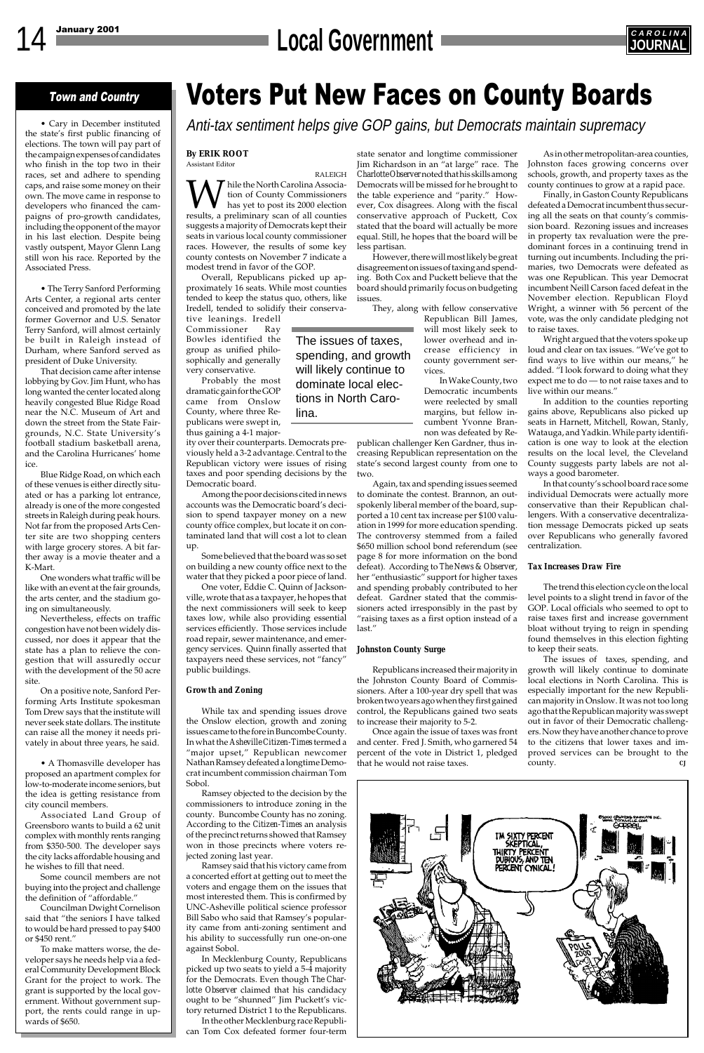## Town and Country

• Cary in December instituted the state's first public financing of elections. The town will pay part of the campaign expenses of candidates who finish in the top two in their races, set and adhere to spending caps, and raise some money on their own. The move came in response to developers who financed the campaigns of pro-growth candidates, including the opponent of the mayor in his last election. Despite being vastly outspent, Mayor Glenn Lang still won his race. Reported by the Associated Press.

• The Terry Sanford Performing Arts Center, a regional arts center conceived and promoted by the late former Governor and U.S. Senator Terry Sanford, will almost certainly be built in Raleigh instead of Durham, where Sanford served as president of Duke University.

That decision came after intense lobbying by Gov. Jim Hunt, who has long wanted the center located along heavily congested Blue Ridge Road near the N.C. Museum of Art and down the street from the State Fairgrounds, N.C. State University's football stadium basketball arena, and the Carolina Hurricanes' home ice.

Blue Ridge Road, on which each of these venues is either directly situated or has a parking lot entrance, already is one of the more congested streets in Raleigh during peak hours. Not far from the proposed Arts Center site are two shopping centers with large grocery stores. A bit farther away is a movie theater and a K-Mart.

One wonders what traffic will be like with an event at the fair grounds, the arts center, and the stadium going on simultaneously.

Nevertheless, effects on traffic congestion have not been widely discussed, nor does it appear that the state has a plan to relieve the congestion that will assuredly occur with the development of the 50 acre site.

On a positive note, Sanford Performing Arts Institute spokesman Tom Drew says that the institute will never seek state dollars. The institute can raise all the money it needs privately in about three years, he said.

• A Thomasville developer has proposed an apartment complex for low-to-moderate income seniors, but the idea is getting resistance from city council members.

Associated Land Group of Greensboro wants to build a 62 unit complex with monthly rents ranging from $350-500. The developer says the city lacks affordable housing and he wishes to fill that need.

Some council members are not buying into the project and challenge the definition of "affordable."

Councilman Dwight Cornelison said that "the seniors I have talked to would be hard pressed to pay $400 or $450 rent."

To make matters worse, the developer says he needs help via a federal Community Development Block Grant for the project to work. The grant is supported by the local government. Without government support, the rents could range in upwards of $650.

# Voters Put New Faces on County Boards

*Anti-tax sentiment helps give GOP gains, but Democrats maintain supremacy*

**By ERIK ROOT**
Assistant Editor

RALEIGH

While the North Carolina Association of County Commissioners has yet to post its 2000 election results, a preliminary scan of all counties suggests a majority of Democrats kept their seats in various local county commissioner races. However, the results of some key county contests on November 7 indicate a modest trend in favor of the GOP.

Overall, Republicans picked up approximately 16 seats. While most counties tended to keep the status quo, others, like Iredell, tended to solidify their conservative leanings. Iredell Commissioner Ray Bowles identified the group as unified philosophically and generally very conservative.

Probably the most dramatic gain for the GOP came from Onslow County, where three Republicans were swept in, thus gaining a 4-1 majority over their counterparts. Democrats previously held a 3-2 advantage. Central to the Republican victory were issues of rising taxes and poor spending decisions by the Democratic board.

Among the poor decisions cited in news accounts was the Democratic board's decision to spend taxpayer money on a new county office complex, but locate it on contaminated land that will cost a lot to clean up.

Some believed that the board was so set on building a new county office next to the water that they picked a poor piece of land.

One voter, Eddie C. Quinn of Jacksonville, wrote that as a taxpayer, he hopes that the next commissioners will seek to keep taxes low, while also providing essential services efficiently. Those services include road repair, sewer maintenance, and emergency services. Quinn finally asserted that taxpayers need these services, not "fancy" public buildings.

> The issues of taxes, spending, and growth will likely continue to dominate local elections in North Carolina.

### Growth and Zoning

While tax and spending issues drove the Onslow election, growth and zoning issues came to the fore in Buncombe County. In what the *Asheville Citizen-Times* termed a "major upset," Republican newcomer Nathan Ramsey defeated a longtime Democrat incumbent commission chairman Tom Sobol.

Ramsey objected to the decision by the commissioners to introduce zoning in the county. Buncombe County has no zoning. According to the *Citizen-Times* an analysis of the precinct returns showed that Ramsey won in those precincts where voters rejected zoning last year.

Ramsey said that his victory came from a concerted effort at getting out to meet the voters and engage them on the issues that most interested them. This is confirmed by UNC-Asheville political science professor Bill Sabo who said that Ramsey's popularity came from anti-zoning sentiment and his ability to successfully run one-on-one against Sobol.

In Mecklenburg County, Republicans picked up two seats to yield a 5-4 majority for the Democrats. Even though *The Charlotte Observer* claimed that his candidacy ought to be "shunned" Jim Puckett's victory returned District 1 to the Republicans.

In the other Mecklenburg race Republican Tom Cox defeated former four-term state senator and longtime commissioner Jim Richardson in an "at large" race. The *Charlotte Observer* noted that his skills among Democrats will be missed for he brought to the table experience and "parity." However, Cox disagrees. Along with the fiscal conservative approach of Puckett, Cox stated that the board will actually be more equal. Still, he hopes that the board will be less partisan.

However, there will most likely be great disagreement on issues of taxing and spending. Both Cox and Puckett believe that the board should primarily focus on budgeting issues.

They, along with fellow conservative Republican Bill James, will most likely seek to lower overhead and increase efficiency in county government services.

In Wake County, two Democratic incumbents were reelected by small margins, but fellow incumbent Yvonne Brannon was defeated by Republican challenger Ken Gardner, thus increasing Republican representation on the state's second largest county from one to two.

Again, tax and spending issues seemed to dominate the contest. Brannon, an outspokenly liberal member of the board, supported a 10 cent tax increase per $100 valuation in 1999 for more education spending. The controversy stemmed from a failed $650 million school bond referendum (see page 8 for more information on the bond defeat). According to *The News & Observer*, her "enthusiastic" support for higher taxes and spending probably contributed to her defeat. Gardner stated that the commissioners acted irresponsibly in the past by "raising taxes as a first option instead of a last."

### Johnston County Surge

Republicans increased their majority in the Johnston County Board of Commissioners. After a 100-year dry spell that was broken two years ago when they first gained control, the Republicans gained two seats to increase their majority to 5-2.

Once again the issue of taxes was front and center. Fred J. Smith, who garnered 54 percent of the vote in District 1, pledged that he would not raise taxes.

As in other metropolitan-area counties, Johnston faces growing concerns over schools, growth, and property taxes as the county continues to grow at a rapid pace.

Finally, in Gaston County Republicans defeated a Democrat incumbent thus securing all the seats on that county's commission board. Rezoning issues and increases in property tax revaluation were the predominant forces in a continuing trend in turning out incumbents. Including the primaries, two Democrats were defeated as was one Republican. This year Democrat incumbent Neill Carson faced defeat in the November election. Republican Floyd Wright, a winner with 56 percent of the vote, was the only candidate pledging not to raise taxes.

Wright argued that the voters spoke up loud and clear on tax issues. "We've got to find ways to live within our means," he added. "I look forward to doing what they expect me to do — to not raise taxes and to live within our means."

In addition to the counties reporting gains above, Republicans also picked up seats in Harnett, Mitchell, Rowan, Stanly, Watauga, and Yadkin. While party identification is one way to look at the election results on the local level, the Cleveland County suggests party labels are not always a good barometer.

In that county's school board race some individual Democrats were actually more conservative than their Republican challengers. With a conservative decentralization message Democrats picked up seats over Republicans who generally favored centralization.

### Tax Increases Draw Fire

The trend this election cycle on the local level points to a slight trend in favor of the GOP. Local officials who seemed to opt to raise taxes first and increase government bloat without trying to reign in spending found themselves in this election fighting to keep their seats.

The issues of taxes, spending, and growth will likely continue to dominate local elections in North Carolina. This is especially important for the new Republican majority in Onslow. It was not too long ago that the Republican majority was swept out in favor of their Democratic challengers. Now they have another chance to prove to the citizens that lower taxes and improved services can be brought to the county. CJ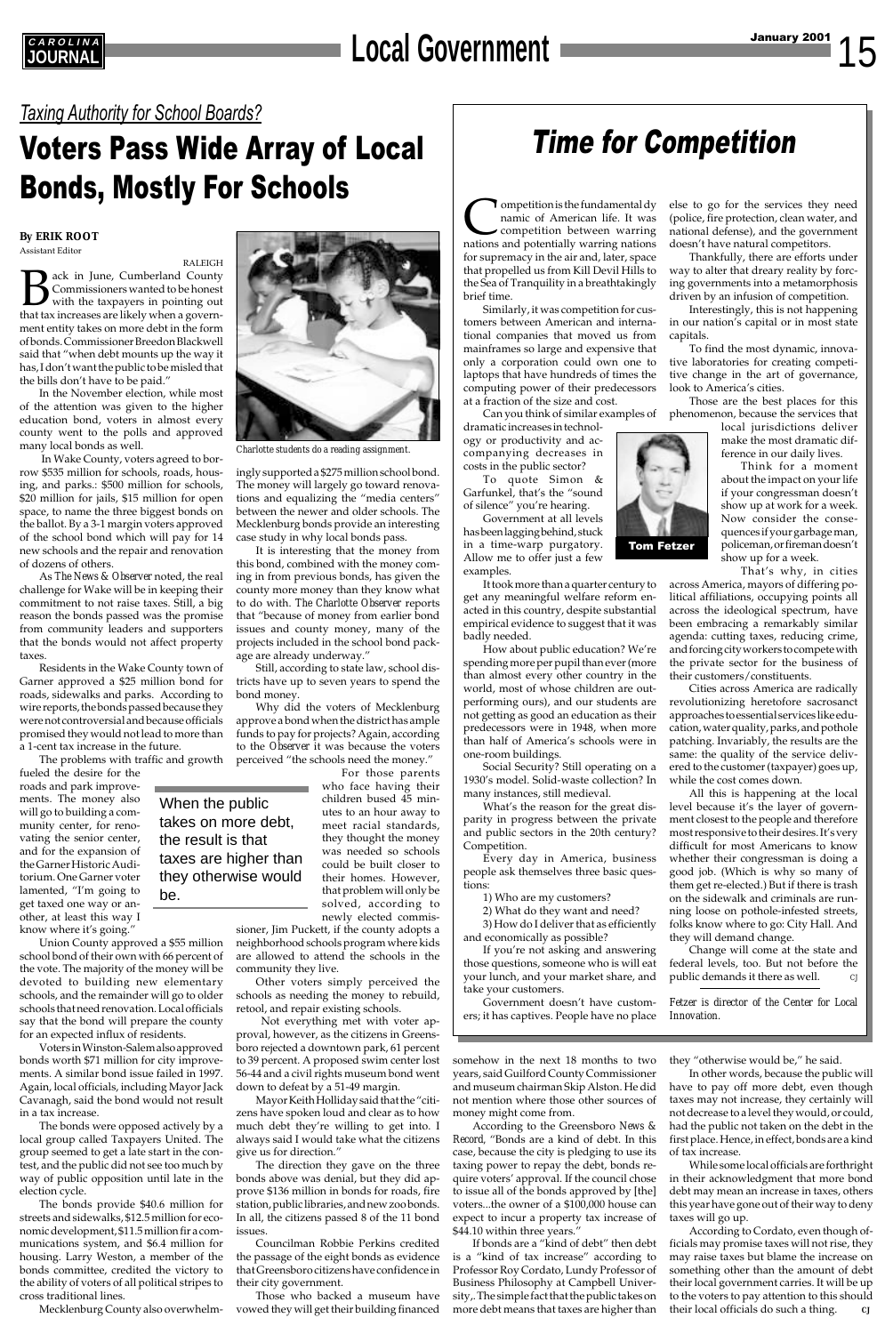*Taxing Authority for School Boards?*

# Voters Pass Wide Array of Local Bonds, Mostly For Schools

**By ERIK ROOT**
Assistant Editor

RALEIGH

Back in June, Cumberland County Commissioners wanted to be honest with the taxpayers in pointing out that tax increases are likely when a government entity takes on more debt in the form of bonds. Commissioner Breedon Blackwell said that "when debt mounts up the way it has, I don't want the public to be misled that the bills don't have to be paid."

In the November election, while most of the attention was given to the higher education bond, voters in almost every county went to the polls and approved many local bonds as well.

In Wake County, voters agreed to borrow $535 million for schools, roads, housing, and parks.: $500 million for schools, $20 million for jails, $15 million for open space, to name the three biggest bonds on the ballot. By a 3-1 margin voters approved of the school bond which will pay for 14 new schools and the repair and renovation of dozens of others.

As *The News & Observer* noted, the real challenge for Wake will be in keeping their commitment to not raise taxes. Still, a big reason the bonds passed was the promise from community leaders and supporters that the bonds would not affect property taxes.

Residents in the Wake County town of Garner approved a $25 million bond for roads, sidewalks and parks. According to wire reports, the bonds passed because they were not controversial and because officials promised they would not lead to more than a 1-cent tax increase in the future.

The problems with traffic and growth fueled the desire for the roads and park improvements. The money also will go to building a community center, for renovating the senior center, and for the expansion of the Garner Historic Auditorium. One Garner voter lamented, "I'm going to get taxed one way or another, at least this way I know where it's going."

Union County approved a $55 million school bond of their own with 66 percent of the vote. The majority of the money will be devoted to building new elementary schools, and the remainder will go to older schools that need renovation. Local officials say that the bond will prepare the county for an expected influx of residents.

Voters in Winston-Salem also approved bonds worth $71 million for city improvements. A similar bond issue failed in 1997. Again, local officials, including Mayor Jack Cavanagh, said the bond would not result in a tax increase.

The bonds were opposed actively by a local group called Taxpayers United. The group seemed to get a late start in the contest, and the public did not see too much by way of public opposition until late in the election cycle.

The bonds provide $40.6 million for streets and sidewalks, $12.5 million for economic development, $11.5 million fir a communications system, and $6.4 million for housing. Larry Weston, a member of the bonds committee, credited the victory to the ability of voters of all political stripes to cross traditional lines.

Mecklenburg County also overwhelmingly supported a $275 million school bond. The money will largely go toward renovations and equalizing the "media centers" between the newer and older schools. The Mecklenburg bonds provide an interesting case study in why local bonds pass.

*Charlotte students do a reading assignment.*

It is interesting that the money from this bond, combined with the money coming in from previous bonds, has given the county more money than they know what to do with. *The Charlotte Observer* reports that "because of money from earlier bond issues and county money, many of the projects included in the school bond package are already underway."

Still, according to state law, school districts have up to seven years to spend the bond money.

Why did the voters of Mecklenburg approve a bond when the district has ample funds to pay for projects? Again, according to the *Observer* it was because the voters perceived "the schools need the money."

> When the public takes on more debt, the result is that taxes are higher than they otherwise would be.

For those parents who face having their children bused 45 minutes to an hour away to meet racial standards, they thought the money was needed so schools could be built closer to their homes. However, that problem will only be solved, according to newly elected commissioner, Jim Puckett, if the county adopts a neighborhood schools program where kids are allowed to attend the schools in the community they live.

Other voters simply perceived the schools as needing the money to rebuild, retool, and repair existing schools.

Not everything met with voter approval, however, as the citizens in Greensboro rejected a downtown park, 61 percent to 39 percent. A proposed swim center lost 56-44 and a civil rights museum bond went down to defeat by a 51-49 margin.

Mayor Keith Holliday said that the "citizens have spoken loud and clear as to how much debt they're willing to get into. I always said I would take what the citizens give us for direction."

The direction they gave on the three bonds above was denial, but they did approve $136 million in bonds for roads, fire station, public libraries, and new zoo bonds. In all, the citizens passed 8 of the 11 bond issues.

Councilman Robbie Perkins credited the passage of the eight bonds as evidence that Greensboro citizens have confidence in their city government.

Those who backed a museum have vowed they will get their building financed somehow in the next 18 months to two years, said Guilford County Commissioner and museum chairman Skip Alston. He did not mention where those other sources of money might come from.

According to the Greensboro *News & Record*, "Bonds are a kind of debt. In this case, because the city is pledging to use its taxing power to repay the debt, bonds require voters' approval. If the council chose to issue all of the bonds approved by [the] voters...the owner of a $100,000 house can expect to incur a property tax increase of $44.10 within three years."

If bonds are a "kind of debt" then debt is a "kind of tax increase" according to Professor Roy Cordato, Lundy Professor of Business Philosophy at Campbell University,. The simple fact that the public takes on more debt means that taxes are higher than they "otherwise would be," he said.

In other words, because the public will have to pay off more debt, even though taxes may not increase, they certainly will not decrease to a level they would, or could, had the public not taken on the debt in the first place. Hence, in effect, bonds are a kind of tax increase.

While some local officials are forthright in their acknowledgment that more bond debt may mean an increase in taxes, others this year have gone out of their way to deny taxes will go up.

According to Cordato, even though officials may promise taxes will not rise, they may raise taxes but blame the increase on something other than the amount of debt their local government carries. It will be up to the voters to pay attention to this should their local officials do such a thing. CJ

# Time for Competition

Competition is the fundamental dynamic of American life. It was competition between warring nations and potentially warring nations for supremacy in the air and, later, space that propelled us from Kill Devil Hills to the Sea of Tranquility in a breathtakingly brief time.

Similarly, it was competition for customers between American and international companies that moved us from mainframes so large and expensive that only a corporation could own one to laptops that have hundreds of times the computing power of their predecessors at a fraction of the size and cost.

Can you think of similar examples of dramatic increases in technology or productivity and accompanying decreases in costs in the public sector?

To quote Simon & Garfunkel, that's the "sound of silence" you're hearing.

Government at all levels has been lagging behind, stuck in a time-warp purgatory. Allow me to offer just a few examples.

It took more than a quarter century to get any meaningful welfare reform enacted in this country, despite substantial empirical evidence to suggest that it was badly needed.

How about public education? We're spending more per pupil than ever (more than almost every other country in the world, most of whose children are outperforming ours), and our students are not getting as good an education as their predecessors were in 1948, when more than half of America's schools were in one-room buildings.

Social Security? Still operating on a 1930's model. Solid-waste collection? In many instances, still medieval.

What's the reason for the great disparity in progress between the private and public sectors in the 20th century? Competition.

Every day in America, business people ask themselves three basic questions:

1) Who are my customers?

2) What do they want and need?

3) How do I deliver that as efficiently and economically as possible?

If you're not asking and answering those questions, someone who is will eat your lunch, and your market share, and take your customers.

Government doesn't have customers; it has captives. People have no place else to go for the services they need (police, fire protection, clean water, and national defense), and the government doesn't have natural competitors.

Thankfully, there are efforts under way to alter that dreary reality by forcing governments into a metamorphosis driven by an infusion of competition.

Interestingly, this is not happening in our nation's capital or in most state capitals.

To find the most dynamic, innovative laboratories for creating competitive change in the art of governance, look to America's cities.

Those are the best places for this phenomenon, because the services that local jurisdictions deliver make the most dramatic difference in our daily lives.

**Tom Fetzer**

Think for a moment about the impact on your life if your congressman doesn't show up at work for a week. Now consider the consequences if your garbage man, policeman, or fireman doesn't show up for a week.

That's why, in cities across America, mayors of differing political affiliations, occupying points all across the ideological spectrum, have been embracing a remarkably similar agenda: cutting taxes, reducing crime, and forcing city workers to compete with the private sector for the business of their customers/constituents.

Cities across America are radically revolutionizing heretofore sacrosanct approaches to essential services like education, water quality, parks, and pothole patching. Invariably, the results are the same: the quality of the service delivered to the customer (taxpayer) goes up, while the cost comes down.

All this is happening at the local level because it's the layer of government closest to the people and therefore most responsive to their desires. It's very difficult for most Americans to know whether their congressman is doing a good job. (Which is why so many of them get re-elected.) But if there is trash on the sidewalk and criminals are running loose on pothole-infested streets, folks know where to go: City Hall. And they will demand change.

Change will come at the state and federal levels, too. But not before the public demands it there as well. CJ

*Fetzer is director of the Center for Local Innovation.*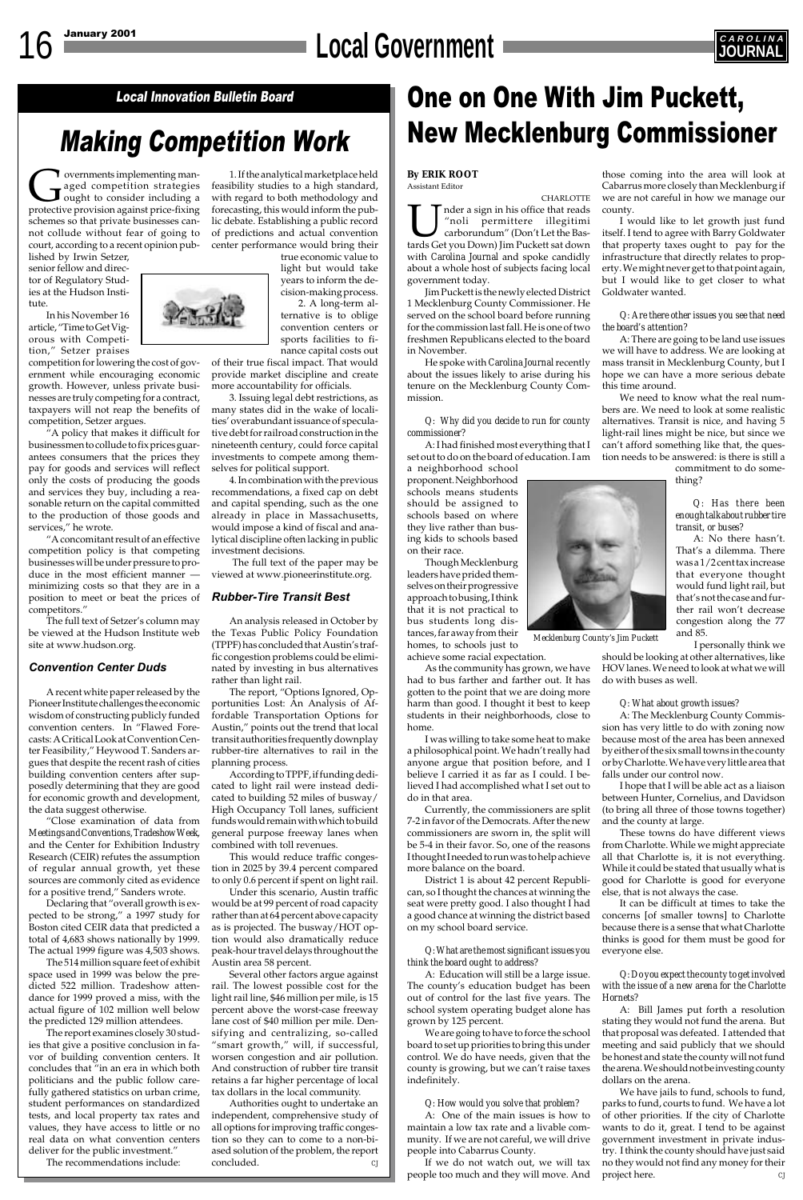## Local Innovation Bulletin Board

# Making Competition Work

Governments implementing managed competition strategies ought to consider including a protective provision against price-fixing schemes so that private businesses cannot collude without fear of going to court, according to a recent opinion published by Irwin Setzer, senior fellow and director of Regulatory Studies at the Hudson Institute.

In his November 16 article, "Time to Get Vigorous with Competition," Setzer praises competition for lowering the cost of government while encouraging economic growth. However, unless private businesses are truly competing for a contract, taxpayers will not reap the benefits of competition, Setzer argues.

"A policy that makes it difficult for businessmen to collude to fix prices guarantees consumers that the prices they pay for goods and services will reflect only the costs of producing the goods and services they buy, including a reasonable return on the capital committed to the production of those goods and services," he wrote.

"A concomitant result of an effective competition policy is that competing businesses will be under pressure to produce in the most efficient manner — minimizing costs so that they are in a position to meet or beat the prices of competitors."

The full text of Setzer's column may be viewed at the Hudson Institute web site at www.hudson.org.

### Convention Center Duds

A recent white paper released by the Pioneer Institute challenges the economic wisdom of constructing publicly funded convention centers. In "Flawed Forecasts: A Critical Look at Convention Center Feasibility," Heywood T. Sanders argues that despite the recent rash of cities building convention centers after supposedly determining that they are good for economic growth and development, the data suggest otherwise.

"Close examination of data from *Meetings and Conventions, Tradeshow Week*, and the Center for Exhibition Industry Research (CEIR) refutes the assumption of regular annual growth, yet these sources are commonly cited as evidence for a positive trend," Sanders wrote.

Declaring that "overall growth is expected to be strong," a 1997 study for Boston cited CEIR data that predicted a total of 4,683 shows nationally by 1999. The actual 1999 figure was 4,503 shows.

The 514 million square feet of exhibit space used in 1999 was below the predicted 522 million. Tradeshow attendance for 1999 proved a miss, with the actual figure of 102 million well below the predicted 129 million attendees.

The report examines closely 30 studies that give a positive conclusion in favor of building convention centers. It concludes that "in an era in which both politicians and the public follow carefully gathered statistics on urban crime, student performances on standardized tests, and local property tax rates and values, they have access to little or no real data on what convention centers deliver for the public investment."

The recommendations include:

1. If the analytical marketplace held feasibility studies to a high standard, with regard to both methodology and forecasting, this would inform the public debate. Establishing a public record of predictions and actual convention center performance would bring their true economic value to light but would take years to inform the decision-making process.

2. A long-term alternative is to oblige convention centers or sports facilities to finance capital costs out of their true fiscal impact. That would provide market discipline and create more accountability for officials.

3. Issuing legal debt restrictions, as many states did in the wake of localities' overabundant issuance of speculative debt for railroad construction in the nineteenth century, could force capital investments to compete among themselves for political support.

4. In combination with the previous recommendations, a fixed cap on debt and capital spending, such as the one already in place in Massachusetts, would impose a kind of fiscal and analytical discipline often lacking in public investment decisions.

The full text of the paper may be viewed at www.pioneerinstitute.org.

### Rubber-Tire Transit Best

An analysis released in October by the Texas Public Policy Foundation (TPPF) has concluded that Austin's traffic congestion problems could be eliminated by investing in bus alternatives rather than light rail.

The report, "Options Ignored, Opportunities Lost: An Analysis of Affordable Transportation Options for Austin," points out the trend that local transit authorities frequently downplay rubber-tire alternatives to rail in the planning process.

According to TPPF, if funding dedicated to light rail were instead dedicated to building 52 miles of busway/High Occupancy Toll lanes, sufficient funds would remain with which to build general purpose freeway lanes when combined with toll revenues.

This would reduce traffic congestion in 2025 by 39.4 percent compared to only 0.6 percent if spent on light rail.

Under this scenario, Austin traffic would be at 99 percent of road capacity rather than at 64 percent above capacity as is projected. The busway/HOT option would also dramatically reduce peak-hour travel delays throughout the Austin area 58 percent.

Several other factors argue against rail. The lowest possible cost for the light rail line, $46 million per mile, is 15 percent above the worst-case freeway lane cost of $40 million per mile. Densifying and centralizing, so-called "smart growth," will, if successful, worsen congestion and air pollution. And construction of rubber tire transit retains a far higher percentage of local tax dollars in the local community.

Authorities ought to undertake an independent, comprehensive study of all options for improving traffic congestion so they can come to a non-biased solution of the problem, the report concluded. CJ

# One on One With Jim Puckett, New Mecklenburg Commissioner

**By ERIK ROOT**
Assistant Editor

CHARLOTTE

Under a sign in his office that reads "noli permittere illegitimi carborundum" (Don't Let the Bastards Get you Down) Jim Puckett sat down with *Carolina Journal* and spoke candidly about a whole host of subjects facing local government today.

Jim Puckett is the newly elected District 1 Mecklenburg County Commissioner. He served on the school board before running for the commission last fall. He is one of two freshmen Republicans elected to the board in November.

He spoke with *Carolina Journal* recently about the issues likely to arise during his tenure on the Mecklenburg County Commission.

*Q: Why did you decide to run for county commissioner?*

A: I had finished most everything that I set out to do on the board of education. I am a neighborhood school proponent. Neighborhood schools means students should be assigned to schools based on where they live rather than busing kids to schools based on their race.

Though Mecklenburg leaders have prided themselves on their progressive approach to busing, I think that it is not practical to bus students long distances, far away from their homes, to schools just to achieve some racial expectation.

*Mecklenburg County's Jim Puckett*

As the community has grown, we have had to bus farther and farther out. It has gotten to the point that we are doing more harm than good. I thought it best to keep students in their neighborhoods, close to home.

I was willing to take some heat to make a philosophical point. We hadn't really had anyone argue that position before, and I believe I carried it as far as I could. I believed that I had accomplished what I set out to do in that area.

Currently, the commissioners are split 7-2 in favor of the Democrats. After the new commissioners are sworn in, the split will be 5-4 in their favor. So, one of the reasons I thought I needed to run was to help achieve more balance on the board.

District 1 is about 42 percent Republican, so I thought the chances at winning the seat were pretty good. I also thought I had a good chance at winning the district based on my school board service.

*Q: What are the most significant issues you think the board ought to address?*

A: Education will still be a large issue. The county's education budget has been out of control for the last five years. The school system operating budget alone has grown by 125 percent.

We are going to have to force the school board to set up priorities to bring this under control. We do have needs, given that the county is growing, but we can't raise taxes indefinitely.

*Q: How would you solve that problem?*

A: One of the main issues is how to maintain a low tax rate and a livable community. If we are not careful, we will drive people into Cabarrus County.

If we do not watch out, we will tax people too much and they will move. And those coming into the area will look at Cabarrus more closely than Mecklenburg if we are not careful in how we manage our county.

I would like to let growth just fund itself. I tend to agree with Barry Goldwater that property taxes ought to pay for the infrastructure that directly relates to property. We might never get to that point again, but I would like to get closer to what Goldwater wanted.

*Q: Are there other issues you see that need the board's attention?*

A: There are going to be land use issues we will have to address. We are looking at mass transit in Mecklenburg County, but I hope we can have a more serious debate this time around.

We need to know what the real numbers are. We need to look at some realistic alternatives. Transit is nice, and having 5 light-rail lines might be nice, but since we can't afford something like that, the question needs to be answered: is there still a commitment to do something?

*Q: Has there been enough talk about rubber tire transit, or buses?*

A: No there hasn't. That's a dilemma. There was a 1/2 cent tax increase that everyone thought would fund light rail, but that's not the case and further rail won't decrease congestion along the 77 and 85.

I personally think we should be looking at other alternatives, like HOV lanes. We need to look at what we will do with buses as well.

*Q: What about growth issues?*

A: The Mecklenburg County Commission has very little to do with zoning now because most of the area has been annexed by either of the six small towns in the county or by Charlotte. We have very little area that falls under our control now.

I hope that I will be able act as a liaison between Hunter, Cornelius, and Davidson (to bring all three of those towns together) and the county at large.

These towns do have different views from Charlotte. While we might appreciate all that Charlotte is, it is not everything. While it could be stated that usually what is good for Charlotte is good for everyone else, that is not always the case.

It can be difficult at times to take the concerns [of smaller towns] to Charlotte because there is a sense that what Charlotte thinks is good for them must be good for everyone else.

*Q: Do you expect the county to get involved with the issue of a new arena for the Charlotte Hornets?*

A: Bill James put forth a resolution stating they would not fund the arena. But that proposal was defeated. I attended that meeting and said publicly that we should be honest and state the county will not fund the arena. We should not be investing county dollars on the arena.

We have jails to fund, schools to fund, parks to fund, courts to fund. We have a lot of other priorities. If the city of Charlotte wants to do it, great. I tend to be against government investment in private industry. I think the county should have just said no they would not find any money for their project here. CJ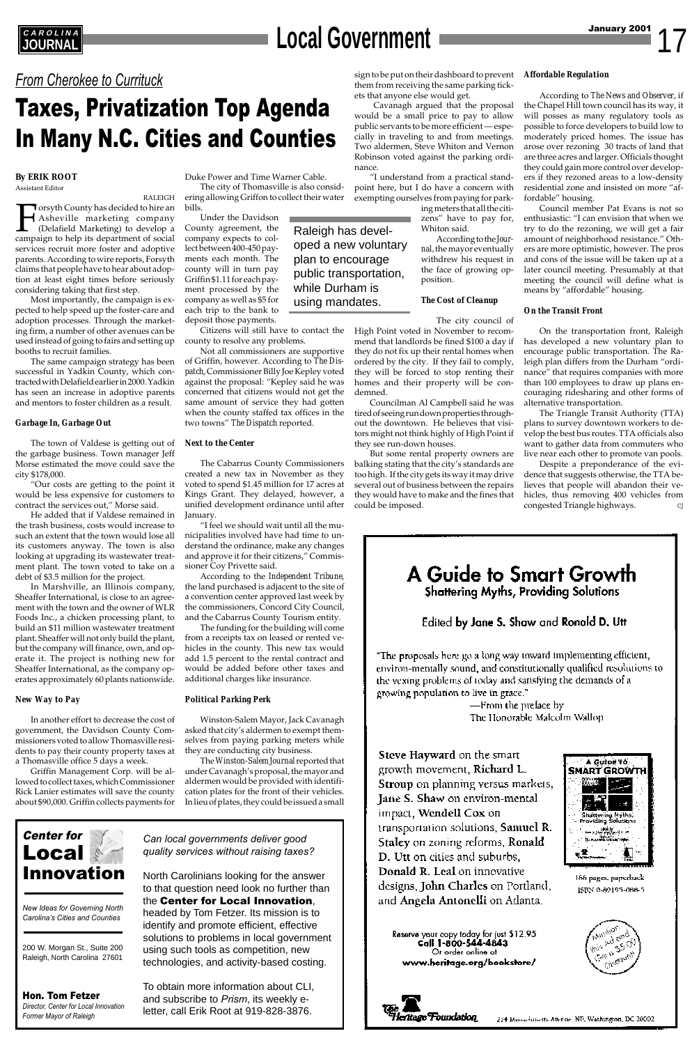*From Cherokee to Currituck*

# Taxes, Privatization Top Agenda In Many N.C. Cities and Counties

**By ERIK ROOT**
Assistant Editor

RALEIGH

Forsyth County has decided to hire an Asheville marketing company (Delafield Marketing) to develop a campaign to help its department of social services recruit more foster and adoptive parents. According to wire reports, Forsyth claims that people have to hear about adoption at least eight times before seriously considering taking that first step.

Most importantly, the campaign is expected to help speed up the foster-care and adoption processes. Through the marketing firm, a number of other avenues can be used instead of going to fairs and setting up booths to recruit families.

The same campaign strategy has been successful in Yadkin County, which contracted with Delafield earlier in 2000. Yadkin has seen an increase in adoptive parents and mentors to foster children as a result.

### Garbage In, Garbage Out

The town of Valdese is getting out of the garbage business. Town manager Jeff Morse estimated the move could save the city $178,000.

"Our costs are getting to the point it would be less expensive for customers to contract the services out," Morse said.

He added that if Valdese remained in the trash business, costs would increase to such an extent that the town would lose all its customers anyway. The town is also looking at upgrading its wastewater treatment plant. The town voted to take on a debt of $3.5 million for the project.

In Marshville, an Illinois company, Sheaffer International, is close to an agreement with the town and the owner of WLR Foods Inc., a chicken processing plant, to build an $11 million wastewater treatment plant. Sheaffer will not only build the plant, but the company will finance, own, and operate it. The project is nothing new for Sheaffer International, as the company operates approximately 60 plants nationwide.

### New Way to Pay

In another effort to decrease the cost of government, the Davidson County Commissioners voted to allow Thomasville residents to pay their county property taxes at a Thomasville office 5 days a week.

Griffin Management Corp. will be allowed to collect taxes, which Commissioner Rick Lanier estimates will save the county about $90,000. Griffin collects payments for Duke Power and Time Warner Cable.

The city of Thomasville is also considering allowing Griffon to collect their water bills.

Under the Davidson County agreement, the company expects to collect between 400-450 payments each month. The county will in turn pay Griffin $1.11 for each payment processed by the company as well as $5 for each trip to the bank to deposit those payments.

Citizens will still have to contact the county to resolve any problems.

Not all commissioners are supportive of Griffin, however. According to *The Dispatch*, Commissioner Billy Joe Kepley voted against the proposal: "Kepley said he was concerned that citizens would not get the same amount of service they had gotten when the county staffed tax offices in the two towns" *The Dispatch* reported.

### Next to the Center

The Cabarrus County Commissioners created a new tax in November as they voted to spend $1.45 million for 17 acres at Kings Grant. They delayed, however, a unified development ordinance until after January.

"I feel we should wait until all the municipalities involved have had time to understand the ordinance, make any changes and approve it for their citizens," Commissioner Coy Privette said.

According to the *Independent Tribune*, the land purchased is adjacent to the site of a convention center approved last week by the commissioners, Concord City Council, and the Cabarrus County Tourism entity.

The funding for the building will come from a receipts tax on leased or rented vehicles in the county. This new tax would add 1.5 percent to the rental contract and would be added before other taxes and additional charges like insurance.

### Political Parking Perk

Winston-Salem Mayor, Jack Cavanagh asked that city's aldermen to exempt themselves from paying parking meters while they are conducting city business.

The *Winston-Salem Journal* reported that under Cavanagh's proposal, the mayor and aldermen would be provided with identification plates for the front of their vehicles. In lieu of plates, they could be issued a small sign to be put on their dashboard to prevent them from receiving the same parking tickets that anyone else would get.

Cavanagh argued that the proposal would be a small price to pay to allow public servants to be more efficient — especially in traveling to and from meetings. Two aldermen, Steve Whiton and Vernon Robinson voted against the parking ordinance.

"I understand from a practical standpoint here, but I do have a concern with exempting ourselves from paying for parking meters that all the citizens" have to pay for, Whiton said.

According to the *Journal*, the mayor eventually withdrew his request in the face of growing opposition.

> Raleigh has developed a new voluntary plan to encourage public transportation, while Durham is using mandates.

### The Cost of Cleanup

The city council of High Point voted in November to recommend that landlords be fined $100 a day if they do not fix up their rental homes when ordered by the city. If they fail to comply, they will be forced to stop renting their homes and their property will be condemned.

Councilman Al Campbell said he was tired of seeing run down properties throughout the downtown. He believes that visitors might not think highly of High Point if they see run-down houses.

But some rental property owners are balking stating that the city's standards are too high. If the city gets its way it may drive several out of business between the repairs they would have to make and the fines that could be imposed.

### Affordable Regulation

According to *The News and Observer*, if the Chapel Hill town council has its way, it will posses as many regulatory tools as possible to force developers to build low to moderately priced homes. The issue has arose over rezoning 30 tracts of land that are three acres and larger. Officials thought they could gain more control over developers if they rezoned areas to a low-density residential zone and insisted on more "affordable" housing.

Council member Pat Evans is not so enthusiastic: "I can envision that when we try to do the rezoning, we will get a fair amount of neighborhood resistance." Others are more optimistic, however. The pros and cons of the issue will be taken up at a later council meeting. Presumably at that meeting the council will define what is means by "affordable" housing.

### On the Transit Front

On the transportation front, Raleigh has developed a new voluntary plan to encourage public transportation. The Raleigh plan differs from the Durham "ordinance" that requires companies with more than 100 employees to draw up plans encouraging ridesharing and other forms of alternative transportation.

The Triangle Transit Authority (TTA) plans to survey downtown workers to develop the best bus routes. TTA officials also want to gather data from commuters who live near each other to promote van pools.

Despite a preponderance of the evidence that suggests otherwise, the TTA believes that people will abandon their vehicles, thus removing 400 vehicles from congested Triangle highways. CJ

---

## A Guide to Smart Growth
### Shattering Myths, Providing Solutions

Edited by Jane S. Shaw and Ronald D. Utt

"The proposals here go a long way toward implementing efficient, environ-mentally sound, and constitutionally qualified resolutions to the vexing problems of today and satisfying the demands of a growing population to live in grace."
—From the preface by The Honorable Malcolm Wallop

**Steve Hayward** on the smart growth movement, **Richard L. Stroup** on planning versus markets, **Jane S. Shaw** on environ-mental impact, **Wendell Cox** on transportation solutions, **Samuel R. Staley** on zoning reforms, **Ronald D. Utt** on cities and suburbs, **Donald R. Leal** on innovative designs, **John Charles** on Portland, and **Angela Antonelli** on Atlanta.

166 pages, paperback
ISBN 0-89195-068-5

Reserve your copy today for just $12.95
**Call 1-800-544-4843**
Or order online at
**www.heritage.org/bookstore/**

Mention this Ad and Get a $5.00 Discount

The Heritage Foundation — 214 Massachusetts Avenue, NE, Washington, DC 20002

---

## Center for Local Innovation

*New Ideas for Governing North Carolina's Cities and Counties*

200 W. Morgan St., Suite 200
Raleigh, North Carolina 27601

**Hon. Tom Fetzer**
*Director, Center for Local Innovation*
*Former Mayor of Raleigh*

*Can local governments deliver good quality services without raising taxes?*

North Carolinians looking for the answer to that question need look no further than the **Center for Local Innovation**, headed by Tom Fetzer. Its mission is to identify and promote efficient, effective solutions to problems in local government using such tools as competition, new technologies, and activity-based costing.

To obtain more information about CLI, and subscribe to *Prism*, its weekly e-letter, call Erik Root at 919-828-3876.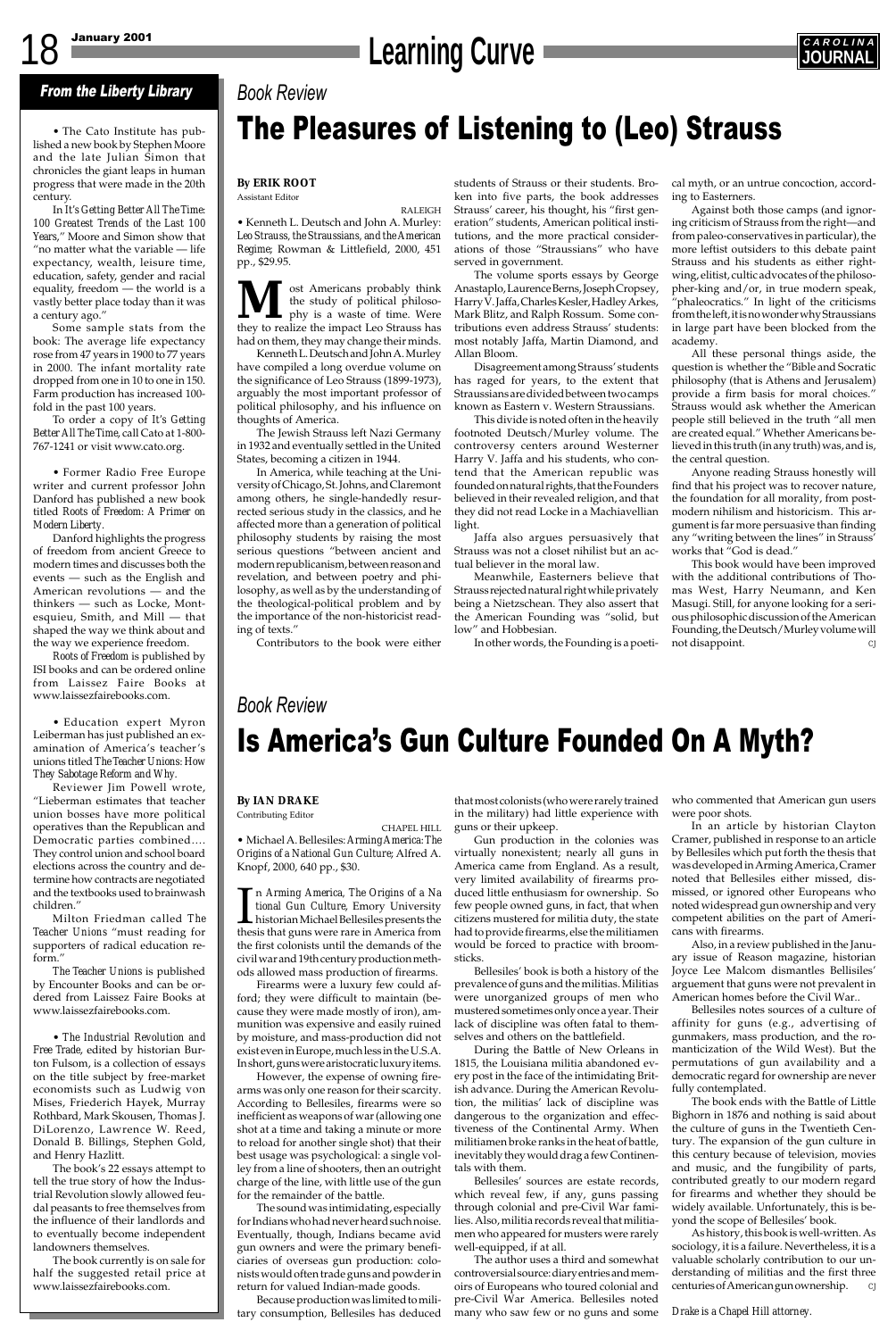## From the Liberty Library

• The Cato Institute has published a new book by Stephen Moore and the late Julian Simon that chronicles the giant leaps in human progress that were made in the 20th century.

In *It's Getting Better All The Time: 100 Greatest Trends of the Last 100 Years,*" Moore and Simon show that "no matter what the variable — life expectancy, wealth, leisure time, education, safety, gender and racial equality, freedom — the world is a vastly better place today than it was a century ago."

Some sample stats from the book: The average life expectancy rose from 47 years in 1900 to 77 years in 2000. The infant mortality rate dropped from one in 10 to one in 150. Farm production has increased 100-fold in the past 100 years.

To order a copy of *It's Getting Better All The Time*, call Cato at 1-800-767-1241 or visit www.cato.org.

• Former Radio Free Europe writer and current professor John Danford has published a new book titled *Roots of Freedom: A Primer on Modern Liberty*.

Danford highlights the progress of freedom from ancient Greece to modern times and discusses both the events — such as the English and American revolutions — and the thinkers — such as Locke, Montesquieu, Smith, and Mill — that shaped the way we think about and the way we experience freedom.

*Roots of Freedom* is published by ISI books and can be ordered online from Laissez Faire Books at www.laissezfairebooks.com.

• Education expert Myron Leiberman has just published an examination of America's teacher's unions titled *The Teacher Unions: How They Sabotage Reform and Why.*

Reviewer Jim Powell wrote, "Lieberman estimates that teacher union bosses have more political operatives than the Republican and Democratic parties combined.... They control union and school board elections across the country and determine how contracts are negotiated and the textbooks used to brainwash children."

Milton Friedman called *The Teacher Unions* "must reading for supporters of radical education reform."

*The Teacher Unions* is published by Encounter Books and can be ordered from Laissez Faire Books at www.laissezfairebooks.com.

• *The Industrial Revolution and Free Trade*, edited by historian Burton Fulsom, is a collection of essays on the title subject by free-market economists such as Ludwig von Mises, Friederich Hayek, Murray Rothbard, Mark Skousen, Thomas J. DiLorenzo, Lawrence W. Reed, Donald B. Billings, Stephen Gold, and Henry Hazlitt.

The book's 22 essays attempt to tell the true story of how the Industrial Revolution slowly allowed feudal peasants to free themselves from the influence of their landlords and to eventually become independent landowners themselves.

The book currently is on sale for half the suggested retail price at www.laissezfairebooks.com.

*Book Review*

# The Pleasures of Listening to (Leo) Strauss

**By ERIK ROOT**
Assistant Editor

RALEIGH

• Kenneth L. Deutsch and John A. Murley: *Leo Strauss, the Straussians, and the American Regime*; Rowman & Littlefield, 2000, 451 pp., $29.95.

Most Americans probably think the study of political philosophy is a waste of time. Were they to realize the impact Leo Strauss has had on them, they may change their minds.

Kenneth L. Deutsch and John A. Murley have compiled a long overdue volume on the significance of Leo Strauss (1899-1973), arguably the most important professor of political philosophy, and his influence on thoughts of America.

The Jewish Strauss left Nazi Germany in 1932 and eventually settled in the United States, becoming a citizen in 1944.

In America, while teaching at the University of Chicago, St. Johns, and Claremont among others, he single-handedly resurrected serious study in the classics, and he affected more than a generation of political philosophy students by raising the most serious questions "between ancient and modern republicanism, between reason and revelation, and between poetry and philosophy, as well as by the understanding of the theological-political problem and by the importance of the non-historicist reading of texts."

Contributors to the book were either students of Strauss or their students. Broken into five parts, the book addresses Strauss' career, his thought, his "first generation" students, American political institutions, and the more practical considerations of those "Straussians" who have served in government.

The volume sports essays by George Anastaplo, Laurence Berns, Joseph Cropsey, Harry V. Jaffa, Charles Kesler, Hadley Arkes, Mark Blitz, and Ralph Rossum. Some contributions even address Strauss' students: most notably Jaffa, Martin Diamond, and Allan Bloom.

Disagreement among Strauss' students has raged for years, to the extent that Straussians are divided between two camps known as Eastern v. Western Straussians.

This divide is noted often in the heavily footnoted Deutsch/Murley volume. The controversy centers around Westerner Harry V. Jaffa and his students, who contend that the American republic was founded on natural rights, that the Founders believed in their revealed religion, and that they did not read Locke in a Machiavellian light.

Jaffa also argues persuasively that Strauss was not a closet nihilist but an actual believer in the moral law.

Meanwhile, Easterners believe that Strauss rejected natural right while privately being a Nietzschean. They also assert that the American Founding was "solid, but low" and Hobbesian.

In other words, the Founding is a poetical myth, or an untrue concoction, according to Easterners.

Against both those camps (and ignoring criticism of Strauss from the right—and from paleo-conservatives in particular), the more leftist outsiders to this debate paint Strauss and his students as either right-wing, elitist, cultic advocates of the philosopher-king and/or, in true modern speak, "phaleocratics." In light of the criticisms from the left, it is no wonder why Straussians in large part have been blocked from the academy.

All these personal things aside, the question is whether the "Bible and Socratic philosophy (that is Athens and Jerusalem) provide a firm basis for moral choices." Strauss would ask whether the American people still believed in the truth "all men are created equal." Whether Americans believed in this truth (in any truth) was, and is, the central question.

Anyone reading Strauss honestly will find that his project was to recover nature, the foundation for all morality, from post-modern nihilism and historicism. This argument is far more persuasive than finding any "writing between the lines" in Strauss' works that "God is dead."

This book would have been improved with the additional contributions of Thomas West, Harry Neumann, and Ken Masugi. Still, for anyone looking for a serious philosophic discussion of the American Founding, the Deutsch/Murley volume will not disappoint. CJ

*Book Review*

# Is America's Gun Culture Founded On A Myth?

**By IAN DRAKE**
Contributing Editor

CHAPEL HILL

• Michael A. Bellesiles: *Arming America: The Origins of a National Gun Culture*; Alfred A. Knopf, 2000, 640 pp., $30.

In *Arming America, The Origins of a National Gun Culture*, Emory University historian Michael Bellesiles presents the thesis that guns were rare in America from the first colonists until the demands of the civil war and 19th century production methods allowed mass production of firearms.

Firearms were a luxury few could afford; they were difficult to maintain (because they were made mostly of iron), ammunition was expensive and easily ruined by moisture, and mass-production did not exist even in Europe, much less in the U.S.A. In short, guns were aristocratic luxury items.

However, the expense of owning firearms was only one reason for their scarcity. According to Bellesiles, firearms were so inefficient as weapons of war (allowing one shot at a time and taking a minute or more to reload for another single shot) that their best usage was psychological: a single volley from a line of shooters, then an outright charge of the line, with little use of the gun for the remainder of the battle.

The sound was intimidating, especially for Indians who had never heard such noise. Eventually, though, Indians became avid gun owners and were the primary beneficiaries of overseas gun production: colonists would often trade guns and powder in return for valued Indian-made goods.

Because production was limited to military consumption, Bellesiles has deduced that most colonists (who were rarely trained in the military) had little experience with guns or their upkeep.

Gun production in the colonies was virtually nonexistent; nearly all guns in America came from England. As a result, very limited availability of firearms produced little enthusiasm for ownership. So few people owned guns, in fact, that when citizens mustered for militia duty, the state had to provide firearms, else the militiamen would be forced to practice with broomsticks.

Bellesiles' book is both a history of the prevalence of guns and the militias. Militias were unorganized groups of men who mustered sometimes only once a year. Their lack of discipline was often fatal to themselves and others on the battlefield.

During the Battle of New Orleans in 1815, the Louisiana militia abandoned every post in the face of the intimidating British advance. During the American Revolution, the militias' lack of discipline was dangerous to the organization and effectiveness of the Continental Army. When militiamen broke ranks in the heat of battle, inevitably they would drag a few Continentals with them.

Bellesiles' sources are estate records, which reveal few, if any, guns passing through colonial and pre-Civil War families. Also, militia records reveal that militiamen who appeared for musters were rarely well-equipped, if at all.

The author uses a third and somewhat controversial source: diary entries and memoirs of Europeans who toured colonial and pre-Civil War America. Bellesiles noted many who saw few or no guns and some who commented that American gun users were poor shots.

In an article by historian Clayton Cramer, published in response to an article by Bellesiles which put forth the thesis that was developed in Arming America, Cramer noted that Bellesiles either missed, dismissed, or ignored other Europeans who noted widespread gun ownership and very competent abilities on the part of Americans with firearms.

Also, in a review published in the January issue of Reason magazine, historian Joyce Lee Malcom dismantles Bellisiles' arguement that guns were not prevalent in American homes before the Civil War..

Bellesiles notes sources of a culture of affinity for guns (e.g., advertising of gunmakers, mass production, and the romanticization of the Wild West). But the permutations of gun availability and a democratic regard for ownership are never fully contemplated.

The book ends with the Battle of Little Bighorn in 1876 and nothing is said about the culture of guns in the Twentieth Century. The expansion of the gun culture in this century because of television, movies and music, and the fungibility of parts, contributed greatly to our modern regard for firearms and whether they should be widely available. Unfortunately, this is beyond the scope of Bellesiles' book.

As history, this book is well-written. As sociology, it is a failure. Nevertheless, it is a valuable scholarly contribution to our understanding of militias and the first three centuries of American gun ownership. CJ

*Drake is a Chapel Hill attorney.*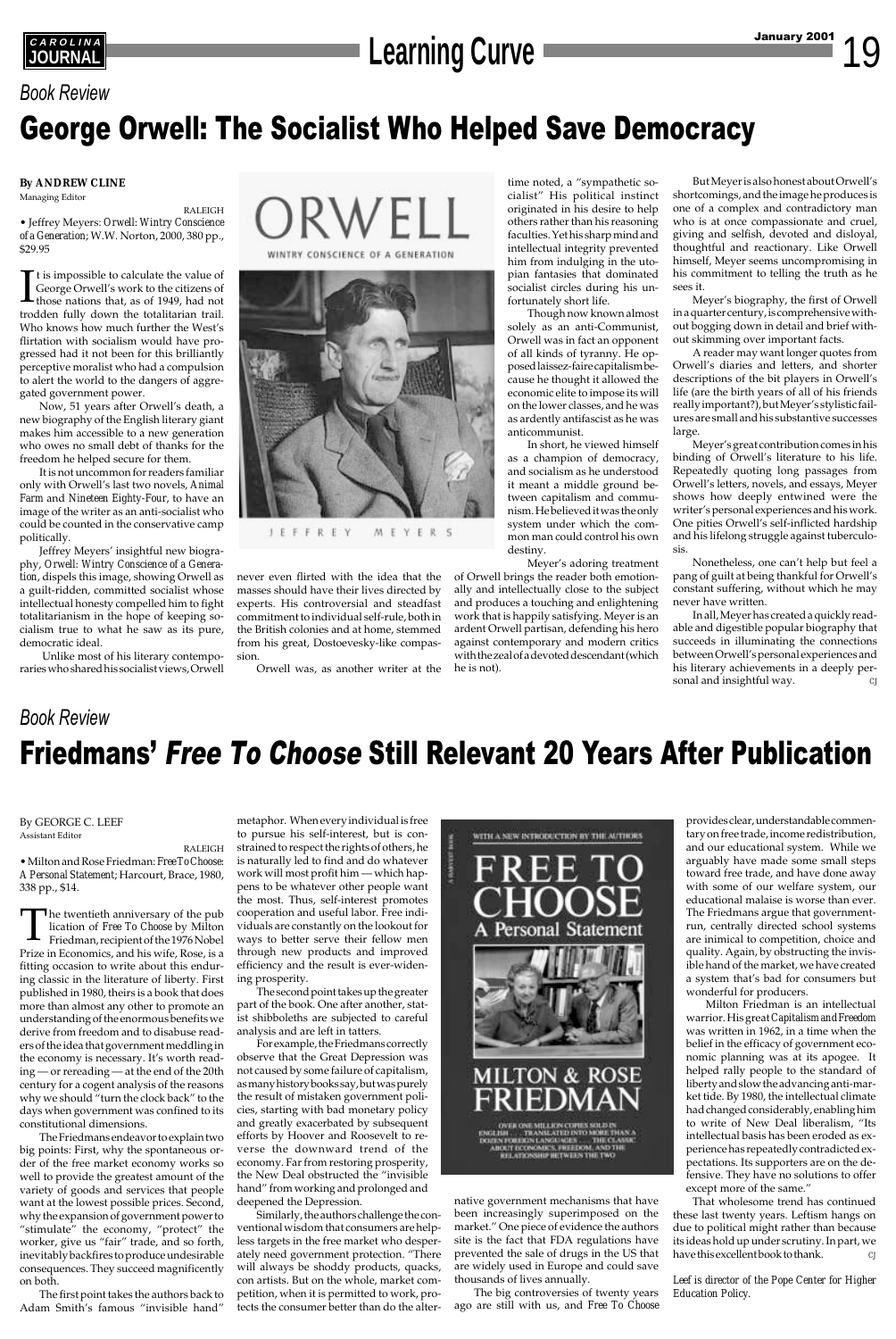*Book Review*

# George Orwell: The Socialist Who Helped Save Democracy

**By ANDREW CLINE**
Managing Editor

RALEIGH

• Jeffrey Meyers: *Orwell: Wintry Conscience of a Generation*; W.W. Norton, 2000, 380 pp., $29.95

It is impossible to calculate the value of George Orwell's work to the citizens of those nations that, as of 1949, had not trodden fully down the totalitarian trail. Who knows how much further the West's flirtation with socialism would have progressed had it not been for this brilliantly perceptive moralist who had a compulsion to alert the world to the dangers of aggregated government power.

Now, 51 years after Orwell's death, a new biography of the English literary giant makes him accessible to a new generation who owes no small debt of thanks for the freedom he helped secure for them.

It is not uncommon for readers familiar only with Orwell's last two novels, *Animal Farm* and *Nineteen Eighty-Four*, to have an image of the writer as an anti-socialist who could be counted in the conservative camp politically.

Jeffrey Meyers' insightful new biography, *Orwell: Wintry Conscience of a Generation*, dispels this image, showing Orwell as a guilt-ridden, committed socialist whose intellectual honesty compelled him to fight totalitarianism in the hope of keeping socialism true to what he saw as its pure, democratic ideal.

Unlike most of his literary contemporaries who shared his socialist views, Orwell never even flirted with the idea that the masses should have their lives directed by experts. His controversial and steadfast commitment to individual self-rule, both in the British colonies and at home, stemmed from his great, Dostoevesky-like compassion.

Orwell was, as another writer at the time noted, a "sympathetic socialist" His political instinct originated in his desire to help others rather than his reasoning faculties. Yet his sharp mind and intellectual integrity prevented him from indulging in the utopian fantasies that dominated socialist circles during his unfortunately short life.

Though now known almost solely as an anti-Communist, Orwell was in fact an opponent of all kinds of tyranny. He opposed laissez-faire capitalism because he thought it allowed the economic elite to impose its will on the lower classes, and he was as ardently antifascist as he was anticommunist.

In short, he viewed himself as a champion of democracy, and socialism as he understood it meant a middle ground between capitalism and communism. He believed it was the only system under which the common man could control his own destiny.

Meyer's adoring treatment of Orwell brings the reader both emotionally and intellectually close to the subject and produces a touching and enlightening work that is happily satisfying. Meyer is an ardent Orwell partisan, defending his hero against contemporary and modern critics with the zeal of a devoted descendant (which he is not).

But Meyer is also honest about Orwell's shortcomings, and the image he produces is one of a complex and contradictory man who is at once compassionate and cruel, giving and selfish, devoted and disloyal, thoughtful and reactionary. Like Orwell himself, Meyer seems uncompromising in his commitment to telling the truth as he sees it.

Meyer's biography, the first of Orwell in a quarter century, is comprehensive without bogging down in detail and brief without skimming over important facts.

A reader may want longer quotes from Orwell's diaries and letters, and shorter descriptions of the bit players in Orwell's life (are the birth years of all of his friends really important?), but Meyer's stylistic failures are small and his substantive successes large.

Meyer's great contribution comes in his binding of Orwell's literature to his life. Repeatedly quoting long passages from Orwell's letters, novels, and essays, Meyer shows how deeply entwined were the writer's personal experiences and his work. One pities Orwell's self-inflicted hardship and his lifelong struggle against tuberculosis.

Nonetheless, one can't help but feel a pang of guilt at being thankful for Orwell's constant suffering, without which he may never have written.

In all, Meyer has created a quickly readable and digestible popular biography that succeeds in illuminating the connections between Orwell's personal experiences and his literary achievements in a deeply personal and insightful way. CJ

*Book Review*

# Friedmans' *Free To Choose* Still Relevant 20 Years After Publication

By GEORGE C. LEEF
Assistant Editor

RALEIGH

• Milton and Rose Friedman: *Free To Choose: A Personal Statement*; Harcourt, Brace, 1980, 338 pp., $14.

The twentieth anniversary of the publication of *Free To Choose* by Milton Friedman, recipient of the 1976 Nobel Prize in Economics, and his wife, Rose, is a fitting occasion to write about this enduring classic in the literature of liberty. First published in 1980, theirs is a book that does more than almost any other to promote an understanding of the enormous benefits we derive from freedom and to disabuse readers of the idea that government meddling in the economy is necessary. It's worth reading — or rereading — at the end of the 20th century for a cogent analysis of the reasons why we should "turn the clock back" to the days when government was confined to its constitutional dimensions.

The Friedmans endeavor to explain two big points: First, why the spontaneous order of the free market economy works so well to provide the greatest amount of the variety of goods and services that people want at the lowest possible prices. Second, why the expansion of government power to "stimulate" the economy, "protect" the worker, give us "fair" trade, and so forth, inevitably backfires to produce undesirable consequences. They succeed magnificently on both.

The first point takes the authors back to Adam Smith's famous "invisible hand" metaphor. When every individual is free to pursue his self-interest, but is constrained to respect the rights of others, he is naturally led to find and do whatever work will most profit him — which happens to be whatever other people want the most. Thus, self-interest promotes cooperation and useful labor. Free individuals are constantly on the lookout for ways to better serve their fellow men through new products and improved efficiency and the result is ever-widening prosperity.

The second point takes up the greater part of the book. One after another, statist shibboleths are subjected to careful analysis and are left in tatters.

For example, the Friedmans correctly observe that the Great Depression was not caused by some failure of capitalism, as many history books say, but was purely the result of mistaken government policies, starting with bad monetary policy and greatly exacerbated by subsequent efforts by Hoover and Roosevelt to reverse the downward trend of the economy. Far from restoring prosperity, the New Deal obstructed the "invisible hand" from working and prolonged and deepened the Depression.

Similarly, the authors challenge the conventional wisdom that consumers are helpless targets in the free market who desperately need government protection. "There will always be shoddy products, quacks, con artists. But on the whole, market competition, when it is permitted to work, protects the consumer better than do the alternative government mechanisms that have been increasingly superimposed on the market." One piece of evidence the authors site is the fact that FDA regulations have prevented the sale of drugs in the US that are widely used in Europe and could save thousands of lives annually.

The big controversies of twenty years ago are still with us, and *Free To Choose* provides clear, understandable commentary on free trade, income redistribution, and our educational system. While we arguably have made some small steps toward free trade, and have done away with some of our welfare system, our educational malaise is worse than ever. The Friedmans argue that government-run, centrally directed school systems are inimical to competition, choice and quality. Again, by obstructing the invisible hand of the market, we have created a system that's bad for consumers but wonderful for producers.

Milton Friedman is an intellectual warrior. His great *Capitalism and Freedom* was written in 1962, in a time when the belief in the efficacy of government economic planning was at its apogee. It helped rally people to the standard of liberty and slow the advancing anti-market tide. By 1980, the intellectual climate had changed considerably, enabling him to write of New Deal liberalism, "Its intellectual basis has been eroded as experience has repeatedly contradicted expectations. Its supporters are on the defensive. They have no solutions to offer except more of the same."

That wholesome trend has continued these last twenty years. Leftism hangs on due to political might rather than because its ideas hold up under scrutiny. In part, we have this excellent book to thank. CJ

*Leef is director of the Pope Center for Higher Education Policy.*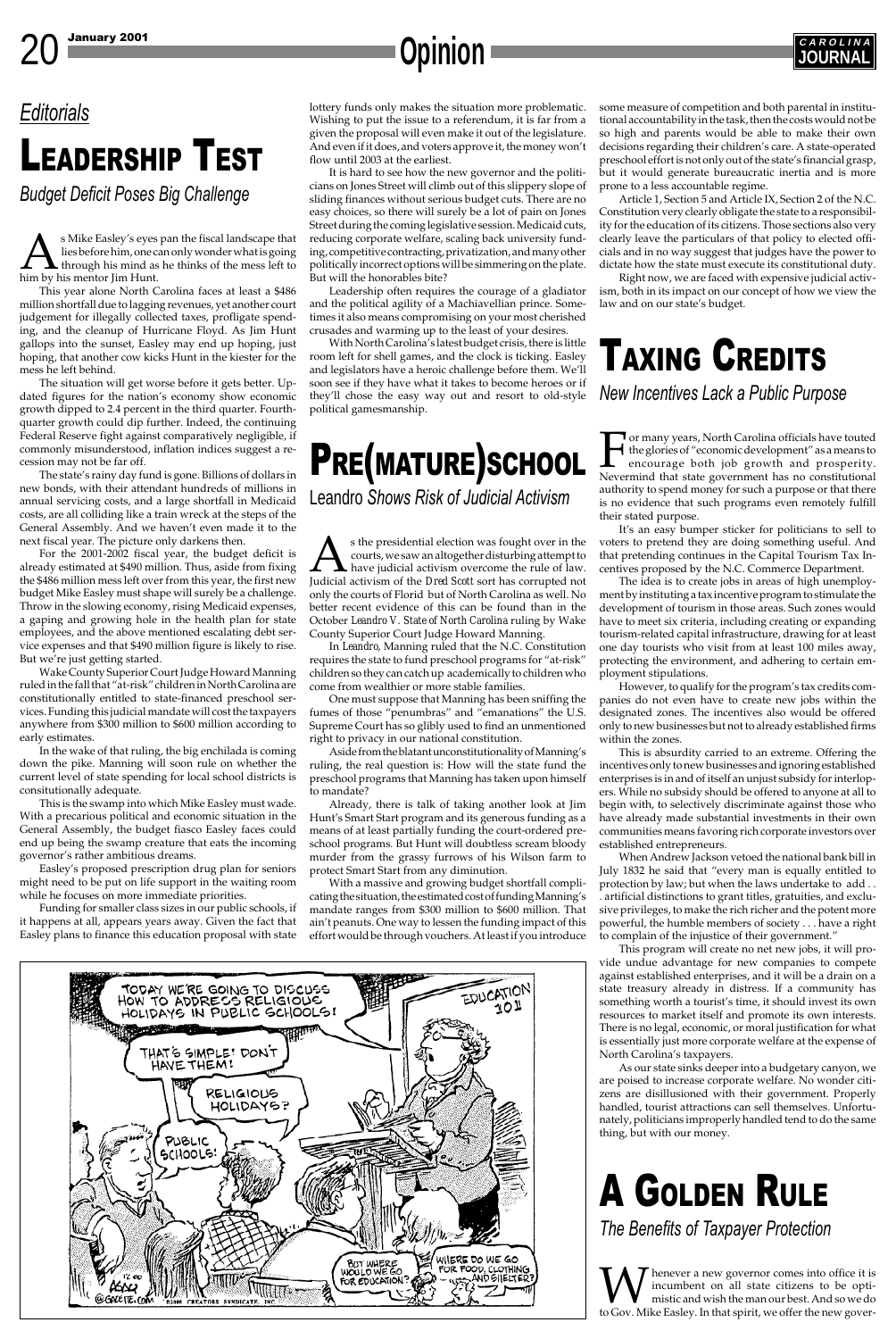## Editorials

# Leadership Test

*Budget Deficit Poses Big Challenge*

As Mike Easley's eyes pan the fiscal landscape that lies before him, one can only wonder what is going through his mind as he thinks of the mess left to him by his mentor Jim Hunt.

This year alone North Carolina faces at least a $486 million shortfall due to lagging revenues, yet another court judgement for illegally collected taxes, profligate spending, and the cleanup of Hurricane Floyd. As Jim Hunt gallops into the sunset, Easley may end up hoping, just hoping, that another cow kicks Hunt in the kiester for the mess he left behind.

The situation will get worse before it gets better. Updated figures for the nation's economy show economic growth dipped to 2.4 percent in the third quarter. Fourth-quarter growth could dip further. Indeed, the continuing Federal Reserve fight against comparatively negligible, if commonly misunderstood, inflation indices suggest a recession may not be far off.

The state's rainy day fund is gone. Billions of dollars in new bonds, with their attendant hundreds of millions in annual servicing costs, and a large shortfall in Medicaid costs, are all colliding like a train wreck at the steps of the General Assembly. And we haven't even made it to the next fiscal year. The picture only darkens then.

For the 2001-2002 fiscal year, the budget deficit is already estimated at $490 million. Thus, aside from fixing the $486 million mess left over from this year, the first new budget Mike Easley must shape will surely be a challenge. Throw in the slowing economy, rising Medicaid expenses, a gaping and growing hole in the health plan for state employees, and the above mentioned escalating debt service expenses and that $490 million figure is likely to rise. But we're just getting started.

Wake County Superior Court Judge Howard Manning ruled in the fall that "at-risk" children in North Carolina are constitutionally entitled to state-financed preschool services. Funding this judicial mandate will cost the taxpayers anywhere from $300 million to $600 million according to early estimates.

In the wake of that ruling, the big enchilada is coming down the pike. Manning will soon rule on whether the current level of state spending for local school districts is consitutionally adequate.

This is the swamp into which Mike Easley must wade. With a precarious political and economic situation in the General Assembly, the budget fiasco Easley faces could end up being the swamp creature that eats the incoming governor's rather ambitious dreams.

Easley's proposed prescription drug plan for seniors might need to be put on life support in the waiting room while he focuses on more immediate priorities.

Funding for smaller class sizes in our public schools, if it happens at all, appears years away. Given the fact that Easley plans to finance this education proposal with state lottery funds only makes the situation more problematic. Wishing to put the issue to a referendum, it is far from a given the proposal will even make it out of the legislature. And even if it does, and voters approve it, the money won't flow until 2003 at the earliest.

It is hard to see how the new governor and the politicians on Jones Street will climb out of this slippery slope of sliding finances without serious budget cuts. There are no easy choices, so there will surely be a lot of pain on Jones Street during the coming legislative session. Medicaid cuts, reducing corporate welfare, scaling back university funding, competitive contracting, privatization, and many other politically incorrect options will be simmering on the plate. But will the honorables bite?

Leadership often requires the courage of a gladiator and the political agility of a Machiavellian prince. Sometimes it also means compromising on your most cherished crusades and warming up to the least of your desires.

With North Carolina's latest budget crisis, there is little room left for shell games, and the clock is ticking. Easley and legislators have a heroic challenge before them. We'll soon see if they have what it takes to become heroes or if they'll chose the easy way out and resort to old-style political gamesmanship.

# Pre(mature)school

*Leandro Shows Risk of Judicial Activism*

As the presidential election was fought over in the courts, we saw an altogether disturbing attempt to have judicial activism overcome the rule of law. Judicial activism of the *Dred Scott* sort has corrupted not only the courts of Florid but of North Carolina as well. No better recent evidence of this can be found than in the October *Leandro V. State of North Carolina* ruling by Wake County Superior Court Judge Howard Manning.

In *Leandro*, Manning ruled that the N.C. Constitution requires the state to fund preschool programs for "at-risk" children so they can catch up academically to children who come from wealthier or more stable families.

One must suppose that Manning has been sniffing the fumes of those "penumbras" and "emanations" the U.S. Supreme Court has so glibly used to find an unmentioned right to privacy in our national constitution.

Aside from the blatant unconstitutionality of Manning's ruling, the real question is: How will the state fund the preschool programs that Manning has taken upon himself to mandate?

Already, there is talk of taking another look at Jim Hunt's Smart Start program and its generous funding as a means of at least partially funding the court-ordered preschool programs. But Hunt will doubtless scream bloody murder from the grassy furrows of his Wilson farm to protect Smart Start from any diminution.

With a massive and growing budget shortfall complicating the situation, the estimated cost of funding Manning's mandate ranges from $300 million to $600 million. That ain't peanuts. One way to lessen the funding impact of this effort would be through vouchers. At least if you introduce some measure of competition and both parental in institutional accountability in the task, then the costs would not be so high and parents would be able to make their own decisions regarding their children's care. A state-operated preschool effort is not only out of the state's financial grasp, but it would generate bureaucratic inertia and is more prone to a less accountable regime.

Article 1, Section 5 and Article IX, Section 2 of the N.C. Constitution very clearly obligate the state to a responsibility for the education of its citizens. Those sections also very clearly leave the particulars of that policy to elected officials and in no way suggest that judges have the power to dictate how the state must execute its constitutional duty.

Right now, we are faced with expensive judicial activism, both in its impact on our concept of how we view the law and on our state's budget.

# Taxing Credits

*New Incentives Lack a Public Purpose*

For many years, North Carolina officials have touted the glories of "economic development" as a means to encourage both job growth and prosperity. Nevermind that state government has no constitutional authority to spend money for such a purpose or that there is no evidence that such programs even remotely fulfill their stated purpose.

It's an easy bumper sticker for politicians to sell to voters to pretend they are doing something useful. And that pretending continues in the Capital Tourism Tax Incentives proposed by the N.C. Commerce Department.

The idea is to create jobs in areas of high unemployment by instituting a tax incentive program to stimulate the development of tourism in those areas. Such zones would have to meet six criteria, including creating or expanding tourism-related capital infrastructure, drawing for at least one day tourists who visit from at least 100 miles away, protecting the environment, and adhering to certain employment stipulations.

However, to qualify for the program's tax credits companies do not even have to create new jobs within the designated zones. The incentives also would be offered only to new businesses but not to already established firms within the zones.

This is absurdity carried to an extreme. Offering the incentives only to new businesses and ignoring established enterprises is in and of itself an unjust subsidy for interlopers. While no subsidy should be offered to anyone at all to begin with, to selectively discriminate against those who have already made substantial investments in their own communities means favoring rich corporate investors over established entrepreneurs.

When Andrew Jackson vetoed the national bank bill in July 1832 he said that "every man is equally entitled to protection by law; but when the laws undertake to add . . . artificial distinctions to grant titles, gratuities, and exclusive privileges, to make the rich richer and the potent more powerful, the humble members of society . . . have a right to complain of the injustice of their government."

This program will create no net new jobs, it will provide undue advantage for new companies to compete against established enterprises, and it will be a drain on a state treasury already in distress. If a community has something worth a tourist's time, it should invest its own resources to market itself and promote its own interests. There is no legal, economic, or moral justification for what is essentially just more corporate welfare at the expense of North Carolina's taxpayers.

As our state sinks deeper into a budgetary canyon, we are poised to increase corporate welfare. No wonder citizens are disillusioned with their government. Properly handled, tourist attractions can sell themselves. Unfortunately, politicians improperly handled tend to do the same thing, but with our money.

# A Golden Rule

*The Benefits of Taxpayer Protection*

Whenever a new governor comes into office it is incumbent on all state citizens to be optimistic and wish the man our best. And so we do to Gov. Mike Easley. In that spirit, we offer the new gover-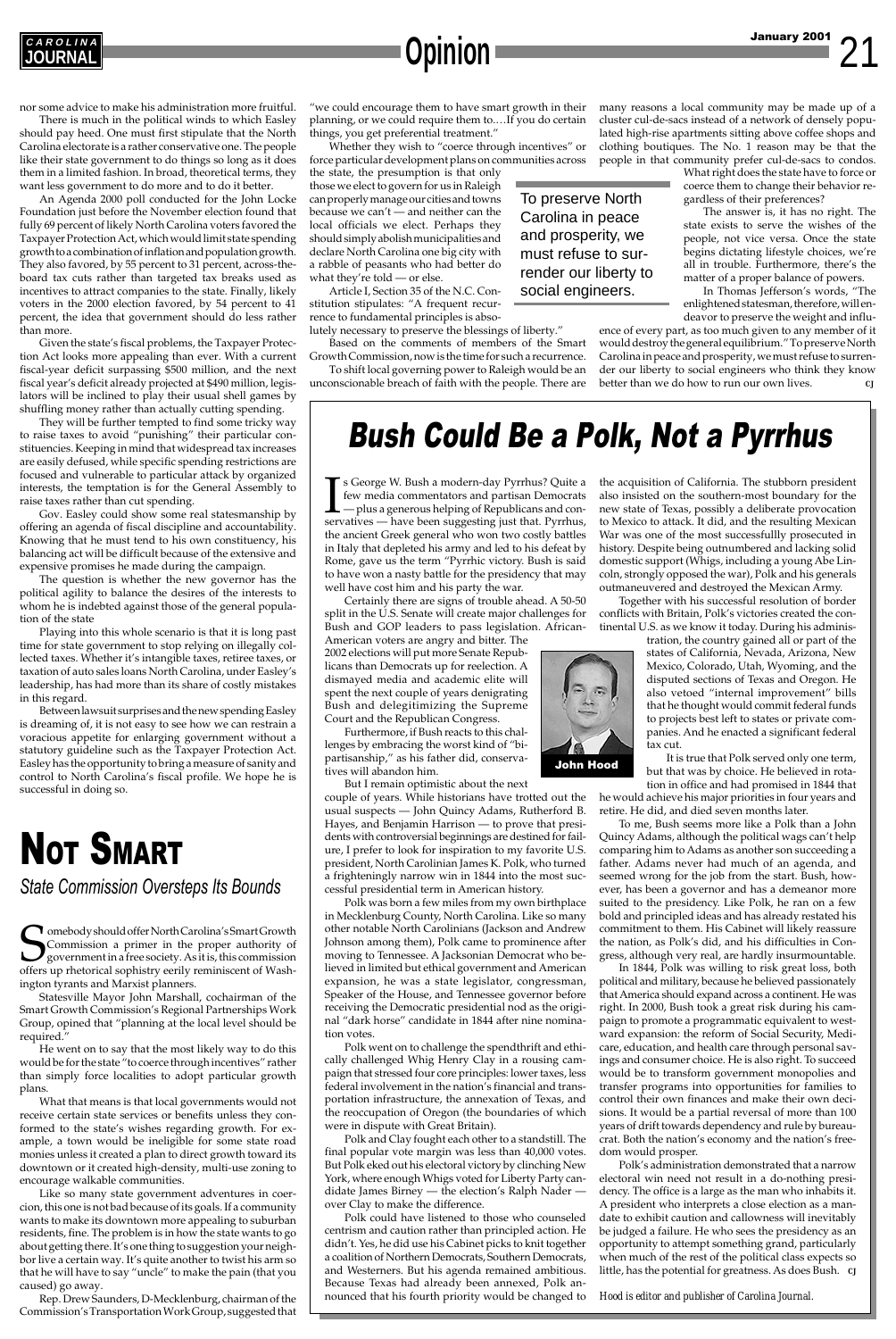nor some advice to make his administration more fruitful.

There is much in the political winds to which Easley should pay heed. One must first stipulate that the North Carolina electorate is a rather conservative one. The people like their state government to do things so long as it does them in a limited fashion. In broad, theoretical terms, they want less government to do more and to do it better.

An Agenda 2000 poll conducted for the John Locke Foundation just before the November election found that fully 69 percent of likely North Carolina voters favored the Taxpayer Protection Act, which would limit state spending growth to a combination of inflation and population growth. They also favored, by 55 percent to 31 percent, across-the-board tax cuts rather than targeted tax breaks used as incentives to attract companies to the state. Finally, likely voters in the 2000 election favored, by 54 percent to 41 percent, the idea that government should do less rather than more.

Given the state's fiscal problems, the Taxpayer Protection Act looks more appealing than ever. With a current fiscal-year deficit surpassing $500 million, and the next fiscal year's deficit already projected at $490 million, legislators will be inclined to play their usual shell games by shuffling money rather than actually cutting spending.

They will be further tempted to find some tricky way to raise taxes to avoid "punishing" their particular constituencies. Keeping in mind that widespread tax increases are easily defused, while specific spending restrictions are focused and vulnerable to particular attack by organized interests, the temptation is for the General Assembly to raise taxes rather than cut spending.

Gov. Easley could show some real statesmanship by offering an agenda of fiscal discipline and accountability. Knowing that he must tend to his own constituency, his balancing act will be difficult because of the extensive and expensive promises he made during the campaign.

The question is whether the new governor has the political agility to balance the desires of the interests to whom he is indebted against those of the general population of the state

Playing into this whole scenario is that it is long past time for state government to stop relying on illegally collected taxes. Whether it's intangible taxes, retiree taxes, or taxation of auto sales loans North Carolina, under Easley's leadership, has had more than its share of costly mistakes in this regard.

Between lawsuit surprises and the new spending Easley is dreaming of, it is not easy to see how we can restrain a voracious appetite for enlarging government without a statutory guideline such as the Taxpayer Protection Act. Easley has the opportunity to bring a measure of sanity and control to North Carolina's fiscal profile. We hope he is successful in doing so.

# Not Smart

## *State Commission Oversteps Its Bounds*

Somebody should offer North Carolina's Smart Growth Commission a primer in the proper authority of government in a free society. As it is, this commission offers up rhetorical sophistry eerily reminiscent of Washington tyrants and Marxist planners.

Statesville Mayor John Marshall, cochairman of the Smart Growth Commission's Regional Partnerships Work Group, opined that "planning at the local level should be required."

He went on to say that the most likely way to do this would be for the state "to coerce through incentives" rather than simply force localities to adopt particular growth plans.

What that means is that local governments would not receive certain state services or benefits unless they conformed to the state's wishes regarding growth. For example, a town would be ineligible for some state road monies unless it created a plan to direct growth toward its downtown or it created high-density, multi-use zoning to encourage walkable communities.

Like so many state government adventures in coercion, this one is not bad because of its goals. If a community wants to make its downtown more appealing to suburban residents, fine. The problem is in how the state wants to go about getting there. It's one thing to suggestion your neighbor live a certain way. It's quite another to twist his arm so that he will have to say "uncle" to make the pain (that you caused) go away.

Rep. Drew Saunders, D-Mecklenburg, chairman of the Commission's Transportation Work Group, suggested that "we could encourage them to have smart growth in their planning, or we could require them to.…If you do certain things, you get preferential treatment."

Whether they wish to "coerce through incentives" or force particular development plans on communities across the state, the presumption is that only those we elect to govern for us in Raleigh can properly manage our cities and towns because we can't — and neither can the local officials we elect. Perhaps they should simply abolish municipalities and declare North Carolina one big city with a rabble of peasants who had better do what they're told — or else.

> To preserve North Carolina in peace and prosperity, we must refuse to surrender our liberty to social engineers.

Article I, Section 35 of the N.C. Constitution stipulates: "A frequent recurrence to fundamental principles is absolutely necessary to preserve the blessings of liberty."

Based on the comments of members of the Smart Growth Commission, now is the time for such a recurrence.

To shift local governing power to Raleigh would be an unconscionable breach of faith with the people. There are many reasons a local community may be made up of a cluster cul-de-sacs instead of a network of densely populated high-rise apartments sitting above coffee shops and clothing boutiques. The No. 1 reason may be that the people in that community prefer cul-de-sacs to condos.

What right does the state have to force or coerce them to change their behavior regardless of their preferences?

The answer is, it has no right. The state exists to serve the wishes of the people, not vice versa. Once the state begins dictating lifestyle choices, we're all in trouble. Furthermore, there's the matter of a proper balance of powers.

In Thomas Jefferson's words, "The enlightened statesman, therefore, will endeavor to preserve the weight and influence of every part, as too much given to any member of it would destroy the general equilibrium." To preserve North Carolina in peace and prosperity, we must refuse to surrender our liberty to social engineers who think they know better than we do how to run our own lives. CJ

# Bush Could Be a Polk, Not a Pyrrhus

Is George W. Bush a modern-day Pyrrhus? Quite a few media commentators and partisan Democrats — plus a generous helping of Republicans and conservatives — have been suggesting just that. Pyrrhus, the ancient Greek general who won two costly battles in Italy that depleted his army and led to his defeat by Rome, gave us the term "Pyrrhic victory. Bush is said to have won a nasty battle for the presidency that may well have cost him and his party the war.

Certainly there are signs of trouble ahead. A 50-50 split in the U.S. Senate will create major challenges for Bush and GOP leaders to pass legislation. African-American voters are angry and bitter. The 2002 elections will put more Senate Republicans than Democrats up for reelection. A dismayed media and academic elite will spent the next couple of years denigrating Bush and delegitimizing the Supreme Court and the Republican Congress.

Furthermore, if Bush reacts to this challenges by embracing the worst kind of "bipartisanship," as his father did, conservatives will abandon him.

John Hood

But I remain optimistic about the next couple of years. While historians have trotted out the usual suspects — John Quincy Adams, Rutherford B. Hayes, and Benjamin Harrison — to prove that presidents with controversial beginnings are destined for failure, I prefer to look for inspiration to my favorite U.S. president, North Carolinian James K. Polk, who turned a frighteningly narrow win in 1844 into the most successful presidential term in American history.

Polk was born a few miles from my own birthplace in Mecklenburg County, North Carolina. Like so many other notable North Carolinians (Jackson and Andrew Johnson among them), Polk came to prominence after moving to Tennessee. A Jacksonian Democrat who believed in limited but ethical government and American expansion, he was a state legislator, congressman, Speaker of the House, and Tennessee governor before receiving the Democratic presidential nod as the original "dark horse" candidate in 1844 after nine nomination votes.

Polk went on to challenge the spendthrift and ethically challenged Whig Henry Clay in a rousing campaign that stressed four core principles: lower taxes, less federal involvement in the nation's financial and transportation infrastructure, the annexation of Texas, and the reoccupation of Oregon (the boundaries of which were in dispute with Great Britain).

Polk and Clay fought each other to a standstill. The final popular vote margin was less than 40,000 votes. But Polk eked out his electoral victory by clinching New York, where enough Whigs voted for Liberty Party candidate James Birney — the election's Ralph Nader — over Clay to make the difference.

Polk could have listened to those who counseled centrism and caution rather than principled action. He didn't. Yes, he did use his Cabinet picks to knit together a coalition of Northern Democrats, Southern Democrats, and Westerners. But his agenda remained ambitious. Because Texas had already been annexed, Polk announced that his fourth priority would be changed to the acquisition of California. The stubborn president also insisted on the southern-most boundary for the new state of Texas, possibly a deliberate provocation to Mexico to attack. It did, and the resulting Mexican War was one of the most successfullly prosecuted in history. Despite being outnumbered and lacking solid domestic support (Whigs, including a young Abe Lincoln, strongly opposed the war), Polk and his generals outmaneuvered and destroyed the Mexican Army.

Together with his successful resolution of border conflicts with Britain, Polk's victories created the continental U.S. as we know it today. During his administration, the country gained all or part of the states of California, Nevada, Arizona, New Mexico, Colorado, Utah, Wyoming, and the disputed sections of Texas and Oregon. He also vetoed "internal improvement" bills that he thought would commit federal funds to projects best left to states or private companies. And he enacted a significant federal tax cut.

It is true that Polk served only one term, but that was by choice. He believed in rotation in office and had promised in 1844 that he would achieve his major priorities in four years and retire. He did, and died seven months later.

To me, Bush seems more like a Polk than a John Quincy Adams, although the political wags can't help comparing him to Adams as another son succeeding a father. Adams never had much of an agenda, and seemed wrong for the job from the start. Bush, however, has been a governor and has a demeanor more suited to the presidency. Like Polk, he ran on a few bold and principled ideas and has already restated his commitment to them. His Cabinet will likely reassure the nation, as Polk's did, and his difficulties in Congress, although very real, are hardly insurmountable.

In 1844, Polk was willing to risk great loss, both political and military, because he believed passionately that America should expand across a continent. He was right. In 2000, Bush took a great risk during his campaign to promote a programmatic equivalent to westward expansion: the reform of Social Security, Medicare, education, and health care through personal savings and consumer choice. He is also right. To succeed would be to transform government monopolies and transfer programs into opportunities for families to control their own finances and make their own decisions. It would be a partial reversal of more than 100 years of drift towards dependency and rule by bureaucrat. Both the nation's economy and the nation's freedom would prosper.

Polk's administration demonstrated that a narrow electoral win need not result in a do-nothing presidency. The office is a large as the man who inhabits it. A president who interprets a close election as a mandate to exhibit caution and callowness will inevitably be judged a failure. He who sees the presidency as an opportunity to attempt something grand, particularly when much of the rest of the political class expects so little, has the potential for greatness. As does Bush. CJ

*Hood is editor and publisher of Carolina Journal.*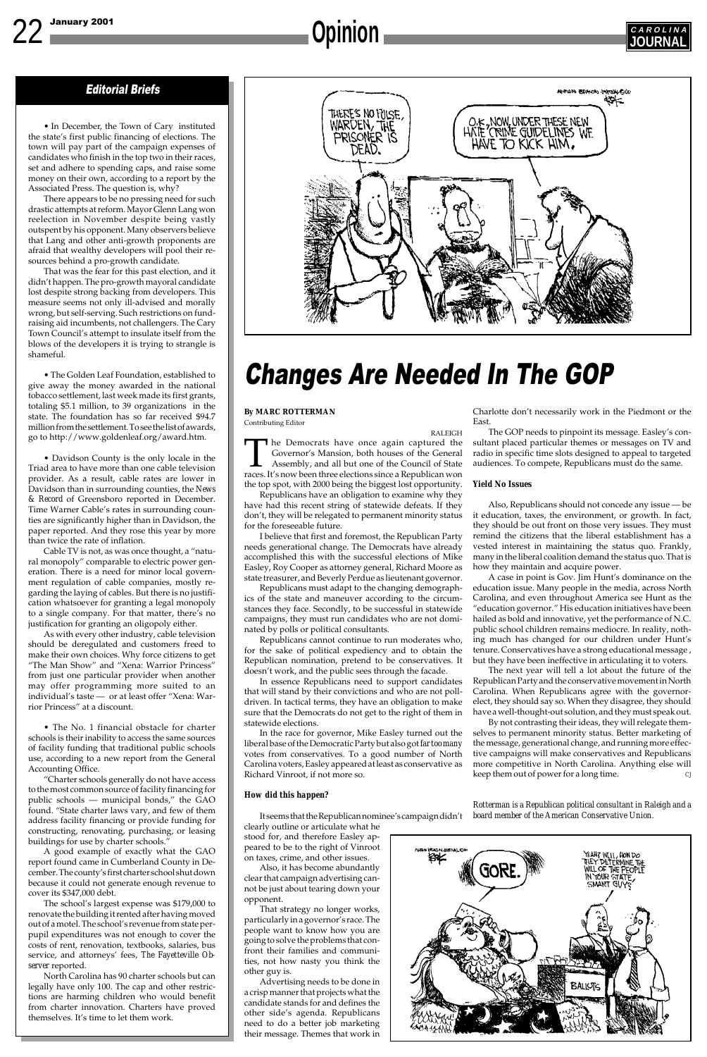## Editorial Briefs

• In December, the Town of Cary instituted the state's first public financing of elections. The town will pay part of the campaign expenses of candidates who finish in the top two in their races, set and adhere to spending caps, and raise some money on their own, according to a report by the Associated Press. The question is, why?

There appears to be no pressing need for such drastic attempts at reform. Mayor Glenn Lang won reelection in November despite being vastly outspent by his opponent. Many observers believe that Lang and other anti-growth proponents are afraid that wealthy developers will pool their resources behind a pro-growth candidate.

That was the fear for this past election, and it didn't happen. The pro-growth mayoral candidate lost despite strong backing from developers. This measure seems not only ill-advised and morally wrong, but self-serving. Such restrictions on fund-raising aid incumbents, not challengers. The Cary Town Council's attempt to insulate itself from the blows of the developers it is trying to strangle is shameful.

• The Golden Leaf Foundation, established to give away the money awarded in the national tobacco settlement, last week made its first grants, totaling $5.1 million, to 39 organizations in the state. The foundation has so far received $94.7 million from the settlement. To see the list of awards, go to http://www.goldenleaf.org/award.htm.

• Davidson County is the only locale in the Triad area to have more than one cable television provider. As a result, cable rates are lower in Davidson than in surrounding counties, the *News & Record* of Greensboro reported in December. Time Warner Cable's rates in surrounding counties are significantly higher than in Davidson, the paper reported. And they rose this year by more than twice the rate of inflation.

Cable TV is not, as was once thought, a "natural monopoly" comparable to electric power generation. There is a need for minor local government regulation of cable companies, mostly regarding the laying of cables. But there is no justification whatsoever for granting a legal monopoly to a single company. For that matter, there's no justification for granting an oligopoly either.

As with every other industry, cable television should be deregulated and customers freed to make their own choices. Why force citizens to get "The Man Show" and "Xena: Warrior Princess" from just one particular provider when another may offer programming more suited to an individual's taste — or at least offer "Xena: Warrior Princess" at a discount.

• The No. 1 financial obstacle for charter schools is their inability to access the same sources of facility funding that traditional public schools use, according to a new report from the General Accounting Office.

"Charter schools generally do not have access to the most common source of facility financing for public schools — municipal bonds," the GAO found. "State charter laws vary, and few of them address facility financing or provide funding for constructing, renovating, purchasing, or leasing buildings for use by charter schools."

A good example of exactly what the GAO report found came in Cumberland County in December. The county's first charter school shut down because it could not generate enough revenue to cover its $347,000 debt.

The school's largest expense was $179,000 to renovate the building it rented after having moved out of a motel. The school's revenue from state per-pupil expenditures was not enough to cover the costs of rent, renovation, textbooks, salaries, bus service, and attorneys' fees, *The Fayetteville Observer* reported.

North Carolina has 90 charter schools but can legally have only 100. The cap and other restrictions are harming children who would benefit from charter innovation. Charters have proved themselves. It's time to let them work.

# Changes Are Needed In The GOP

**By MARC ROTTERMAN**
Contributing Editor

RALEIGH

The Democrats have once again captured the Governor's Mansion, both houses of the General Assembly, and all but one of the Council of State races. It's now been three elections since a Republican won the top spot, with 2000 being the biggest lost opportunity.

Republicans have an obligation to examine why they have had this recent string of statewide defeats. If they don't, they will be relegated to permanent minority status for the foreseeable future.

I believe that first and foremost, the Republican Party needs generational change. The Democrats have already accomplished this with the successful elections of Mike Easley, Roy Cooper as attorney general, Richard Moore as state treasurer, and Beverly Perdue as lieutenant governor.

Republicans must adapt to the changing demographics of the state and maneuver according to the circumstances they face. Secondly, to be successful in statewide campaigns, they must run candidates who are not dominated by polls or political consultants.

Republicans cannot continue to run moderates who, for the sake of political expediency and to obtain the Republican nomination, pretend to be conservatives. It doesn't work, and the public sees through the facade.

In essence Republicans need to support candidates that will stand by their convictions and who are not poll-driven. In tactical terms, they have an obligation to make sure that the Democrats do not get to the right of them in statewide elections.

In the race for governor, Mike Easley turned out the liberal base of the Democratic Party but also got *far too many* votes from conservatives. To a good number of North Carolina voters, Easley appeared at least as conservative as Richard Vinroot, if not more so.

### How did this happen?

It seems that the Republican nominee's campaign didn't clearly outline or articulate what he stood for, and therefore Easley appeared to be to the right of Vinroot on taxes, crime, and other issues.

Also, it has become abundantly clear that campaign advertising cannot be just about tearing down your opponent.

That strategy no longer works, particularly in a governor's race. The people want to know how you are going to solve the problems that confront their families and communities, not how nasty you think the other guy is.

Advertising needs to be done in a crisp manner that projects what the candidate stands for and defines the other side's agenda. Republicans need to do a better job marketing their message. Themes that work in Charlotte don't necessarily work in the Piedmont or the East.

The GOP needs to pinpoint its message. Easley's consultant placed particular themes or messages on TV and radio in specific time slots designed to appeal to targeted audiences. To compete, Republicans must do the same.

### Yield No Issues

Also, Republicans should not concede any issue — be it education, taxes, the environment, or growth. In fact, they should be out front on those very issues. They must remind the citizens that the liberal establishment has a vested interest in maintaining the status quo. Frankly, many in the liberal coalition demand the status quo. That is how they maintain and acquire power.

A case in point is Gov. Jim Hunt's dominance on the education issue. Many people in the media, across North Carolina, and even throughout America see Hunt as the "education governor." His education initiatives have been hailed as bold and innovative, yet the performance of N.C. public school children remains mediocre. In reality, nothing much has changed for our children under Hunt's tenure. Conservatives have a strong educational message, but they have been ineffective in articulating it to voters.

The next year will tell a lot about the future of the Republican Party and the conservative movement in North Carolina. When Republicans agree with the governor-elect, they should say so. When they disagree, they should have a well-thought-out solution, and they must speak out.

By not contrasting their ideas, they will relegate themselves to permanent minority status. Better marketing of the message, generational change, and running more effective campaigns will make conservatives and Republicans more competitive in North Carolina. Anything else will keep them out of power for a long time. CJ

*Rotterman is a Republican political consultant in Raleigh and a board member of the American Conservative Union.*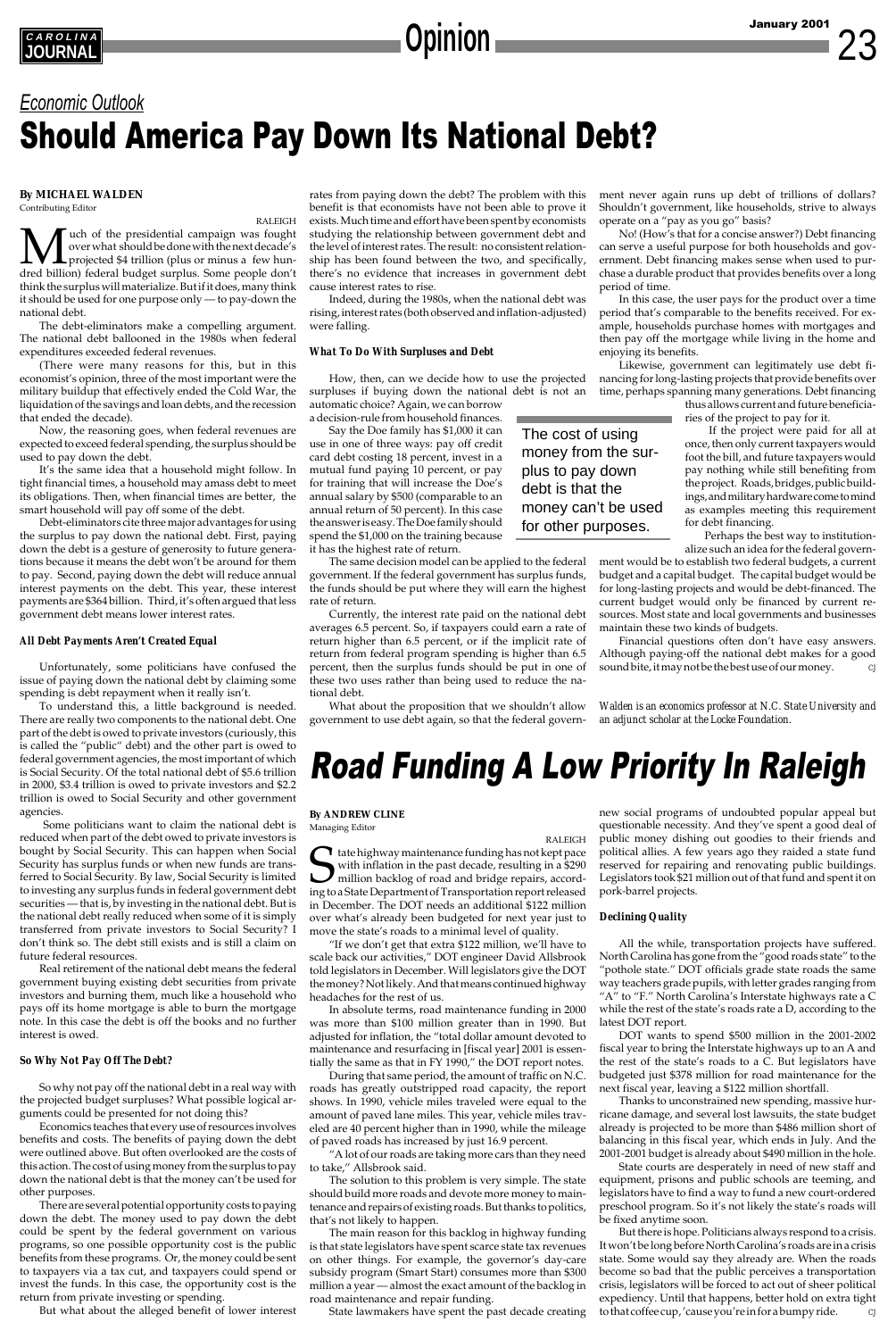## Economic Outlook

# Should America Pay Down Its National Debt?

**By MICHAEL WALDEN**
Contributing Editor

RALEIGH

Much of the presidential campaign was fought over what should be done with the next decade's projected $4 trillion (plus or minus a few hundred billion) federal budget surplus. Some people don't think the surplus will materialize. But if it does, many think it should be used for one purpose only — to pay-down the national debt.

The debt-eliminators make a compelling argument. The national debt ballooned in the 1980s when federal expenditures exceeded federal revenues.

(There were many reasons for this, but in this economist's opinion, three of the most important were the military buildup that effectively ended the Cold War, the liquidation of the savings and loan debts, and the recession that ended the decade).

Now, the reasoning goes, when federal revenues are expected to exceed federal spending, the surplus should be used to pay down the debt.

It's the same idea that a household might follow. In tight financial times, a household may amass debt to meet its obligations. Then, when financial times are better, the smart household will pay off some of the debt.

Debt-eliminators cite three major advantages for using the surplus to pay down the national debt. First, paying down the debt is a gesture of generosity to future generations because it means the debt won't be around for them to pay. Second, paying down the debt will reduce annual interest payments on the debt. This year, these interest payments are $364 billion. Third, it's often argued that less government debt means lower interest rates.

### All Debt Payments Aren't Created Equal

Unfortunately, some politicians have confused the issue of paying down the national debt by claiming some spending is debt repayment when it really isn't.

To understand this, a little background is needed. There are really two components to the national debt. One part of the debt is owed to private investors (curiously, this is called the "public" debt) and the other part is owed to federal government agencies, the most important of which is Social Security. Of the total national debt of $5.6 trillion in 2000, $3.4 trillion is owed to private investors and $2.2 trillion is owed to Social Security and other government agencies.

Some politicians want to claim the national debt is reduced when part of the debt owed to private investors is bought by Social Security. This can happen when Social Security has surplus funds or when new funds are transferred to Social Security. By law, Social Security is limited to investing any surplus funds in federal government debt securities — that is, by investing in the national debt. But is the national debt really reduced when some of it is simply transferred from private investors to Social Security? I don't think so. The debt still exists and is still a claim on future federal resources.

Real retirement of the national debt means the federal government buying existing debt securities from private investors and burning them, much like a household who pays off its home mortgage is able to burn the mortgage note. In this case the debt is off the books and no further interest is owed.

### So Why Not Pay Off The Debt?

So why not pay off the national debt in a real way with the projected budget surpluses? What possible logical arguments could be presented for not doing this?

Economics teaches that every use of resources involves benefits and costs. The benefits of paying down the debt were outlined above. But often overlooked are the costs of this action. The cost of using money from the surplus to pay down the national debt is that the money can't be used for other purposes.

There are several potential opportunity costs to paying down the debt. The money used to pay down the debt could be spent by the federal government on various programs, so one possible opportunity cost is the public benefits from these programs. Or, the money could be sent to taxpayers via a tax cut, and taxpayers could spend or invest the funds. In this case, the opportunity cost is the return from private investing or spending.

But what about the alleged benefit of lower interest rates from paying down the debt? The problem with this benefit is that economists have not been able to prove it exists. Much time and effort have been spent by economists studying the relationship between government debt and the level of interest rates. The result: no consistent relationship has been found between the two, and specifically, there's no evidence that increases in government debt cause interest rates to rise.

Indeed, during the 1980s, when the national debt was rising, interest rates (both observed and inflation-adjusted) were falling.

### What To Do With Surpluses and Debt

How, then, can we decide how to use the projected surpluses if buying down the national debt is not an automatic choice? Again, we can borrow a decision-rule from household finances.

> The cost of using money from the surplus to pay down debt is that the money can't be used for other purposes.

Say the Doe family has $1,000 it can use in one of three ways: pay off credit card debt costing 18 percent, invest in a mutual fund paying 10 percent, or pay for training that will increase the Doe's annual salary by $500 (comparable to an annual return of 50 percent). In this case the answer is easy. The Doe family should spend the $1,000 on the training because it has the highest rate of return.

The same decision model can be applied to the federal government. If the federal government has surplus funds, the funds should be put where they will earn the highest rate of return.

Currently, the interest rate paid on the national debt averages 6.5 percent. So, if taxpayers could earn a rate of return higher than 6.5 percent, or if the implicit rate of return from federal program spending is higher than 6.5 percent, then the surplus funds should be put in one of these two uses rather than being used to reduce the national debt.

What about the proposition that we shouldn't allow government to use debt again, so that the federal government never again runs up debt of trillions of dollars? Shouldn't government, like households, strive to always operate on a "pay as you go" basis?

No! (How's that for a concise answer?) Debt financing can serve a useful purpose for both households and government. Debt financing makes sense when used to purchase a durable product that provides benefits over a long period of time.

In this case, the user pays for the product over a time period that's comparable to the benefits received. For example, households purchase homes with mortgages and then pay off the mortgage while living in the home and enjoying its benefits.

Likewise, government can legitimately use debt financing for long-lasting projects that provide benefits over time, perhaps spanning many generations. Debt financing thus allows current and future beneficiaries of the project to pay for it.

If the project were paid for all at once, then only current taxpayers would foot the bill, and future taxpayers would pay nothing while still benefiting from the project. Roads, bridges, public buildings, and military hardware come to mind as examples meeting this requirement for debt financing.

Perhaps the best way to institutionalize such an idea for the federal government would be to establish two federal budgets, a current budget and a capital budget. The capital budget would be for long-lasting projects and would be debt-financed. The current budget would only be financed by current resources. Most state and local governments and businesses maintain these two kinds of budgets.

Financial questions often don't have easy answers. Although paying-off the national debt makes for a good sound bite, it may not be the best use of our money. CJ

*Walden is an economics professor at N.C. State University and an adjunct scholar at the Locke Foundation.*

# Road Funding A Low Priority In Raleigh

**By ANDREW CLINE**
Managing Editor

RALEIGH

State highway maintenance funding has not kept pace with inflation in the past decade, resulting in a $290 million backlog of road and bridge repairs, according to a State Department of Transportation report released in December. The DOT needs an additional $122 million over what's already been budgeted for next year just to move the state's roads to a minimal level of quality.

"If we don't get that extra $122 million, we'll have to scale back our activities," DOT engineer David Allsbrook told legislators in December. Will legislators give the DOT the money? Not likely. And that means continued highway headaches for the rest of us.

In absolute terms, road maintenance funding in 2000 was more than $100 million greater than in 1990. But adjusted for inflation, the "total dollar amount devoted to maintenance and resurfacing in [fiscal year] 2001 is essentially the same as that in FY 1990," the DOT report notes.

During that same period, the amount of traffic on N.C. roads has greatly outstripped road capacity, the report shows. In 1990, vehicle miles traveled were equal to the amount of paved lane miles. This year, vehicle miles traveled are 40 percent higher than in 1990, while the mileage of paved roads has increased by just 16.9 percent.

"A lot of our roads are taking more cars than they need to take," Allsbrook said.

The solution to this problem is very simple. The state should build more roads and devote more money to maintenance and repairs of existing roads. But thanks to politics, that's not likely to happen.

The main reason for this backlog in highway funding is that state legislators have spent scarce state tax revenues on other things. For example, the governor's day-care subsidy program (Smart Start) consumes more than $300 million a year — almost the exact amount of the backlog in road maintenance and repair funding.

State lawmakers have spent the past decade creating new social programs of undoubted popular appeal but questionable necessity. And they've spent a good deal of public money dishing out goodies to their friends and political allies. A few years ago they raided a state fund reserved for repairing and renovating public buildings. Legislators took $21 million out of that fund and spent it on pork-barrel projects.

### Declining Quality

All the while, transportation projects have suffered. North Carolina has gone from the "good roads state" to the "pothole state." DOT officials grade state roads the same way teachers grade pupils, with letter grades ranging from "A" to "F." North Carolina's Interstate highways rate a C while the rest of the state's roads rate a D, according to the latest DOT report.

DOT wants to spend $500 million in the 2001-2002 fiscal year to bring the Interstate highways up to an A and the rest of the state's roads to a C. But legislators have budgeted just $378 million for road maintenance for the next fiscal year, leaving a $122 million shortfall.

Thanks to unconstrained new spending, massive hurricane damage, and several lost lawsuits, the state budget already is projected to be more than $486 million short of balancing in this fiscal year, which ends in July. And the 2001-2001 budget is already about $490 million in the hole.

State courts are desperately in need of new staff and equipment, prisons and public schools are teeming, and legislators have to find a way to fund a new court-ordered preschool program. So it's not likely the state's roads will be fixed anytime soon.

But there is hope. Politicians always respond to a crisis. It won't be long before North Carolina's roads are in a crisis state. Some would say they already are. When the roads become so bad that the public perceives a transportation crisis, legislators will be forced to act out of sheer political expedience. Until that happens, better hold on extra tight to that coffee cup, 'cause you're in for a bumpy ride. CJ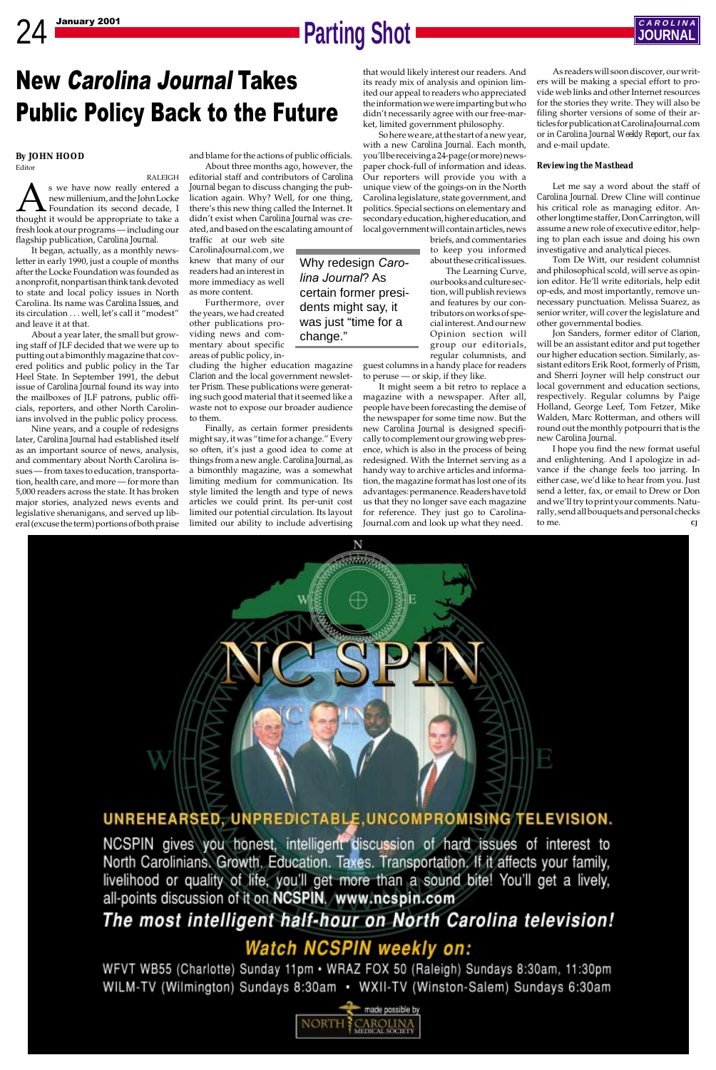# New *Carolina Journal* Takes Public Policy Back to the Future

**By JOHN HOOD**
Editor

RALEIGH

As we have now really entered a new millenium, and the John Locke Foundation its second decade, I thought it would be appropriate to take a fresh look at our programs — including our flagship publication, *Carolina Journal*.

It began, actually, as a monthly newsletter in early 1990, just a couple of months after the Locke Foundation was founded as a nonprofit, nonpartisan think tank devoted to state and local policy issues in North Carolina. Its name was *Carolina Issues*, and its circulation . . . well, let's call it "modest" and leave it at that.

About a year later, the small but growing staff of JLF decided that we were up to putting out a bimonthly magazine that covered politics and public policy in the Tar Heel State. In September 1991, the debut issue of *Carolina Journal* found its way into the mailboxes of JLF patrons, public officials, reporters, and other North Carolinians involved in the public policy process.

Nine years, and a couple of redesigns later, *Carolina Journal* had established itself as an important source of news, analysis, and commentary about North Carolina issues — from taxes to education, transportation, health care, and more — for more than 5,000 readers across the state. It has broken major stories, analyzed news events and legislative shenanigans, and served up liberal (excuse the term) portions of both praise and blame for the actions of public officials.

About three months ago, however, the editorial staff and contributors of *Carolina Journal* began to discuss changing the publication again. Why? Well, for one thing, there's this new thing called the Internet. It didn't exist when *Carolina Journal* was created, and based on the escalating amount of traffic at our web site CarolinaJournal.com, we knew that many of our readers had an interest in more immediacy as well as more content.

> Why redesign *Carolina Journal*? As certain former presidents might say, it was just "time for a change."

Furthermore, over the years, we had created other publications providing news and commentary about specific areas of public policy, including the higher education magazine *Clarion* and the local government newsletter *Prism*. These publications were generating such good material that it seemed like a waste not to expose our broader audience to them.

Finally, as certain former presidents might say, it was "time for a change." Every so often, it's just a good idea to come at things from a new angle. *Carolina Journal*, as a bimonthly magazine, was a somewhat limiting medium for communication. Its style limited the length and type of news articles we could print. Its per-unit cost limited our potential circulation. Its layout limited our ability to include advertising that would likely interest our readers. And its ready mix of analysis and opinion limited our appeal to readers who appreciated the information we were imparting but who didn't necessarily agree with our free-market, limited government philosophy.

So here we are, at the start of a new year, with a new *Carolina Journal*. Each month, you'll be receiving a 24-page (or more) newspaper chock-full of information and ideas. Our reporters will provide you with a unique view of the goings-on in the North Carolina legislature, state government, and politics. Special sections on elementary and secondary education, higher education, and local government will contain articles, news briefs, and commentaries to keep you informed about these critical issues.

The Learning Curve, our books and culture section, will publish reviews and features by our contributors on works of special interest. And our new Opinion section will group our editorials, regular columnists, and guest columns in a handy place for readers to peruse — or skip, if they like.

It might seem a bit retro to replace a magazine with a newspaper. After all, people have been forecasting the demise of the newspaper for some time now. But the new *Carolina Journal* is designed specifically to complement our growing web presence, which is also in the process of being redesigned. With the Internet serving as a handy way to archive articles and information, the magazine format has lost one of its advantages: permanence. Readers have told us that they no longer save each magazine for reference. They just go to CarolinaJournal.com and look up what they need.

As readers will soon discover, our writers will be making a special effort to provide web links and other Internet resources for the stories they write. They will also be filing shorter versions of some of their articles for publication at CarolinaJournal.com or in *Carolina Journal Weekly Report*, our fax and e-mail update.

### *Reviewing the Masthead*

Let me say a word about the staff of *Carolina Journal*. Drew Cline will continue his critical role as managing editor. Another longtime staffer, Don Carrington, will assume a new role of executive editor, helping to plan each issue and develop his own investigative and analytical pieces.

Tom De Witt, our resident columnist and philosophical scold, will serve as opinion editor. He'll write editorials, help edit op-eds, and most importantly, remove unnecessary punctuation. Melissa Suarez, as senior writer, will cover the legislature and other governmental bodies.

Jon Sanders, former editor of *Clarion*, will be an assistant editor and put together our higher education section. Similarly, assistant editors Erik Root, formerly of *Prism*, and Sherri Joyner will help construct our local government and education sections, respectively. Regular columns by Paige Holland, George Leef, Tom Fetzer, Mike Walden, Marc Rotterman, and others will round out the monthly potpourri that is the new *Carolina Journal*.

I hope you find the new format useful and enlightening. And I apologize in advance if the change feels too jarring. In either case, we'd like to hear from you. Just send a letter, fax, or email to Drew or Don and we'll try to print your comments. Naturally, send all bouquets and personal checks to me. *CJ*

---

# NC SPIN

**UNREHEARSED, UNPREDICTABLE, UNCOMPROMISING TELEVISION.**

NCSPIN gives you honest, intelligent discussion of hard issues of interest to North Carolinians. Growth. Education. Taxes. Transportation. If it affects your family, livelihood or quality of life, you'll get more than a sound bite! You'll get a lively, all-points discussion of it on **NCSPIN**. **www.ncspin.com**

***The most intelligent half-hour on North Carolina television!***

***Watch NCSPIN weekly on:***

WFVT WB55 (Charlotte) Sunday 11pm • WRAZ FOX 50 (Raleigh) Sundays 8:30am, 11:30pm
WILM-TV (Wilmington) Sundays 8:30am • WXII-TV (Winston-Salem) Sundays 6:30am

made possible by NORTH CAROLINA MEDICAL SOCIETY